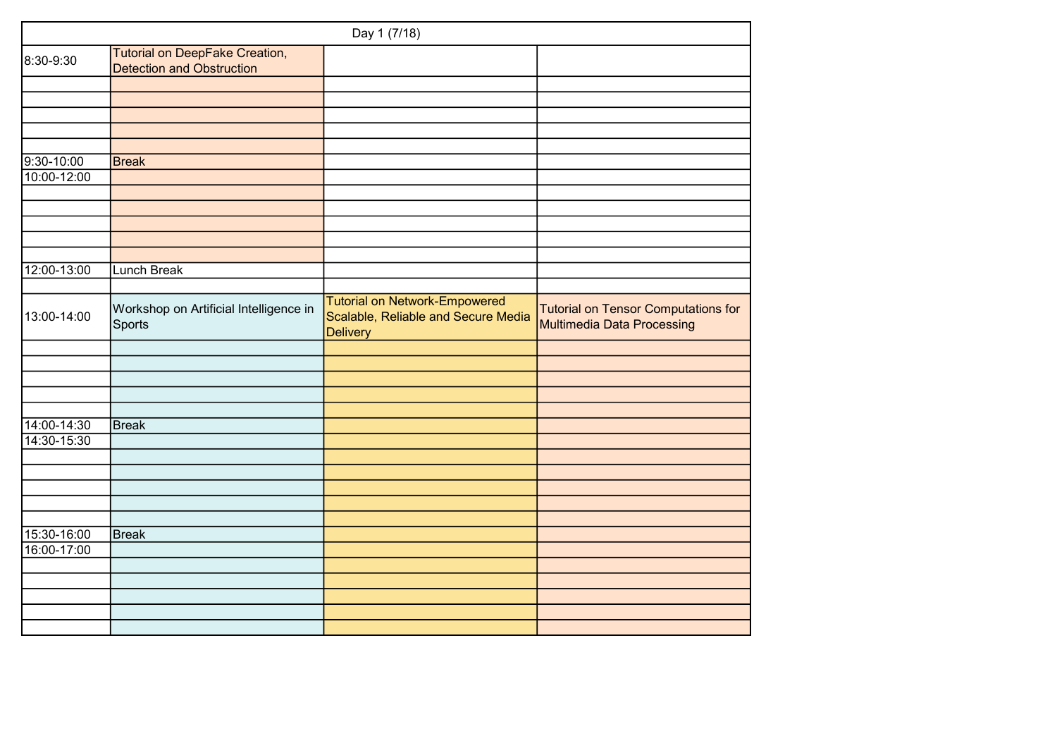| Day 1 (7/18) | | | |
|---|---|---|---|
| 8:30-9:30 | Tutorial on DeepFake Creation, Detection and Obstruction | | |
| 9:30-10:00 | Break | | |
| 10:00-12:00 | | | |
| 12:00-13:00 | Lunch Break | | |
| 13:00-14:00 | Workshop on Artificial Intelligence in Sports | Tutorial on Network-Empowered Scalable, Reliable and Secure Media Delivery | Tutorial on Tensor Computations for Multimedia Data Processing |
| 14:00-14:30 | Break | | |
| 14:30-15:30 | | | |
| 15:30-16:00 | Break | | |
| 16:00-17:00 | | | |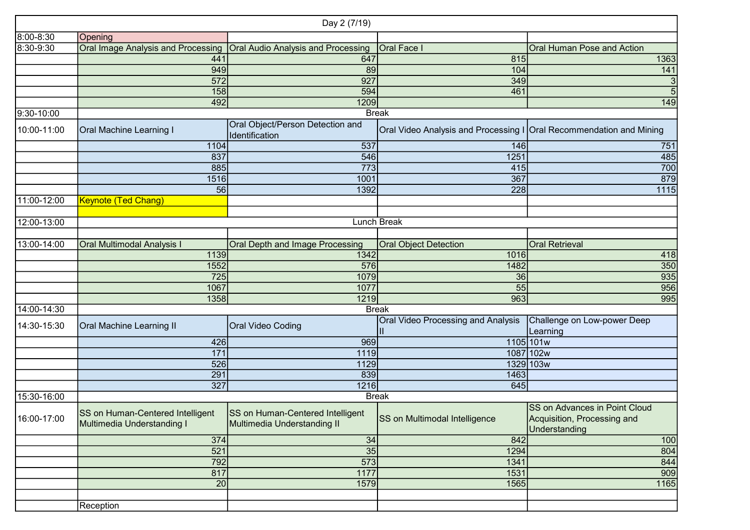| Day 2 (7/19) | | | | |
|---|---|---|---|---|
| 8:00-8:30 | Opening | | | |
| 8:30-9:30 | Oral Image Analysis and Processing | Oral Audio Analysis and Processing | Oral Face I | Oral Human Pose and Action |
| | 441 | 647 | 815 | 1363 |
| | 949 | 89 | 104 | 141 |
| | 572 | 927 | 349 | 3 |
| | 158 | 594 | 461 | 5 |
| | 492 | 1209 | | 149 |
| 9:30-10:00 | Break | | | |
| 10:00-11:00 | Oral Machine Learning I | Oral Object/Person Detection and Identification | Oral Video Analysis and Processing I | Oral Recommendation and Mining |
| | 1104 | 537 | 146 | 751 |
| | 837 | 546 | 1251 | 485 |
| | 885 | 773 | 415 | 700 |
| | 1516 | 1001 | 367 | 879 |
| | 56 | 1392 | 228 | 1115 |
| 11:00-12:00 | Keynote (Ted Chang) | | | |
| | | | | |
| 12:00-13:00 | Lunch Break | | | |
| | | | | |
| 13:00-14:00 | Oral Multimodal Analysis I | Oral Depth and Image Processing | Oral Object Detection | Oral Retrieval |
| | 1139 | 1342 | 1016 | 418 |
| | 1552 | 576 | 1482 | 350 |
| | 725 | 1079 | 36 | 935 |
| | 1067 | 1077 | 55 | 956 |
| | 1358 | 1219 | 963 | 995 |
| 14:00-14:30 | Break | | | |
| 14:30-15:30 | Oral Machine Learning II | Oral Video Coding | Oral Video Processing and Analysis II | Challenge on Low-power Deep Learning |
| | 426 | 969 | 1105 | 101w |
| | 171 | 1119 | 1087 | 102w |
| | 526 | 1129 | 1329 | 103w |
| | 291 | 839 | 1463 | |
| | 327 | 1216 | 645 | |
| 15:30-16:00 | Break | | | |
| 16:00-17:00 | SS on Human-Centered Intelligent Multimedia Understanding I | SS on Human-Centered Intelligent Multimedia Understanding II | SS on Multimodal Intelligence | SS on Advances in Point Cloud Acquisition, Processing and Understanding |
| | 374 | 34 | 842 | 100 |
| | 521 | 35 | 1294 | 804 |
| | 792 | 573 | 1341 | 844 |
| | 817 | 1177 | 1531 | 909 |
| | 20 | 1579 | 1565 | 1165 |
| | | | | |
| | Reception | | | |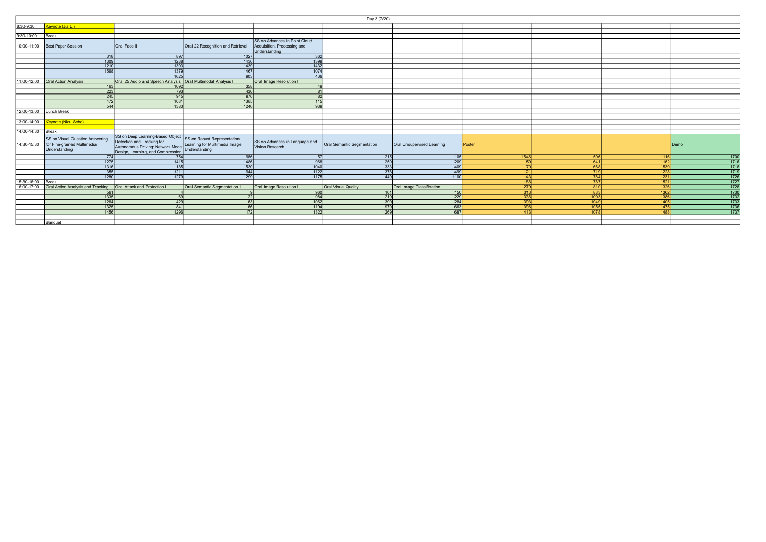Day 3 (7/20)

| Time | | | | | | | | | | |
|---|---|---|---|---|---|---|---|---|---|---|
| 8:30-9:30 | Keynote (Jia Li) | | | | | | | | | |
| | | | | | | | | | | |
| 9:30-10:00 | Break | | | | | | | | | |
| 10:00-11:00 | Best Paper Session | Oral Face II | Oral 22 Recognition and Retrieval | SS on Advances in Point Cloud Acquisition, Processing and Understanding | | | | | | |
| | 318 | 897 | 1027 | 362 | | | | | | |
| | 1309 | 1238 | 1436 | 1399 | | | | | | |
| | 1210 | 1303 | 1439 | 1432 | | | | | | |
| | 1568 | 1379 | 1467 | 1074 | | | | | | |
| | | 1625 | 903 | 436 | | | | | | |
| 11:00-12:00 | Oral Action Analysis I | Oral 25 Audio and Speech Analysis | Oral Multimodal Analysis II | Oral Image Resolution I | | | | | | |
| | 163 | 1092 | 358 | 49 | | | | | | |
| | 223 | 793 | 430 | 81 | | | | | | |
| | 245 | 945 | 976 | 82 | | | | | | |
| | 472 | 1031 | 1385 | 115 | | | | | | |
| | 544 | 1383 | 1240 | 939 | | | | | | |
| 12:00-13:00 | Lunch Break | | | | | | | | | |
| | | | | | | | | | | |
| 13:00-14:00 | Keynote (Nicu Sebe) | | | | | | | | | |
| | | | | | | | | | | |
| 14:00-14:30 | Break | | | | | | | | | |
| 14:30-15:30 | SS on Visual Question Answering for Fine-grained Multimedia Understanding | SS on Deep Learning-Based Object Detection and Tracking for Autonomous Driving: Network Model Design, Learning, and Compression | SS on Robust Representation Learning for Multimedia Image Understanding | SS on Advances in Language and Vision Research | Oral Semantic Segmentation | Oral Unsupervised Learning | Poster | | | Demo |
| | 774 | 754 | 986 | 57 | 215 | 105 | 1546 | 506 | 1116 | 1700 |
| | 1275 | 1415 | 1486 | 968 | 250 | 209 | 59 | 641 | 1162 | 1716 |
| | 1316 | 185 | 1530 | 1040 | 333 | 409 | 70 | 668 | 1539 | 1718 |
| | 355 | 1211 | 944 | 1122 | 378 | 499 | 121 | 719 | 1228 | 1719 |
| | 1280 | 1279 | 1299 | 1175 | 440 | 1100 | 143 | 784 | 1231 | 1726 |
| 15:30-16:00 | Break | | | | | | 186 | 787 | 1521 | 1727 |
| 16:00-17:00 | Oral Action Analysis and Tracking | Oral Attack and Protection I | Oral Semantic Segmentation I | Oral Image Resolution II | Oral Visual Quality | Oral Image Classification | 279 | 810 | 1326 | 1728 |
| | 561 | 4 | 9 | 960 | 101 | 150 | 313 | 833 | 1362 | 1730 |
| | 1335 | 69 | 22 | 984 | 219 | 229 | 336 | 1003 | 1386 | 1732 |
| | 1264 | 429 | 63 | 1062 | 399 | 284 | 393 | 1049 | 1405 | 1733 |
| | 1325 | 841 | 66 | 1194 | 970 | 663 | 396 | 1055 | 1475 | 1736 |
| | 1456 | 1296 | 172 | 1322 | 1269 | 687 | 413 | 1078 | 1488 | 1737 |
| | | | | | | | | | | |
| | Banquet | | | | | | | | | |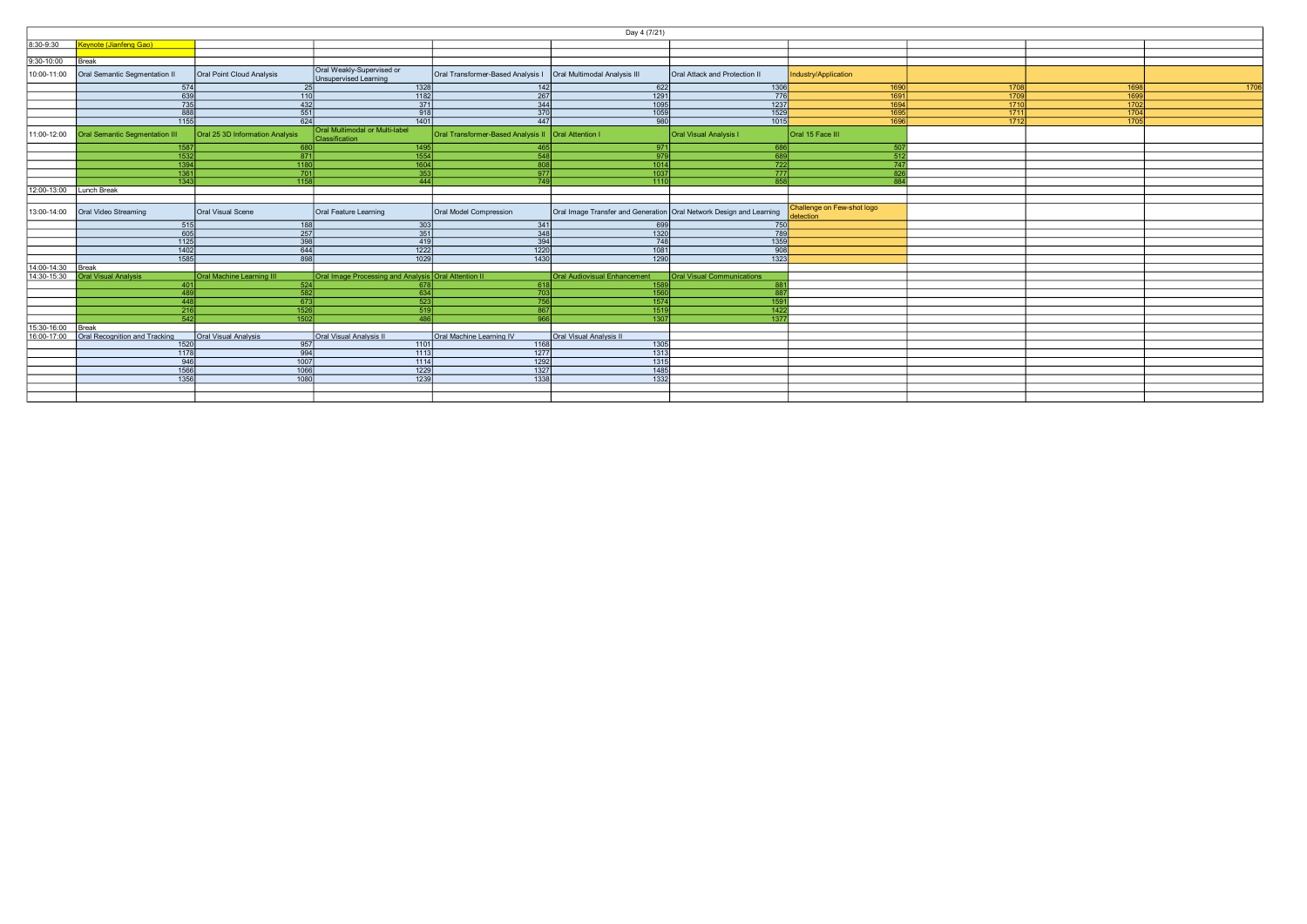# Day 4 (7/21)

| | | | | | | | | | | |
|---|---|---|---|---|---|---|---|---|---|---|
| 8:30-9:30 | Keynote (Jianfeng Gao) | | | | | | | | | |
| 9:30-10:00 | Break | | | | | | | | | |
| 10:00-11:00 | Oral Semantic Segmentation II | Oral Point Cloud Analysis | Oral Weakly-Supervised or Unsupervised Learning | Oral Transformer-Based Analysis I | Oral Multimodal Analysis III | Oral Attack and Protection II | Industry/Application | | | |
| | 574 | 25 | 1328 | 142 | 622 | 1306 | 1690 | 1708 | 1698 | 1706 |
| | 639 | 110 | 1182 | 267 | 1291 | 776 | 1691 | 1709 | 1699 | |
| | 735 | 432 | 371 | 344 | 1095 | 1237 | 1694 | 1710 | 1702 | |
| | 888 | 551 | 918 | 370 | 1059 | 1529 | 1695 | 1711 | 1704 | |
| | 1155 | 624 | 1401 | 447 | 980 | 1015 | 1696 | 1712 | 1705 | |
| 11:00-12:00 | Oral Semantic Segmentation III | Oral 25 3D Information Analysis | Oral Multimodal or Multi-label Classification | Oral Transformer-Based Analysis II | Oral Attention I | Oral Visual Analysis I | Oral 15 Face III | | | |
| | 1587 | 680 | 1495 | 465 | 971 | 686 | 507 | | | |
| | 1532 | 871 | 1554 | 548 | 979 | 689 | 512 | | | |
| | 1394 | 1180 | 1604 | 808 | 1014 | 722 | 747 | | | |
| | 1361 | 701 | 353 | 977 | 1037 | 777 | 826 | | | |
| | 1343 | 1158 | 444 | 749 | 1110 | 858 | 884 | | | |
| 12:00-13:00 | Lunch Break | | | | | | | | | |
| 13:00-14:00 | Oral Video Streaming | Oral Visual Scene | Oral Feature Learning | Oral Model Compression | Oral Image Transfer and Generation | Oral Network Design and Learning | Challenge on Few-shot logo detection | | | |
| | 515 | 188 | 303 | 341 | 699 | 750 | | | | |
| | 605 | 257 | 351 | 348 | 1320 | 789 | | | | |
| | 1125 | 398 | 419 | 394 | 748 | 1359 | | | | |
| | 1402 | 644 | 1222 | 1220 | 1081 | 908 | | | | |
| | 1585 | 898 | 1029 | 1430 | 1290 | 1323 | | | | |
| 14:00-14:30 | Break | | | | | | | | | |
| 14:30-15:30 | Oral Visual Analysis | Oral Machine Learning III | Oral Image Processing and Analysis | Oral Attention II | Oral Audiovisual Enhancement | Oral Visual Communications | | | | |
| | 401 | 524 | 678 | 618 | 1589 | 881 | | | | |
| | 489 | 582 | 634 | 703 | 1560 | 887 | | | | |
| | 448 | 673 | 523 | 756 | 1574 | 1591 | | | | |
| | 216 | 1526 | 519 | 867 | 1519 | 1422 | | | | |
| | 542 | 1502 | 486 | 966 | 1307 | 1377 | | | | |
| 15:30-16:00 | Break | | | | | | | | | |
| 16:00-17:00 | Oral Recognition and Tracking | Oral Visual Analysis | Oral Visual Analysis II | Oral Machine Learning IV | Oral Visual Analysis II | | | | | |
| | 1520 | 957 | 1101 | 1168 | 1305 | | | | | |
| | 1178 | 994 | 1113 | 1277 | 1313 | | | | | |
| | 946 | 1007 | 1114 | 1292 | 1315 | | | | | |
| | 1566 | 1066 | 1229 | 1327 | 1485 | | | | | |
| | 1356 | 1080 | 1239 | 1338 | 1332 | | | | | |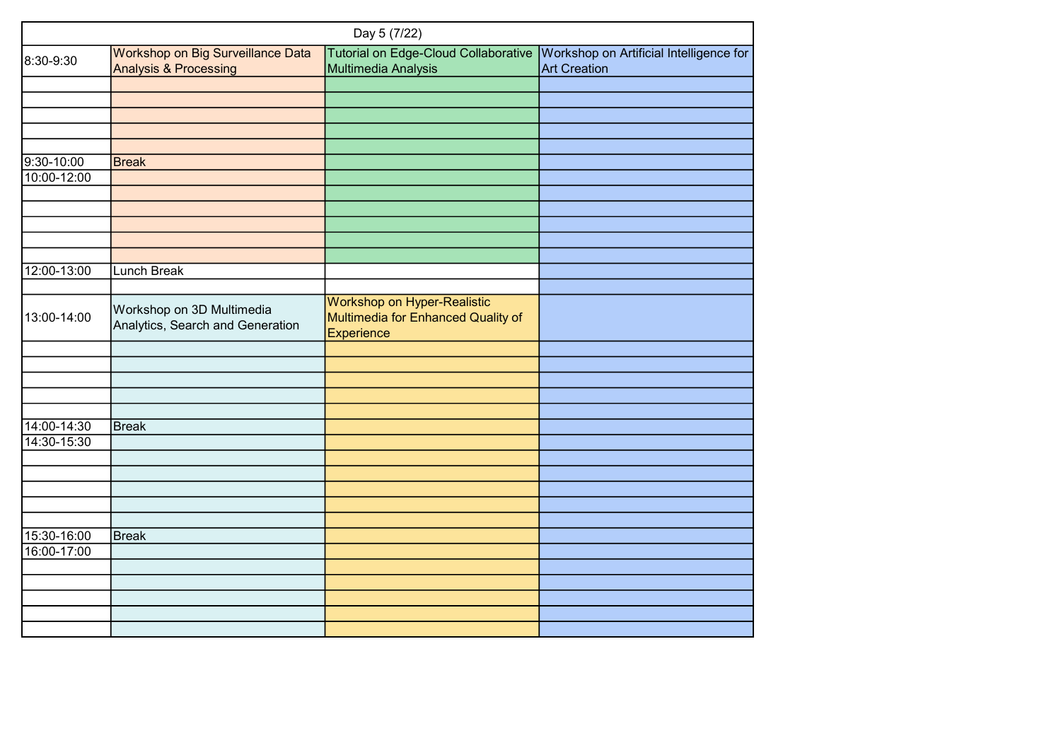| Day 5 (7/22) | | | |
|---|---|---|---|
| 8:30-9:30 | Workshop on Big Surveillance Data Analysis & Processing | Tutorial on Edge-Cloud Collaborative Multimedia Analysis | Workshop on Artificial Intelligence for Art Creation |
| 9:30-10:00 | Break | | |
| 10:00-12:00 | | | |
| 12:00-13:00 | Lunch Break | | |
| 13:00-14:00 | Workshop on 3D Multimedia Analytics, Search and Generation | Workshop on Hyper-Realistic Multimedia for Enhanced Quality of Experience | |
| 14:00-14:30 | Break | | |
| 14:30-15:30 | | | |
| 15:30-16:00 | Break | | |
| 16:00-17:00 | | | |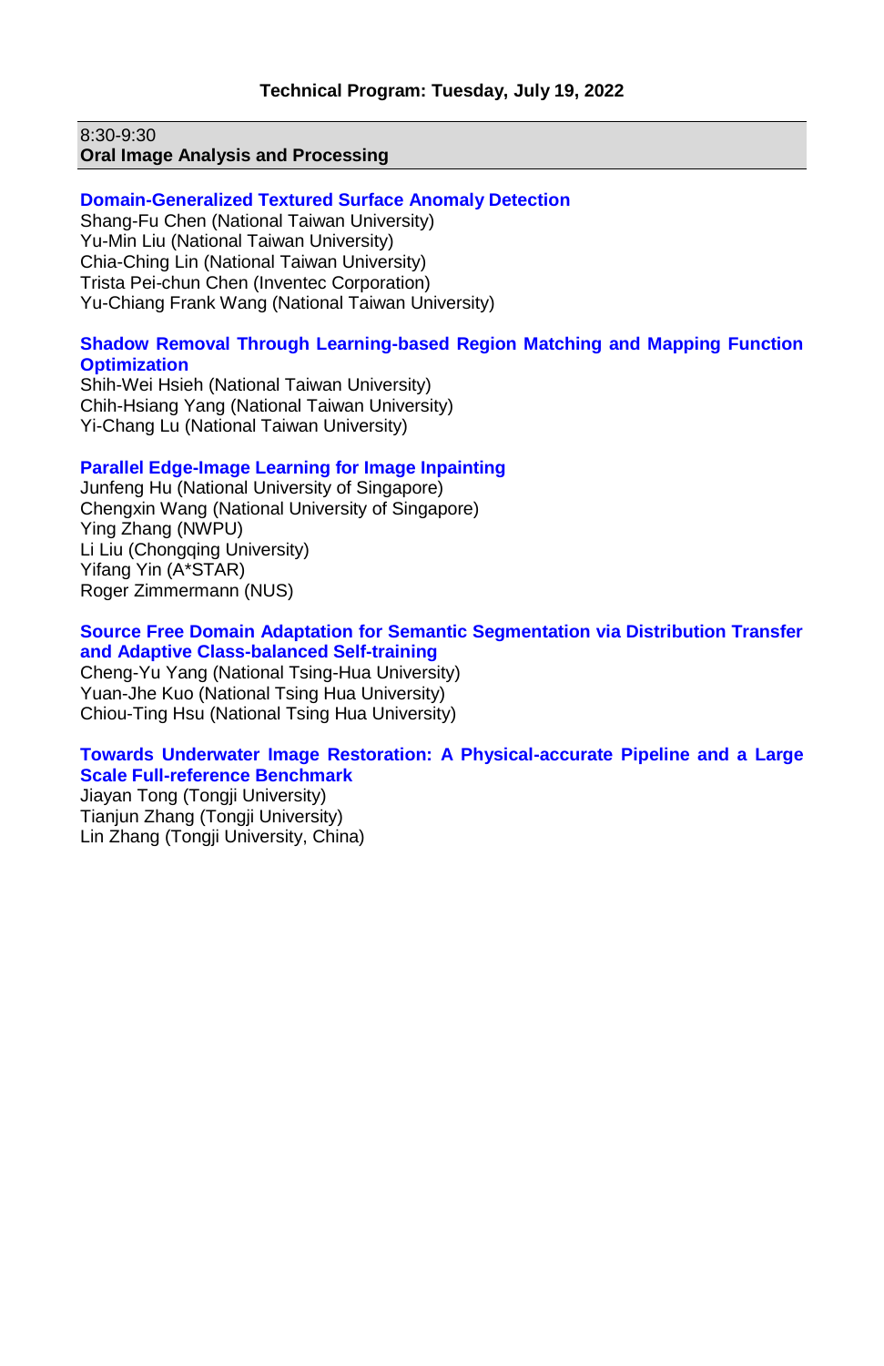# Technical Program: Tuesday, July 19, 2022

## 8:30-9:30
**Oral Image Analysis and Processing**

### Domain-Generalized Textured Surface Anomaly Detection
Shang-Fu Chen (National Taiwan University)
Yu-Min Liu (National Taiwan University)
Chia-Ching Lin (National Taiwan University)
Trista Pei-chun Chen (Inventec Corporation)
Yu-Chiang Frank Wang (National Taiwan University)

### Shadow Removal Through Learning-based Region Matching and Mapping Function Optimization
Shih-Wei Hsieh (National Taiwan University)
Chih-Hsiang Yang (National Taiwan University)
Yi-Chang Lu (National Taiwan University)

### Parallel Edge-Image Learning for Image Inpainting
Junfeng Hu (National University of Singapore)
Chengxin Wang (National University of Singapore)
Ying Zhang (NWPU)
Li Liu (Chongqing University)
Yifang Yin (A*STAR)
Roger Zimmermann (NUS)

### Source Free Domain Adaptation for Semantic Segmentation via Distribution Transfer and Adaptive Class-balanced Self-training
Cheng-Yu Yang (National Tsing-Hua University)
Yuan-Jhe Kuo (National Tsing Hua University)
Chiou-Ting Hsu (National Tsing Hua University)

### Towards Underwater Image Restoration: A Physical-accurate Pipeline and a Large Scale Full-reference Benchmark
Jiayan Tong (Tongji University)
Tianjun Zhang (Tongji University)
Lin Zhang (Tongji University, China)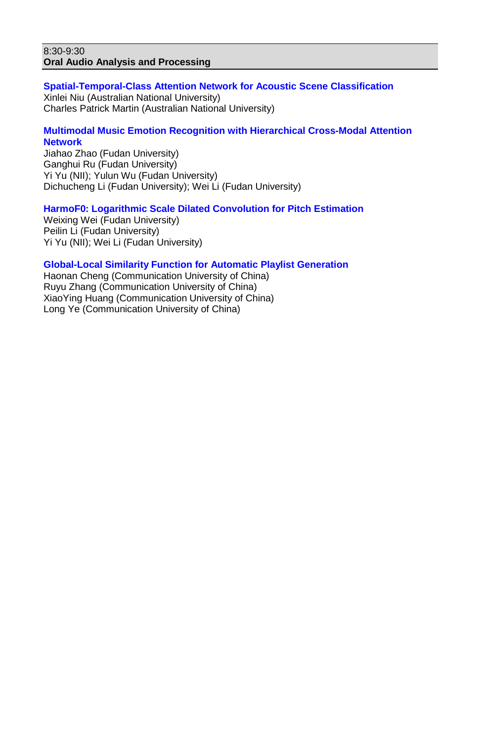8:30-9:30

**Oral Audio Analysis and Processing**

**Spatial-Temporal-Class Attention Network for Acoustic Scene Classification**
Xinlei Niu (Australian National University)
Charles Patrick Martin (Australian National University)

**Multimodal Music Emotion Recognition with Hierarchical Cross-Modal Attention Network**
Jiahao Zhao (Fudan University)
Ganghui Ru (Fudan University)
Yi Yu (NII); Yulun Wu (Fudan University)
Dichucheng Li (Fudan University); Wei Li (Fudan University)

**HarmoF0: Logarithmic Scale Dilated Convolution for Pitch Estimation**
Weixing Wei (Fudan University)
Peilin Li (Fudan University)
Yi Yu (NII); Wei Li (Fudan University)

**Global-Local Similarity Function for Automatic Playlist Generation**
Haonan Cheng (Communication University of China)
Ruyu Zhang (Communication University of China)
XiaoYing Huang (Communication University of China)
Long Ye (Communication University of China)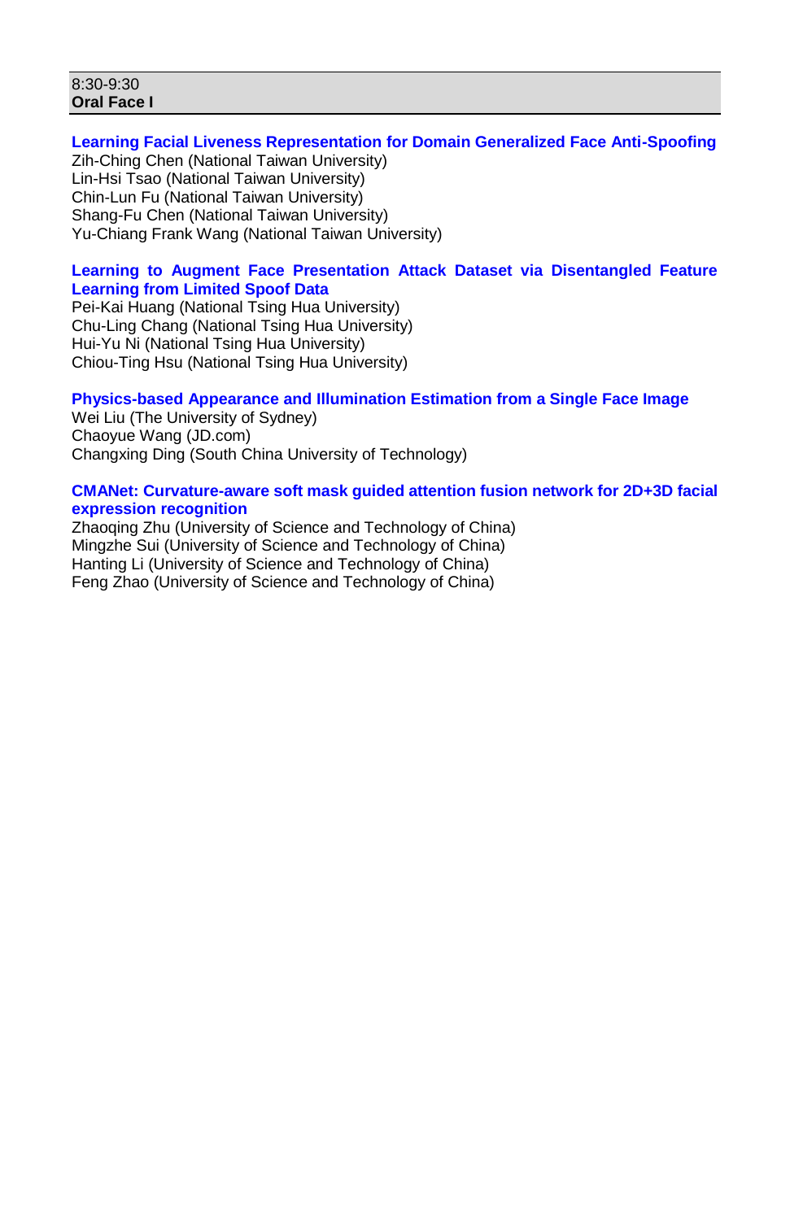8:30-9:30
**Oral Face I**

**Learning Facial Liveness Representation for Domain Generalized Face Anti-Spoofing**
Zih-Ching Chen (National Taiwan University)
Lin-Hsi Tsao (National Taiwan University)
Chin-Lun Fu (National Taiwan University)
Shang-Fu Chen (National Taiwan University)
Yu-Chiang Frank Wang (National Taiwan University)

**Learning to Augment Face Presentation Attack Dataset via Disentangled Feature Learning from Limited Spoof Data**
Pei-Kai Huang (National Tsing Hua University)
Chu-Ling Chang (National Tsing Hua University)
Hui-Yu Ni (National Tsing Hua University)
Chiou-Ting Hsu (National Tsing Hua University)

**Physics-based Appearance and Illumination Estimation from a Single Face Image**
Wei Liu (The University of Sydney)
Chaoyue Wang (JD.com)
Changxing Ding (South China University of Technology)

**CMANet: Curvature-aware soft mask guided attention fusion network for 2D+3D facial expression recognition**
Zhaoqing Zhu (University of Science and Technology of China)
Mingzhe Sui (University of Science and Technology of China)
Hanting Li (University of Science and Technology of China)
Feng Zhao (University of Science and Technology of China)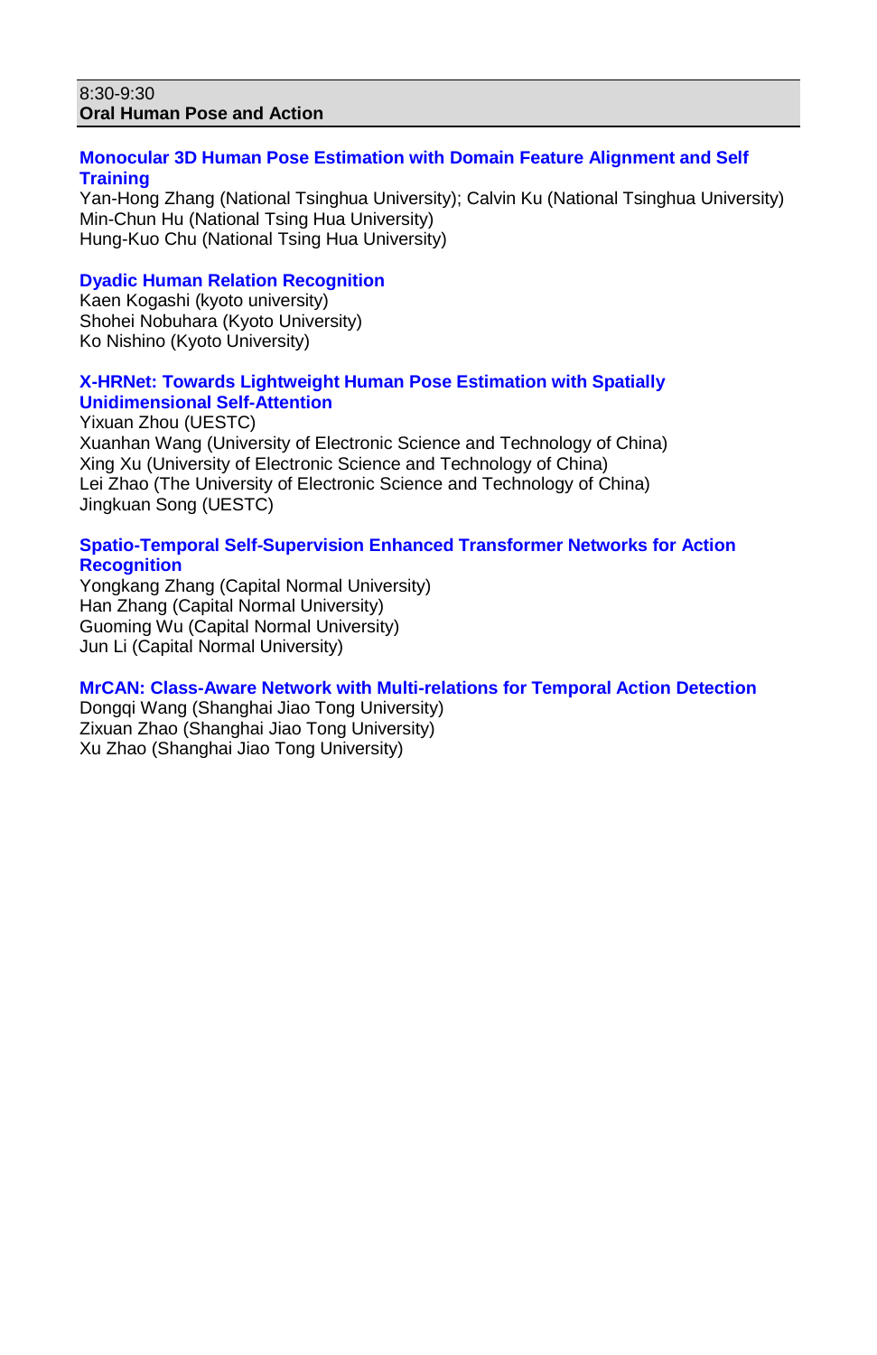8:30-9:30
**Oral Human Pose and Action**

**Monocular 3D Human Pose Estimation with Domain Feature Alignment and Self Training**
Yan-Hong Zhang (National Tsinghua University); Calvin Ku (National Tsinghua University)
Min-Chun Hu (National Tsing Hua University)
Hung-Kuo Chu (National Tsing Hua University)

**Dyadic Human Relation Recognition**
Kaen Kogashi (kyoto university)
Shohei Nobuhara (Kyoto University)
Ko Nishino (Kyoto University)

**X-HRNet: Towards Lightweight Human Pose Estimation with Spatially Unidimensional Self-Attention**
Yixuan Zhou (UESTC)
Xuanhan Wang (University of Electronic Science and Technology of China)
Xing Xu (University of Electronic Science and Technology of China)
Lei Zhao (The University of Electronic Science and Technology of China)
Jingkuan Song (UESTC)

**Spatio-Temporal Self-Supervision Enhanced Transformer Networks for Action Recognition**
Yongkang Zhang (Capital Normal University)
Han Zhang (Capital Normal University)
Guoming Wu (Capital Normal University)
Jun Li (Capital Normal University)

**MrCAN: Class-Aware Network with Multi-relations for Temporal Action Detection**
Dongqi Wang (Shanghai Jiao Tong University)
Zixuan Zhao (Shanghai Jiao Tong University)
Xu Zhao (Shanghai Jiao Tong University)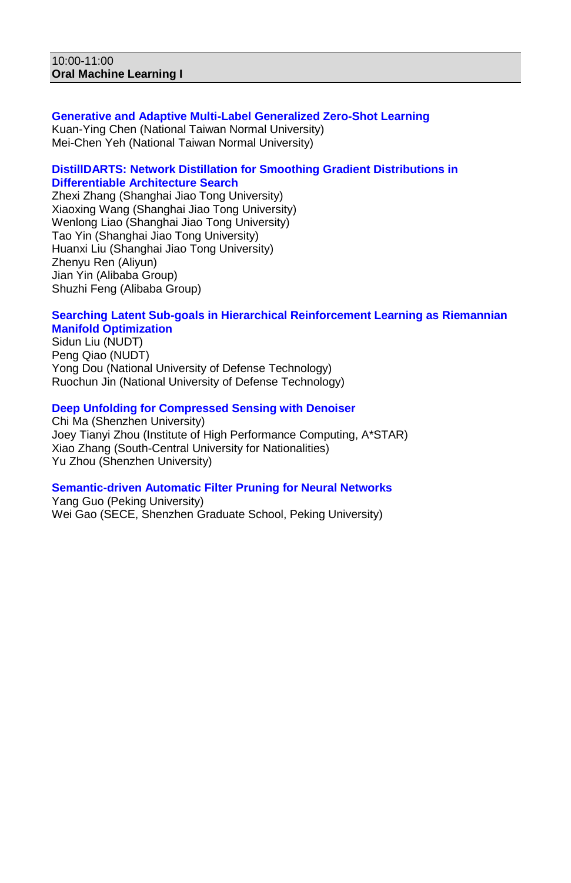10:00-11:00

**Oral Machine Learning I**

**Generative and Adaptive Multi-Label Generalized Zero-Shot Learning**

Kuan-Ying Chen (National Taiwan Normal University)
Mei-Chen Yeh (National Taiwan Normal University)

**DistillDARTS: Network Distillation for Smoothing Gradient Distributions in Differentiable Architecture Search**

Zhexi Zhang (Shanghai Jiao Tong University)
Xiaoxing Wang (Shanghai Jiao Tong University)
Wenlong Liao (Shanghai Jiao Tong University)
Tao Yin (Shanghai Jiao Tong University)
Huanxi Liu (Shanghai Jiao Tong University)
Zhenyu Ren (Aliyun)
Jian Yin (Alibaba Group)
Shuzhi Feng (Alibaba Group)

**Searching Latent Sub-goals in Hierarchical Reinforcement Learning as Riemannian Manifold Optimization**

Sidun Liu (NUDT)
Peng Qiao (NUDT)
Yong Dou (National University of Defense Technology)
Ruochun Jin (National University of Defense Technology)

**Deep Unfolding for Compressed Sensing with Denoiser**

Chi Ma (Shenzhen University)
Joey Tianyi Zhou (Institute of High Performance Computing, A*STAR)
Xiao Zhang (South-Central University for Nationalities)
Yu Zhou (Shenzhen University)

**Semantic-driven Automatic Filter Pruning for Neural Networks**

Yang Guo (Peking University)
Wei Gao (SECE, Shenzhen Graduate School, Peking University)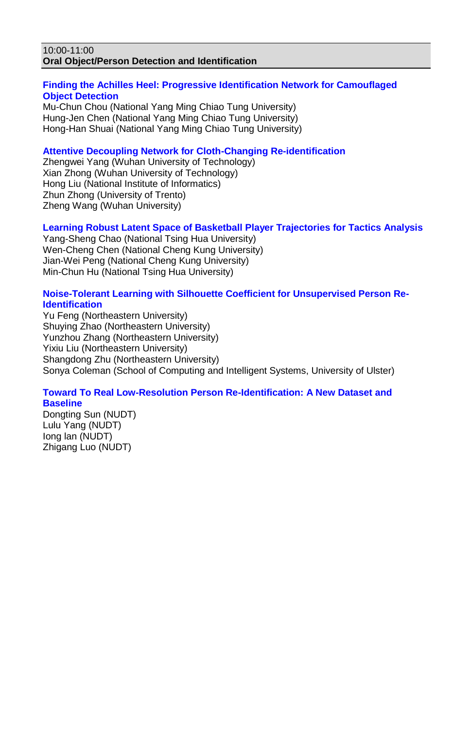10:00-11:00
**Oral Object/Person Detection and Identification**

**Finding the Achilles Heel: Progressive Identification Network for Camouflaged Object Detection**
Mu-Chun Chou (National Yang Ming Chiao Tung University)
Hung-Jen Chen (National Yang Ming Chiao Tung University)
Hong-Han Shuai (National Yang Ming Chiao Tung University)

**Attentive Decoupling Network for Cloth-Changing Re-identification**
Zhengwei Yang (Wuhan University of Technology)
Xian Zhong (Wuhan University of Technology)
Hong Liu (National Institute of Informatics)
Zhun Zhong (University of Trento)
Zheng Wang (Wuhan University)

**Learning Robust Latent Space of Basketball Player Trajectories for Tactics Analysis**
Yang-Sheng Chao (National Tsing Hua University)
Wen-Cheng Chen (National Cheng Kung University)
Jian-Wei Peng (National Cheng Kung University)
Min-Chun Hu (National Tsing Hua University)

**Noise-Tolerant Learning with Silhouette Coefficient for Unsupervised Person Re-Identification**
Yu Feng (Northeastern University)
Shuying Zhao (Northeastern University)
Yunzhou Zhang (Northeastern University)
Yixiu Liu (Northeastern University)
Shangdong Zhu (Northeastern University)
Sonya Coleman (School of Computing and Intelligent Systems, University of Ulster)

**Toward To Real Low-Resolution Person Re-Identification: A New Dataset and Baseline**
Dongting Sun (NUDT)
Lulu Yang (NUDT)
Iong lan (NUDT)
Zhigang Luo (NUDT)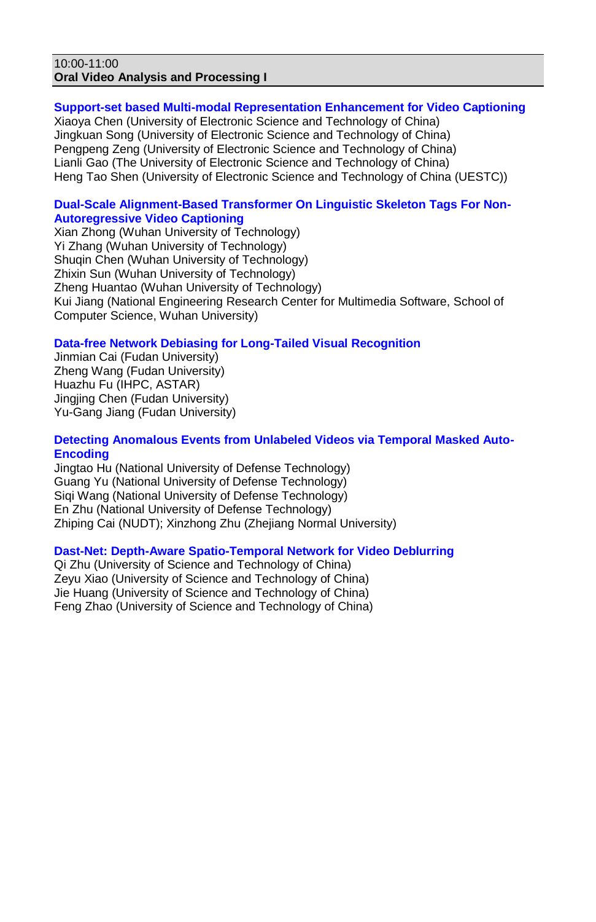10:00-11:00
**Oral Video Analysis and Processing I**

**Support-set based Multi-modal Representation Enhancement for Video Captioning**
Xiaoya Chen (University of Electronic Science and Technology of China)
Jingkuan Song (University of Electronic Science and Technology of China)
Pengpeng Zeng (University of Electronic Science and Technology of China)
Lianli Gao (The University of Electronic Science and Technology of China)
Heng Tao Shen (University of Electronic Science and Technology of China (UESTC))

**Dual-Scale Alignment-Based Transformer On Linguistic Skeleton Tags For Non-Autoregressive Video Captioning**
Xian Zhong (Wuhan University of Technology)
Yi Zhang (Wuhan University of Technology)
Shuqin Chen (Wuhan University of Technology)
Zhixin Sun (Wuhan University of Technology)
Zheng Huantao (Wuhan University of Technology)
Kui Jiang (National Engineering Research Center for Multimedia Software, School of Computer Science, Wuhan University)

**Data-free Network Debiasing for Long-Tailed Visual Recognition**
Jinmian Cai (Fudan University)
Zheng Wang (Fudan University)
Huazhu Fu (IHPC, ASTAR)
Jingjing Chen (Fudan University)
Yu-Gang Jiang (Fudan University)

**Detecting Anomalous Events from Unlabeled Videos via Temporal Masked Auto-Encoding**
Jingtao Hu (National University of Defense Technology)
Guang Yu (National University of Defense Technology)
Siqi Wang (National University of Defense Technology)
En Zhu (National University of Defense Technology)
Zhiping Cai (NUDT); Xinzhong Zhu (Zhejiang Normal University)

**Dast-Net: Depth-Aware Spatio-Temporal Network for Video Deblurring**
Qi Zhu (University of Science and Technology of China)
Zeyu Xiao (University of Science and Technology of China)
Jie Huang (University of Science and Technology of China)
Feng Zhao (University of Science and Technology of China)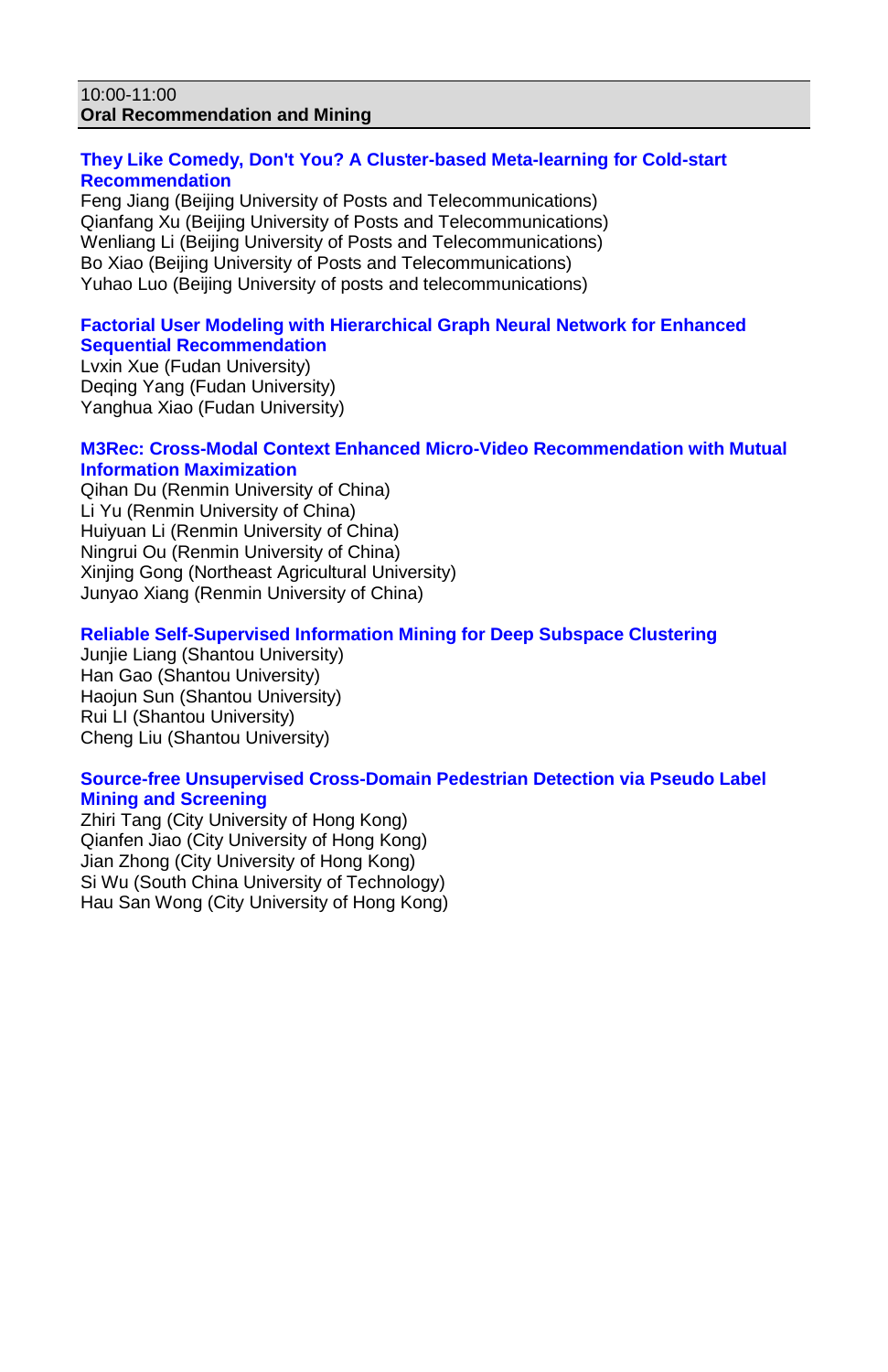10:00-11:00
**Oral Recommendation and Mining**

**They Like Comedy, Don't You? A Cluster-based Meta-learning for Cold-start Recommendation**
Feng Jiang (Beijing University of Posts and Telecommunications)
Qianfang Xu (Beijing University of Posts and Telecommunications)
Wenliang Li (Beijing University of Posts and Telecommunications)
Bo Xiao (Beijing University of Posts and Telecommunications)
Yuhao Luo (Beijing University of posts and telecommunications)

**Factorial User Modeling with Hierarchical Graph Neural Network for Enhanced Sequential Recommendation**
Lvxin Xue (Fudan University)
Deqing Yang (Fudan University)
Yanghua Xiao (Fudan University)

**M3Rec: Cross-Modal Context Enhanced Micro-Video Recommendation with Mutual Information Maximization**
Qihan Du (Renmin University of China)
Li Yu (Renmin University of China)
Huiyuan Li (Renmin University of China)
Ningrui Ou (Renmin University of China)
Xinjing Gong (Northeast Agricultural University)
Junyao Xiang (Renmin University of China)

**Reliable Self-Supervised Information Mining for Deep Subspace Clustering**
Junjie Liang (Shantou University)
Han Gao (Shantou University)
Haojun Sun (Shantou University)
Rui LI (Shantou University)
Cheng Liu (Shantou University)

**Source-free Unsupervised Cross-Domain Pedestrian Detection via Pseudo Label Mining and Screening**
Zhiri Tang (City University of Hong Kong)
Qianfen Jiao (City University of Hong Kong)
Jian Zhong (City University of Hong Kong)
Si Wu (South China University of Technology)
Hau San Wong (City University of Hong Kong)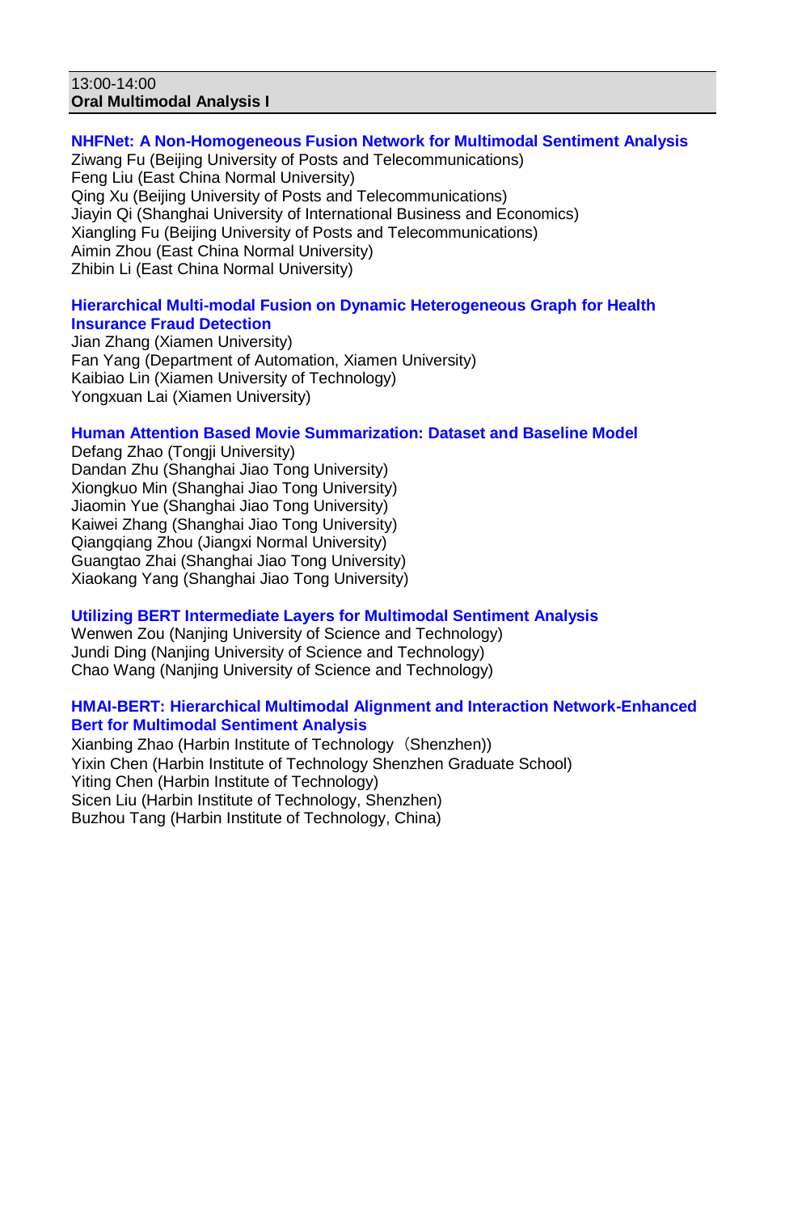13:00-14:00
**Oral Multimodal Analysis I**

### NHFNet: A Non-Homogeneous Fusion Network for Multimodal Sentiment Analysis

Ziwang Fu (Beijing University of Posts and Telecommunications)
Feng Liu (East China Normal University)
Qing Xu (Beijing University of Posts and Telecommunications)
Jiayin Qi (Shanghai University of International Business and Economics)
Xiangling Fu (Beijing University of Posts and Telecommunications)
Aimin Zhou (East China Normal University)
Zhibin Li (East China Normal University)

### Hierarchical Multi-modal Fusion on Dynamic Heterogeneous Graph for Health Insurance Fraud Detection

Jian Zhang (Xiamen University)
Fan Yang (Department of Automation, Xiamen University)
Kaibiao Lin (Xiamen University of Technology)
Yongxuan Lai (Xiamen University)

### Human Attention Based Movie Summarization: Dataset and Baseline Model

Defang Zhao (Tongji University)
Dandan Zhu (Shanghai Jiao Tong University)
Xiongkuo Min (Shanghai Jiao Tong University)
Jiaomin Yue (Shanghai Jiao Tong University)
Kaiwei Zhang (Shanghai Jiao Tong University)
Qiangqiang Zhou (Jiangxi Normal University)
Guangtao Zhai (Shanghai Jiao Tong University)
Xiaokang Yang (Shanghai Jiao Tong University)

### Utilizing BERT Intermediate Layers for Multimodal Sentiment Analysis

Wenwen Zou (Nanjing University of Science and Technology)
Jundi Ding (Nanjing University of Science and Technology)
Chao Wang (Nanjing University of Science and Technology)

### HMAI-BERT: Hierarchical Multimodal Alignment and Interaction Network-Enhanced Bert for Multimodal Sentiment Analysis

Xianbing Zhao (Harbin Institute of Technology（Shenzhen))
Yixin Chen (Harbin Institute of Technology Shenzhen Graduate School)
Yiting Chen (Harbin Institute of Technology)
Sicen Liu (Harbin Institute of Technology, Shenzhen)
Buzhou Tang (Harbin Institute of Technology, China)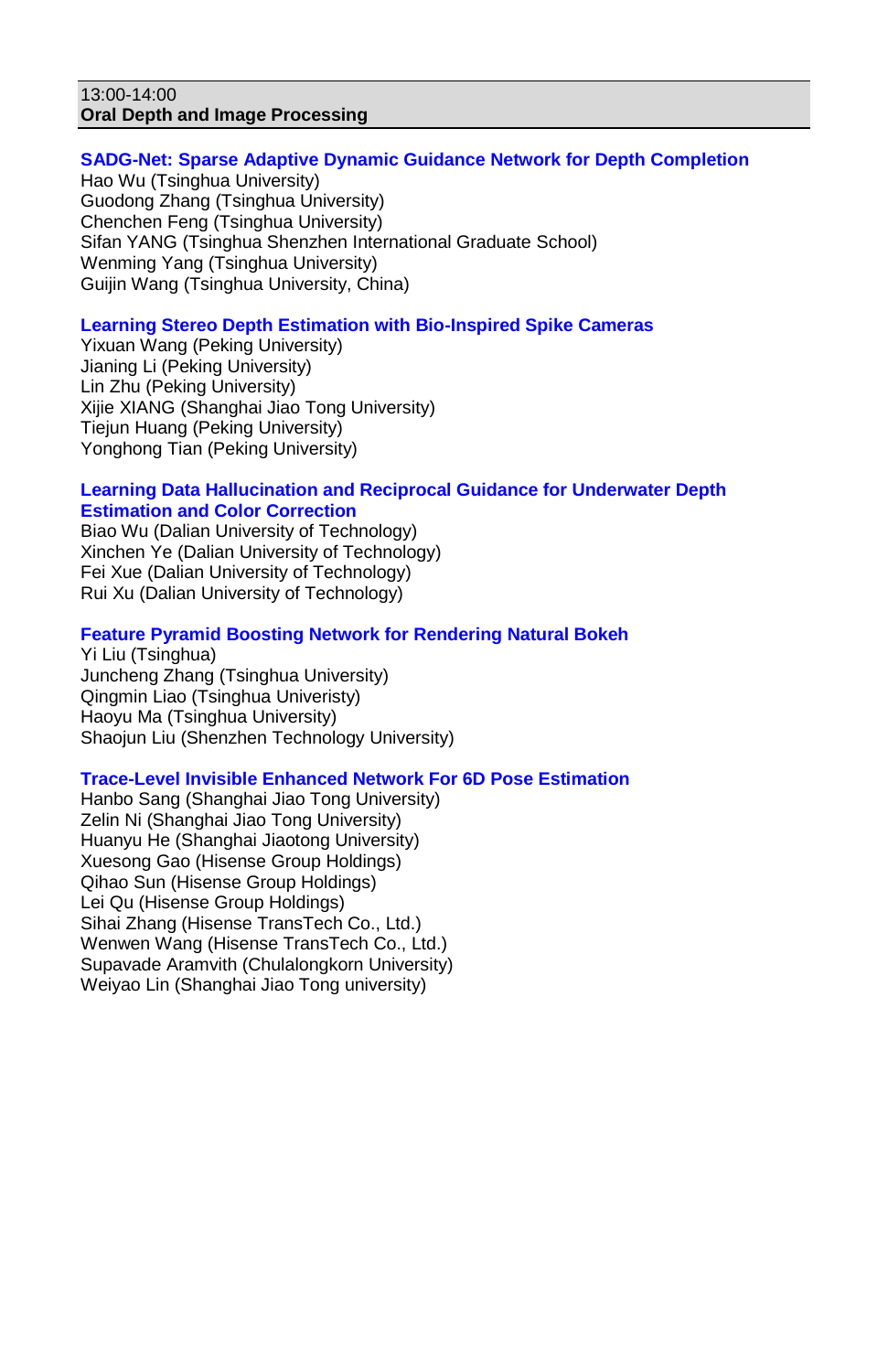13:00-14:00
**Oral Depth and Image Processing**

### SADG-Net: Sparse Adaptive Dynamic Guidance Network for Depth Completion

Hao Wu (Tsinghua University)
Guodong Zhang (Tsinghua University)
Chenchen Feng (Tsinghua University)
Sifan YANG (Tsinghua Shenzhen International Graduate School)
Wenming Yang (Tsinghua University)
Guijin Wang (Tsinghua University, China)

### Learning Stereo Depth Estimation with Bio-Inspired Spike Cameras

Yixuan Wang (Peking University)
Jianing Li (Peking University)
Lin Zhu (Peking University)
Xijie XIANG (Shanghai Jiao Tong University)
Tiejun Huang (Peking University)
Yonghong Tian (Peking University)

### Learning Data Hallucination and Reciprocal Guidance for Underwater Depth Estimation and Color Correction

Biao Wu (Dalian University of Technology)
Xinchen Ye (Dalian University of Technology)
Fei Xue (Dalian University of Technology)
Rui Xu (Dalian University of Technology)

### Feature Pyramid Boosting Network for Rendering Natural Bokeh

Yi Liu (Tsinghua)
Juncheng Zhang (Tsinghua University)
Qingmin Liao (Tsinghua Univeristy)
Haoyu Ma (Tsinghua University)
Shaojun Liu (Shenzhen Technology University)

### Trace-Level Invisible Enhanced Network For 6D Pose Estimation

Hanbo Sang (Shanghai Jiao Tong University)
Zelin Ni (Shanghai Jiao Tong University)
Huanyu He (Shanghai Jiaotong University)
Xuesong Gao (Hisense Group Holdings)
Qihao Sun (Hisense Group Holdings)
Lei Qu (Hisense Group Holdings)
Sihai Zhang (Hisense TransTech Co., Ltd.)
Wenwen Wang (Hisense TransTech Co., Ltd.)
Supavade Aramvith (Chulalongkorn University)
Weiyao Lin (Shanghai Jiao Tong university)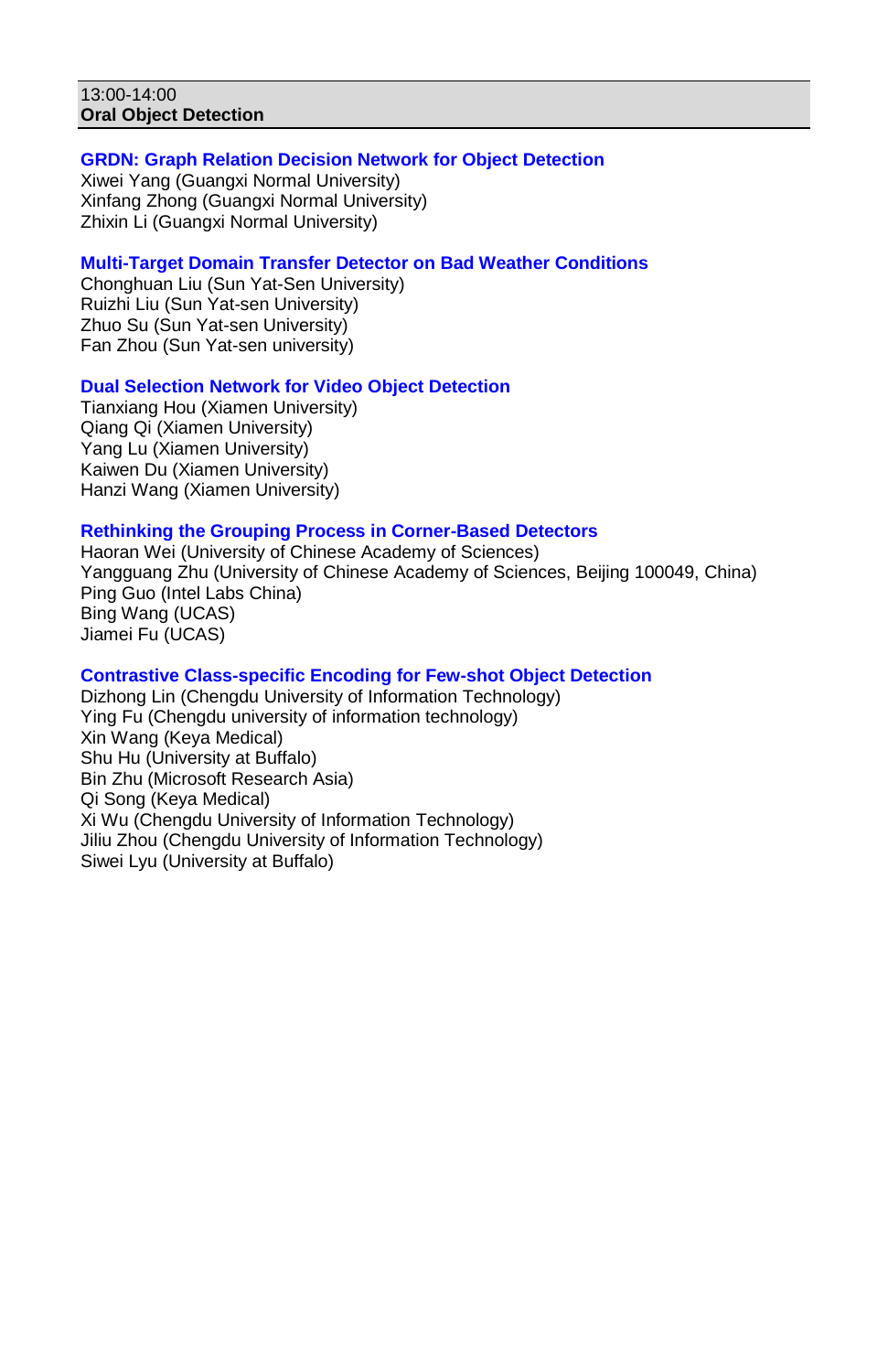13:00-14:00
**Oral Object Detection**

**GRDN: Graph Relation Decision Network for Object Detection**
Xiwei Yang (Guangxi Normal University)
Xinfang Zhong (Guangxi Normal University)
Zhixin Li (Guangxi Normal University)

**Multi-Target Domain Transfer Detector on Bad Weather Conditions**
Chonghuan Liu (Sun Yat-Sen University)
Ruizhi Liu (Sun Yat-sen University)
Zhuo Su (Sun Yat-sen University)
Fan Zhou (Sun Yat-sen university)

**Dual Selection Network for Video Object Detection**
Tianxiang Hou (Xiamen University)
Qiang Qi (Xiamen University)
Yang Lu (Xiamen University)
Kaiwen Du (Xiamen University)
Hanzi Wang (Xiamen University)

**Rethinking the Grouping Process in Corner-Based Detectors**
Haoran Wei (University of Chinese Academy of Sciences)
Yangguang Zhu (University of Chinese Academy of Sciences, Beijing 100049, China)
Ping Guo (Intel Labs China)
Bing Wang (UCAS)
Jiamei Fu (UCAS)

**Contrastive Class-specific Encoding for Few-shot Object Detection**
Dizhong Lin (Chengdu University of Information Technology)
Ying Fu (Chengdu university of information technology)
Xin Wang (Keya Medical)
Shu Hu (University at Buffalo)
Bin Zhu (Microsoft Research Asia)
Qi Song (Keya Medical)
Xi Wu (Chengdu University of Information Technology)
Jiliu Zhou (Chengdu University of Information Technology)
Siwei Lyu (University at Buffalo)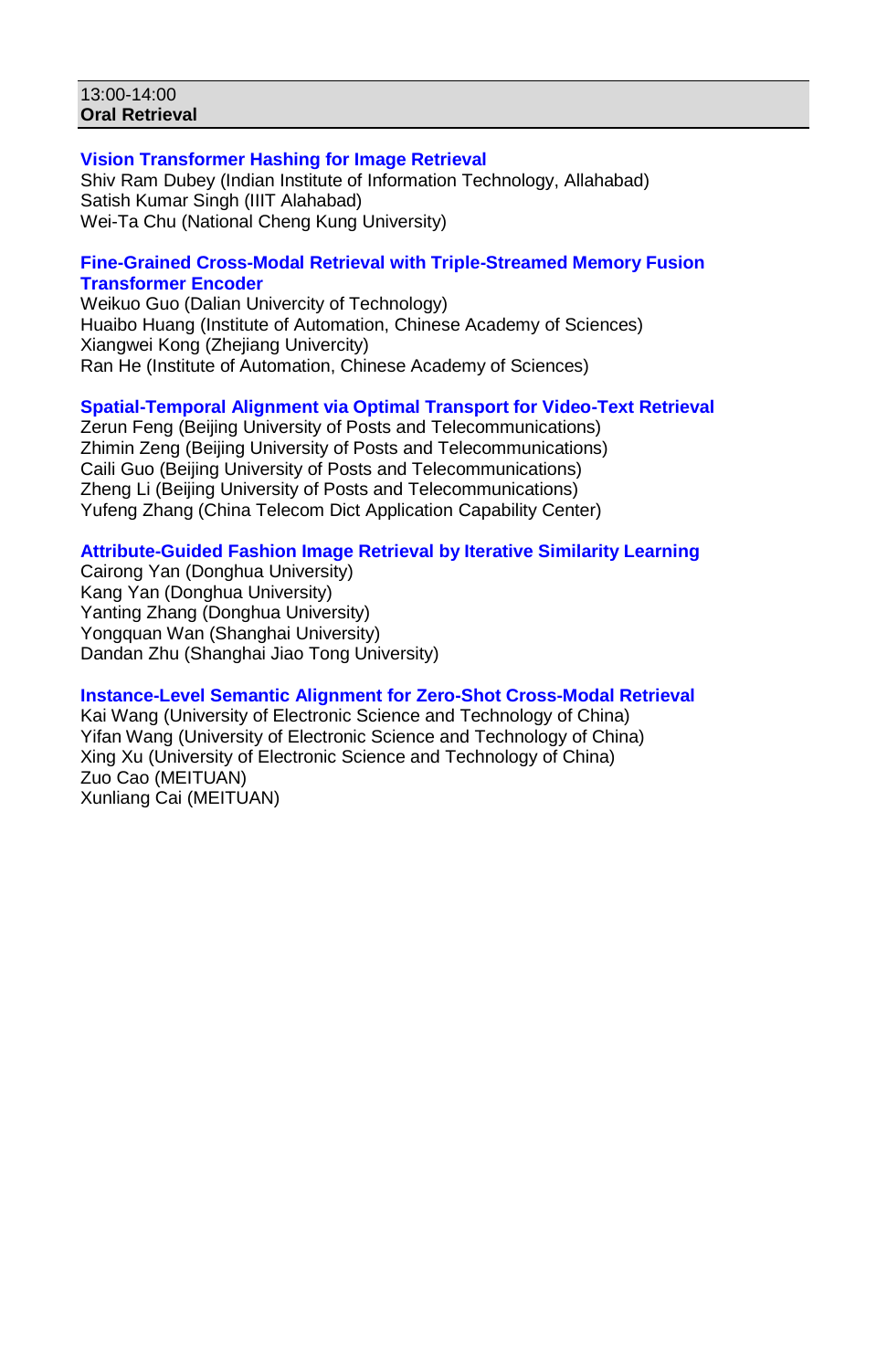13:00-14:00
**Oral Retrieval**

### Vision Transformer Hashing for Image Retrieval

Shiv Ram Dubey (Indian Institute of Information Technology, Allahabad)
Satish Kumar Singh (IIIT Alahabad)
Wei-Ta Chu (National Cheng Kung University)

### Fine-Grained Cross-Modal Retrieval with Triple-Streamed Memory Fusion Transformer Encoder

Weikuo Guo (Dalian Univercity of Technology)
Huaibo Huang (Institute of Automation, Chinese Academy of Sciences)
Xiangwei Kong (Zhejiang Univercity)
Ran He (Institute of Automation, Chinese Academy of Sciences)

### Spatial-Temporal Alignment via Optimal Transport for Video-Text Retrieval

Zerun Feng (Beijing University of Posts and Telecommunications)
Zhimin Zeng (Beijing University of Posts and Telecommunications)
Caili Guo (Beijing University of Posts and Telecommunications)
Zheng Li (Beijing University of Posts and Telecommunications)
Yufeng Zhang (China Telecom Dict Application Capability Center)

### Attribute-Guided Fashion Image Retrieval by Iterative Similarity Learning

Cairong Yan (Donghua University)
Kang Yan (Donghua University)
Yanting Zhang (Donghua University)
Yongquan Wan (Shanghai University)
Dandan Zhu (Shanghai Jiao Tong University)

### Instance-Level Semantic Alignment for Zero-Shot Cross-Modal Retrieval

Kai Wang (University of Electronic Science and Technology of China)
Yifan Wang (University of Electronic Science and Technology of China)
Xing Xu (University of Electronic Science and Technology of China)
Zuo Cao (MEITUAN)
Xunliang Cai (MEITUAN)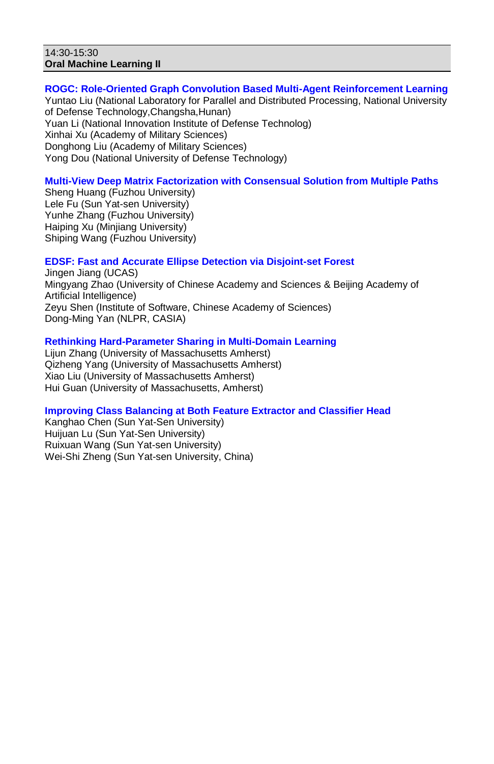14:30-15:30
**Oral Machine Learning II**

**ROGC: Role-Oriented Graph Convolution Based Multi-Agent Reinforcement Learning**
Yuntao Liu (National Laboratory for Parallel and Distributed Processing, National University of Defense Technology,Changsha,Hunan)
Yuan Li (National Innovation Institute of Defense Technolog)
Xinhai Xu (Academy of Military Sciences)
Donghong Liu (Academy of Military Sciences)
Yong Dou (National University of Defense Technology)

**Multi-View Deep Matrix Factorization with Consensual Solution from Multiple Paths**
Sheng Huang (Fuzhou University)
Lele Fu (Sun Yat-sen University)
Yunhe Zhang (Fuzhou University)
Haiping Xu (Minjiang University)
Shiping Wang (Fuzhou University)

**EDSF: Fast and Accurate Ellipse Detection via Disjoint-set Forest**
Jingen Jiang (UCAS)
Mingyang Zhao (University of Chinese Academy and Sciences & Beijing Academy of Artificial Intelligence)
Zeyu Shen (Institute of Software, Chinese Academy of Sciences)
Dong-Ming Yan (NLPR, CASIA)

**Rethinking Hard-Parameter Sharing in Multi-Domain Learning**
Lijun Zhang (University of Massachusetts Amherst)
Qizheng Yang (University of Massachusetts Amherst)
Xiao Liu (University of Massachusetts Amherst)
Hui Guan (University of Massachusetts, Amherst)

**Improving Class Balancing at Both Feature Extractor and Classifier Head**
Kanghao Chen (Sun Yat-Sen University)
Huijuan Lu (Sun Yat-Sen University)
Ruixuan Wang (Sun Yat-sen University)
Wei-Shi Zheng (Sun Yat-sen University, China)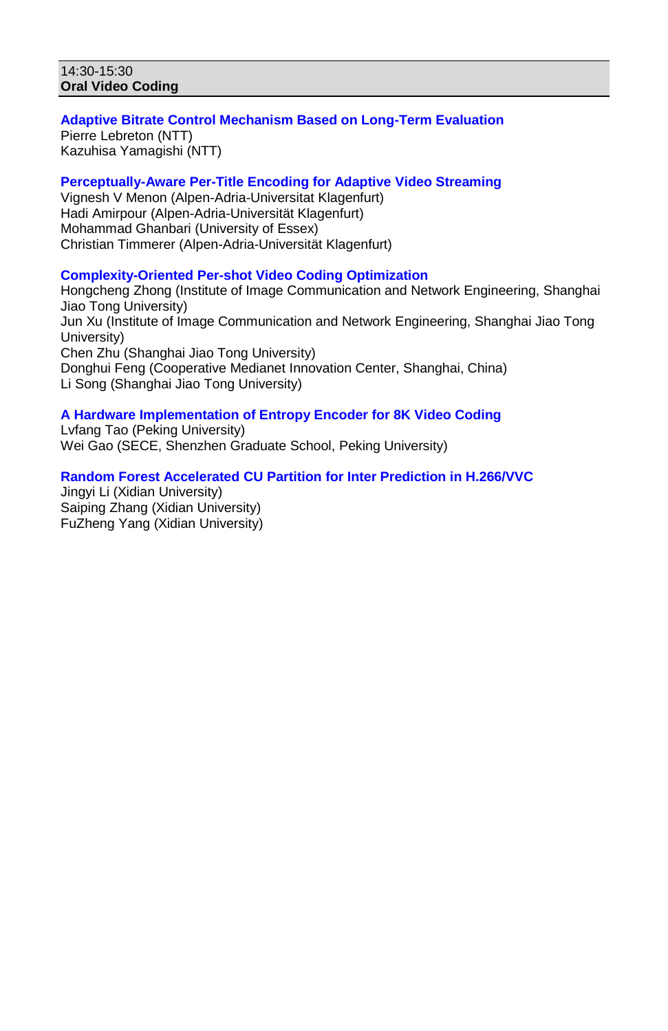14:30-15:30
**Oral Video Coding**

**Adaptive Bitrate Control Mechanism Based on Long-Term Evaluation**
Pierre Lebreton (NTT)
Kazuhisa Yamagishi (NTT)

**Perceptually-Aware Per-Title Encoding for Adaptive Video Streaming**
Vignesh V Menon (Alpen-Adria-Universitat Klagenfurt)
Hadi Amirpour (Alpen-Adria-Universität Klagenfurt)
Mohammad Ghanbari (University of Essex)
Christian Timmerer (Alpen-Adria-Universität Klagenfurt)

**Complexity-Oriented Per-shot Video Coding Optimization**
Hongcheng Zhong (Institute of Image Communication and Network Engineering, Shanghai Jiao Tong University)
Jun Xu (Institute of Image Communication and Network Engineering, Shanghai Jiao Tong University)
Chen Zhu (Shanghai Jiao Tong University)
Donghui Feng (Cooperative Medianet Innovation Center, Shanghai, China)
Li Song (Shanghai Jiao Tong University)

**A Hardware Implementation of Entropy Encoder for 8K Video Coding**
Lvfang Tao (Peking University)
Wei Gao (SECE, Shenzhen Graduate School, Peking University)

**Random Forest Accelerated CU Partition for Inter Prediction in H.266/VVC**
Jingyi Li (Xidian University)
Saiping Zhang (Xidian University)
FuZheng Yang (Xidian University)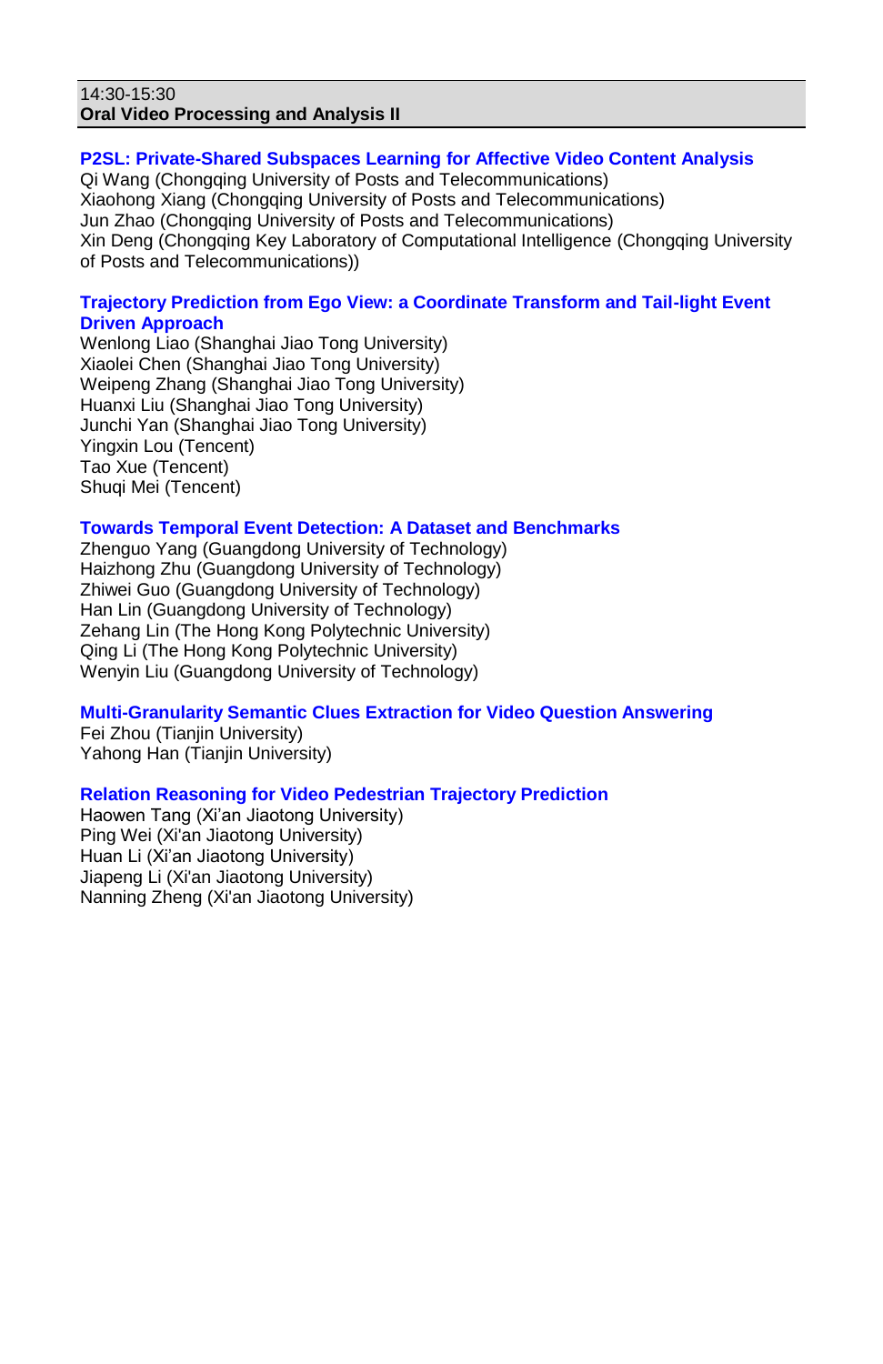14:30-15:30

**Oral Video Processing and Analysis II**

### P2SL: Private-Shared Subspaces Learning for Affective Video Content Analysis

Qi Wang (Chongqing University of Posts and Telecommunications)
Xiaohong Xiang (Chongqing University of Posts and Telecommunications)
Jun Zhao (Chongqing University of Posts and Telecommunications)
Xin Deng (Chongqing Key Laboratory of Computational Intelligence (Chongqing University of Posts and Telecommunications))

### Trajectory Prediction from Ego View: a Coordinate Transform and Tail-light Event Driven Approach

Wenlong Liao (Shanghai Jiao Tong University)
Xiaolei Chen (Shanghai Jiao Tong University)
Weipeng Zhang (Shanghai Jiao Tong University)
Huanxi Liu (Shanghai Jiao Tong University)
Junchi Yan (Shanghai Jiao Tong University)
Yingxin Lou (Tencent)
Tao Xue (Tencent)
Shuqi Mei (Tencent)

### Towards Temporal Event Detection: A Dataset and Benchmarks

Zhenguo Yang (Guangdong University of Technology)
Haizhong Zhu (Guangdong University of Technology)
Zhiwei Guo (Guangdong University of Technology)
Han Lin (Guangdong University of Technology)
Zehang Lin (The Hong Kong Polytechnic University)
Qing Li (The Hong Kong Polytechnic University)
Wenyin Liu (Guangdong University of Technology)

### Multi-Granularity Semantic Clues Extraction for Video Question Answering

Fei Zhou (Tianjin University)
Yahong Han (Tianjin University)

### Relation Reasoning for Video Pedestrian Trajectory Prediction

Haowen Tang (Xi’an Jiaotong University)
Ping Wei (Xi'an Jiaotong University)
Huan Li (Xi’an Jiaotong University)
Jiapeng Li (Xi'an Jiaotong University)
Nanning Zheng (Xi'an Jiaotong University)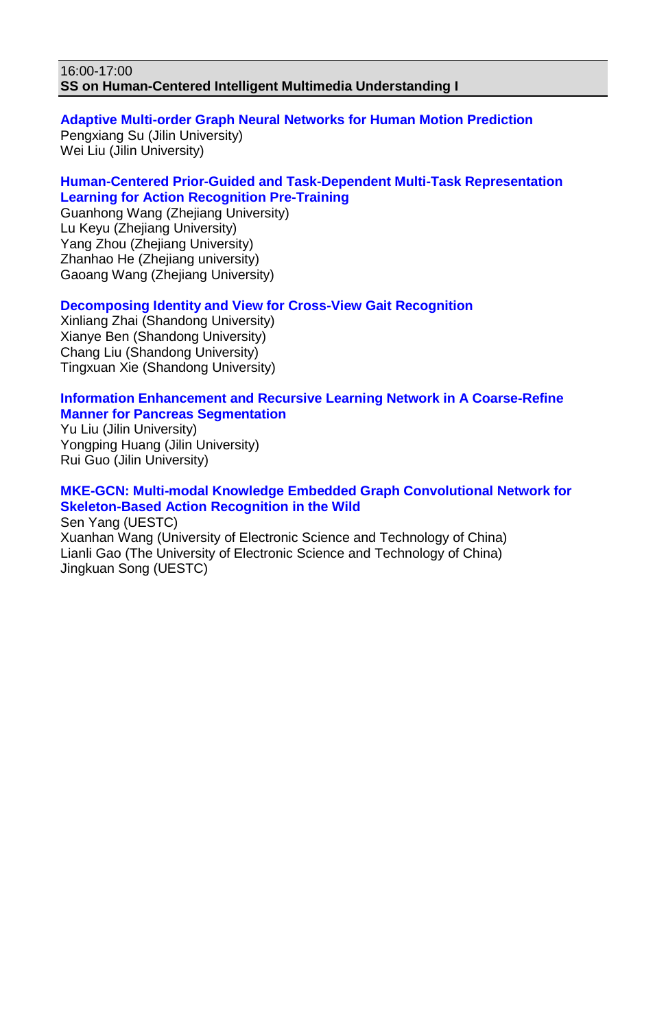16:00-17:00

**SS on Human-Centered Intelligent Multimedia Understanding I**

**Adaptive Multi-order Graph Neural Networks for Human Motion Prediction**
Pengxiang Su (Jilin University)
Wei Liu (Jilin University)

**Human-Centered Prior-Guided and Task-Dependent Multi-Task Representation Learning for Action Recognition Pre-Training**
Guanhong Wang (Zhejiang University)
Lu Keyu (Zhejiang University)
Yang Zhou (Zhejiang University)
Zhanhao He (Zhejiang university)
Gaoang Wang (Zhejiang University)

**Decomposing Identity and View for Cross-View Gait Recognition**
Xinliang Zhai (Shandong University)
Xianye Ben (Shandong University)
Chang Liu (Shandong University)
Tingxuan Xie (Shandong University)

**Information Enhancement and Recursive Learning Network in A Coarse-Refine Manner for Pancreas Segmentation**
Yu Liu (Jilin University)
Yongping Huang (Jilin University)
Rui Guo (Jilin University)

**MKE-GCN: Multi-modal Knowledge Embedded Graph Convolutional Network for Skeleton-Based Action Recognition in the Wild**
Sen Yang (UESTC)
Xuanhan Wang (University of Electronic Science and Technology of China)
Lianli Gao (The University of Electronic Science and Technology of China)
Jingkuan Song (UESTC)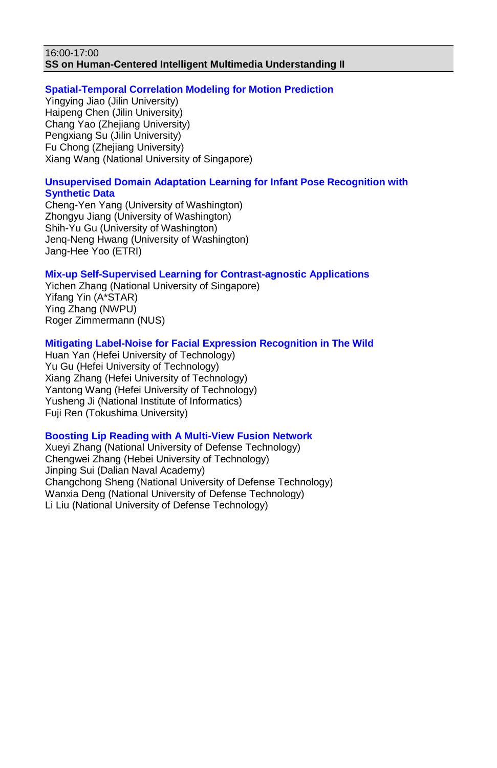16:00-17:00

**SS on Human-Centered Intelligent Multimedia Understanding II**

**Spatial-Temporal Correlation Modeling for Motion Prediction**

Yingying Jiao (Jilin University)
Haipeng Chen (Jilin University)
Chang Yao (Zhejiang University)
Pengxiang Su (Jilin University)
Fu Chong (Zhejiang University)
Xiang Wang (National University of Singapore)

**Unsupervised Domain Adaptation Learning for Infant Pose Recognition with Synthetic Data**

Cheng-Yen Yang (University of Washington)
Zhongyu Jiang (University of Washington)
Shih-Yu Gu (University of Washington)
Jenq-Neng Hwang (University of Washington)
Jang-Hee Yoo (ETRI)

**Mix-up Self-Supervised Learning for Contrast-agnostic Applications**

Yichen Zhang (National University of Singapore)
Yifang Yin (A*STAR)
Ying Zhang (NWPU)
Roger Zimmermann (NUS)

**Mitigating Label-Noise for Facial Expression Recognition in The Wild**

Huan Yan (Hefei University of Technology)
Yu Gu (Hefei University of Technology)
Xiang Zhang (Hefei University of Technology)
Yantong Wang (Hefei University of Technology)
Yusheng Ji (National Institute of Informatics)
Fuji Ren (Tokushima University)

**Boosting Lip Reading with A Multi-View Fusion Network**

Xueyi Zhang (National University of Defense Technology)
Chengwei Zhang (Hebei University of Technology)
Jinping Sui (Dalian Naval Academy)
Changchong Sheng (National University of Defense Technology)
Wanxia Deng (National University of Defense Technology)
Li Liu (National University of Defense Technology)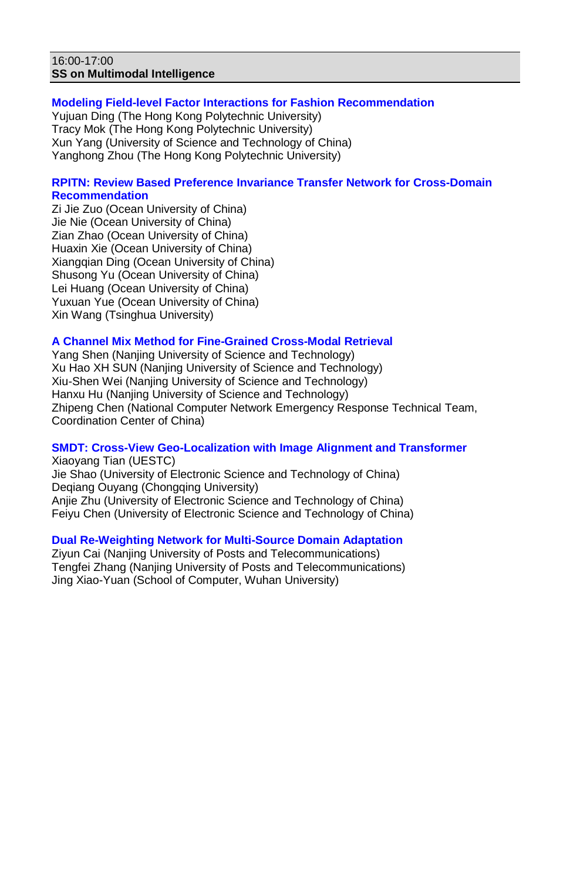16:00-17:00
**SS on Multimodal Intelligence**

### Modeling Field-level Factor Interactions for Fashion Recommendation

Yujuan Ding (The Hong Kong Polytechnic University)
Tracy Mok (The Hong Kong Polytechnic University)
Xun Yang (University of Science and Technology of China)
Yanghong Zhou (The Hong Kong Polytechnic University)

### RPITN: Review Based Preference Invariance Transfer Network for Cross-Domain Recommendation

Zi Jie Zuo (Ocean University of China)
Jie Nie (Ocean University of China)
Zian Zhao (Ocean University of China)
Huaxin Xie (Ocean University of China)
Xiangqian Ding (Ocean University of China)
Shusong Yu (Ocean University of China)
Lei Huang (Ocean University of China)
Yuxuan Yue (Ocean University of China)
Xin Wang (Tsinghua University)

### A Channel Mix Method for Fine-Grained Cross-Modal Retrieval

Yang Shen (Nanjing University of Science and Technology)
Xu Hao XH SUN (Nanjing University of Science and Technology)
Xiu-Shen Wei (Nanjing University of Science and Technology)
Hanxu Hu (Nanjing University of Science and Technology)
Zhipeng Chen (National Computer Network Emergency Response Technical Team, Coordination Center of China)

### SMDT: Cross-View Geo-Localization with Image Alignment and Transformer

Xiaoyang Tian (UESTC)
Jie Shao (University of Electronic Science and Technology of China)
Deqiang Ouyang (Chongqing University)
Anjie Zhu (University of Electronic Science and Technology of China)
Feiyu Chen (University of Electronic Science and Technology of China)

### Dual Re-Weighting Network for Multi-Source Domain Adaptation

Ziyun Cai (Nanjing University of Posts and Telecommunications)
Tengfei Zhang (Nanjing University of Posts and Telecommunications)
Jing Xiao-Yuan (School of Computer, Wuhan University)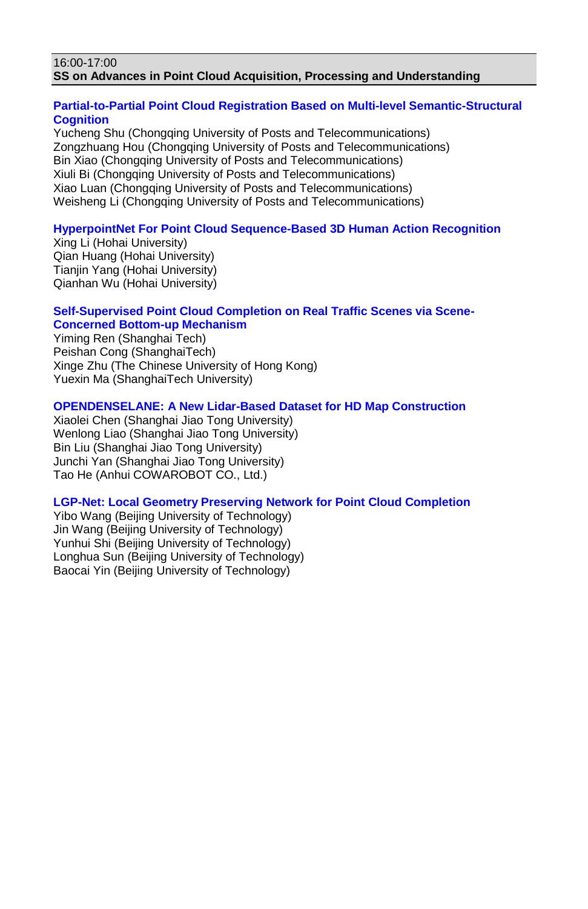16:00-17:00

**SS on Advances in Point Cloud Acquisition, Processing and Understanding**

**Partial-to-Partial Point Cloud Registration Based on Multi-level Semantic-Structural Cognition**

Yucheng Shu (Chongqing University of Posts and Telecommunications)
Zongzhuang Hou (Chongqing University of Posts and Telecommunications)
Bin Xiao (Chongqing University of Posts and Telecommunications)
Xiuli Bi (Chongqing University of Posts and Telecommunications)
Xiao Luan (Chongqing University of Posts and Telecommunications)
Weisheng Li (Chongqing University of Posts and Telecommunications)

**HyperpointNet For Point Cloud Sequence-Based 3D Human Action Recognition**

Xing Li (Hohai University)
Qian Huang (Hohai University)
Tianjin Yang (Hohai University)
Qianhan Wu (Hohai University)

**Self-Supervised Point Cloud Completion on Real Traffic Scenes via Scene-Concerned Bottom-up Mechanism**

Yiming Ren (Shanghai Tech)
Peishan Cong (ShanghaiTech)
Xinge Zhu (The Chinese University of Hong Kong)
Yuexin Ma (ShanghaiTech University)

**OPENDENSELANE: A New Lidar-Based Dataset for HD Map Construction**

Xiaolei Chen (Shanghai Jiao Tong University)
Wenlong Liao (Shanghai Jiao Tong University)
Bin Liu (Shanghai Jiao Tong University)
Junchi Yan (Shanghai Jiao Tong University)
Tao He (Anhui COWAROBOT CO., Ltd.)

**LGP-Net: Local Geometry Preserving Network for Point Cloud Completion**

Yibo Wang (Beijing University of Technology)
Jin Wang (Beijing University of Technology)
Yunhui Shi (Beijing University of Technology)
Longhua Sun (Beijing University of Technology)
Baocai Yin (Beijing University of Technology)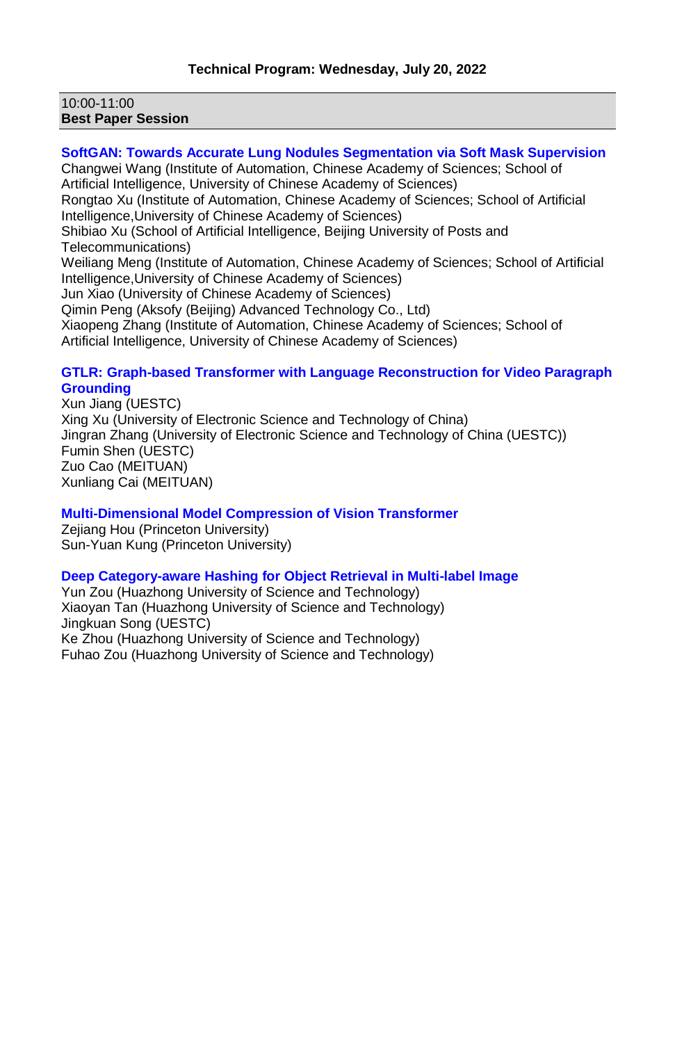# Technical Program: Wednesday, July 20, 2022

10:00-11:00
**Best Paper Session**

### SoftGAN: Towards Accurate Lung Nodules Segmentation via Soft Mask Supervision

Changwei Wang (Institute of Automation, Chinese Academy of Sciences; School of Artificial Intelligence, University of Chinese Academy of Sciences)
Rongtao Xu (Institute of Automation, Chinese Academy of Sciences; School of Artificial Intelligence,University of Chinese Academy of Sciences)
Shibiao Xu (School of Artificial Intelligence, Beijing University of Posts and Telecommunications)
Weiliang Meng (Institute of Automation, Chinese Academy of Sciences; School of Artificial Intelligence,University of Chinese Academy of Sciences)
Jun Xiao (University of Chinese Academy of Sciences)
Qimin Peng (Aksofy (Beijing) Advanced Technology Co., Ltd)
Xiaopeng Zhang (Institute of Automation, Chinese Academy of Sciences; School of Artificial Intelligence, University of Chinese Academy of Sciences)

### GTLR: Graph-based Transformer with Language Reconstruction for Video Paragraph Grounding

Xun Jiang (UESTC)
Xing Xu (University of Electronic Science and Technology of China)
Jingran Zhang (University of Electronic Science and Technology of China (UESTC))
Fumin Shen (UESTC)
Zuo Cao (MEITUAN)
Xunliang Cai (MEITUAN)

### Multi-Dimensional Model Compression of Vision Transformer

Zejiang Hou (Princeton University)
Sun-Yuan Kung (Princeton University)

### Deep Category-aware Hashing for Object Retrieval in Multi-label Image

Yun Zou (Huazhong University of Science and Technology)
Xiaoyan Tan (Huazhong University of Science and Technology)
Jingkuan Song (UESTC)
Ke Zhou (Huazhong University of Science and Technology)
Fuhao Zou (Huazhong University of Science and Technology)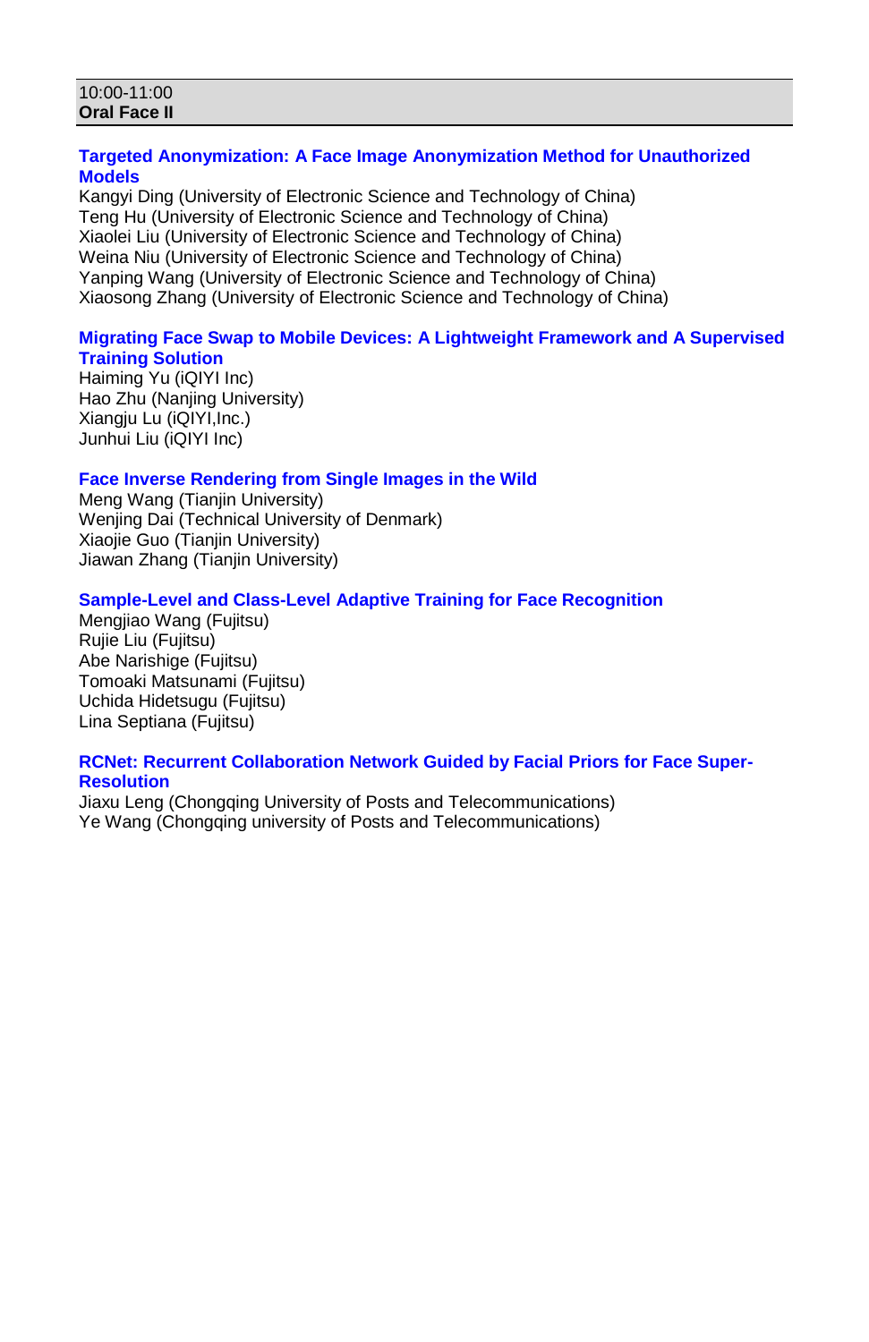10:00-11:00
**Oral Face II**

**Targeted Anonymization: A Face Image Anonymization Method for Unauthorized Models**
Kangyi Ding (University of Electronic Science and Technology of China)
Teng Hu (University of Electronic Science and Technology of China)
Xiaolei Liu (University of Electronic Science and Technology of China)
Weina Niu (University of Electronic Science and Technology of China)
Yanping Wang (University of Electronic Science and Technology of China)
Xiaosong Zhang (University of Electronic Science and Technology of China)

**Migrating Face Swap to Mobile Devices: A Lightweight Framework and A Supervised Training Solution**
Haiming Yu (iQIYI Inc)
Hao Zhu (Nanjing University)
Xiangju Lu (iQIYI,Inc.)
Junhui Liu (iQIYI Inc)

**Face Inverse Rendering from Single Images in the Wild**
Meng Wang (Tianjin University)
Wenjing Dai (Technical University of Denmark)
Xiaojie Guo (Tianjin University)
Jiawan Zhang (Tianjin University)

**Sample-Level and Class-Level Adaptive Training for Face Recognition**
Mengjiao Wang (Fujitsu)
Rujie Liu (Fujitsu)
Abe Narishige (Fujitsu)
Tomoaki Matsunami (Fujitsu)
Uchida Hidetsugu (Fujitsu)
Lina Septiana (Fujitsu)

**RCNet: Recurrent Collaboration Network Guided by Facial Priors for Face Super-Resolution**
Jiaxu Leng (Chongqing University of Posts and Telecommunications)
Ye Wang (Chongqing university of Posts and Telecommunications)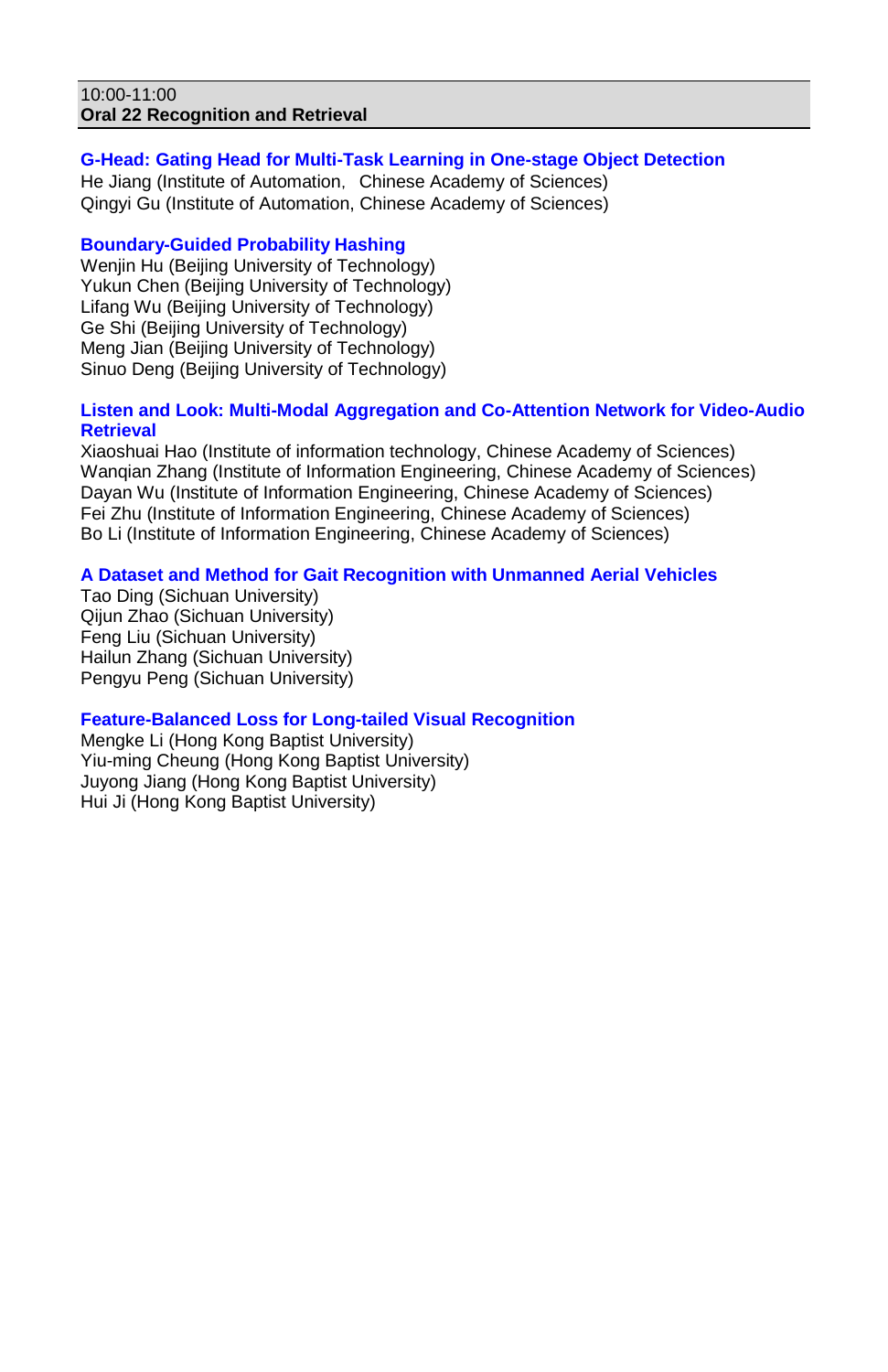10:00-11:00

**Oral 22 Recognition and Retrieval**

**G-Head: Gating Head for Multi-Task Learning in One-stage Object Detection**

He Jiang (Institute of Automation，Chinese Academy of Sciences)
Qingyi Gu (Institute of Automation, Chinese Academy of Sciences)

**Boundary-Guided Probability Hashing**

Wenjin Hu (Beijing University of Technology)
Yukun Chen (Beijing University of Technology)
Lifang Wu (Beijing University of Technology)
Ge Shi (Beijing University of Technology)
Meng Jian (Beijing University of Technology)
Sinuo Deng (Beijing University of Technology)

**Listen and Look: Multi-Modal Aggregation and Co-Attention Network for Video-Audio Retrieval**

Xiaoshuai Hao (Institute of information technology, Chinese Academy of Sciences)
Wanqian Zhang (Institute of Information Engineering, Chinese Academy of Sciences)
Dayan Wu (Institute of Information Engineering, Chinese Academy of Sciences)
Fei Zhu (Institute of Information Engineering, Chinese Academy of Sciences)
Bo Li (Institute of Information Engineering, Chinese Academy of Sciences)

**A Dataset and Method for Gait Recognition with Unmanned Aerial Vehicles**

Tao Ding (Sichuan University)
Qijun Zhao (Sichuan University)
Feng Liu (Sichuan University)
Hailun Zhang (Sichuan University)
Pengyu Peng (Sichuan University)

**Feature-Balanced Loss for Long-tailed Visual Recognition**

Mengke Li (Hong Kong Baptist University)
Yiu-ming Cheung (Hong Kong Baptist University)
Juyong Jiang (Hong Kong Baptist University)
Hui Ji (Hong Kong Baptist University)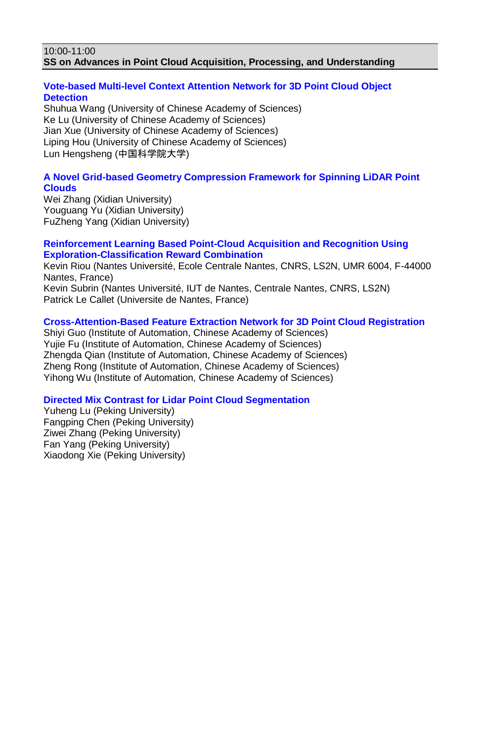10:00-11:00

**SS on Advances in Point Cloud Acquisition, Processing, and Understanding**

**Vote-based Multi-level Context Attention Network for 3D Point Cloud Object Detection**

Shuhua Wang (University of Chinese Academy of Sciences)
Ke Lu (University of Chinese Academy of Sciences)
Jian Xue (University of Chinese Academy of Sciences)
Liping Hou (University of Chinese Academy of Sciences)
Lun Hengsheng (中国科学院大学)

**A Novel Grid-based Geometry Compression Framework for Spinning LiDAR Point Clouds**

Wei Zhang (Xidian University)
Youguang Yu (Xidian University)
FuZheng Yang (Xidian University)

**Reinforcement Learning Based Point-Cloud Acquisition and Recognition Using Exploration-Classification Reward Combination**

Kevin Riou (Nantes Université, Ecole Centrale Nantes, CNRS, LS2N, UMR 6004, F-44000 Nantes, France)
Kevin Subrin (Nantes Université, IUT de Nantes, Centrale Nantes, CNRS, LS2N)
Patrick Le Callet (Universite de Nantes, France)

**Cross-Attention-Based Feature Extraction Network for 3D Point Cloud Registration**

Shiyi Guo (Institute of Automation, Chinese Academy of Sciences)
Yujie Fu (Institute of Automation, Chinese Academy of Sciences)
Zhengda Qian (Institute of Automation, Chinese Academy of Sciences)
Zheng Rong (Institute of Automation, Chinese Academy of Sciences)
Yihong Wu (Institute of Automation, Chinese Academy of Sciences)

**Directed Mix Contrast for Lidar Point Cloud Segmentation**

Yuheng Lu (Peking University)
Fangping Chen (Peking University)
Ziwei Zhang (Peking University)
Fan Yang (Peking University)
Xiaodong Xie (Peking University)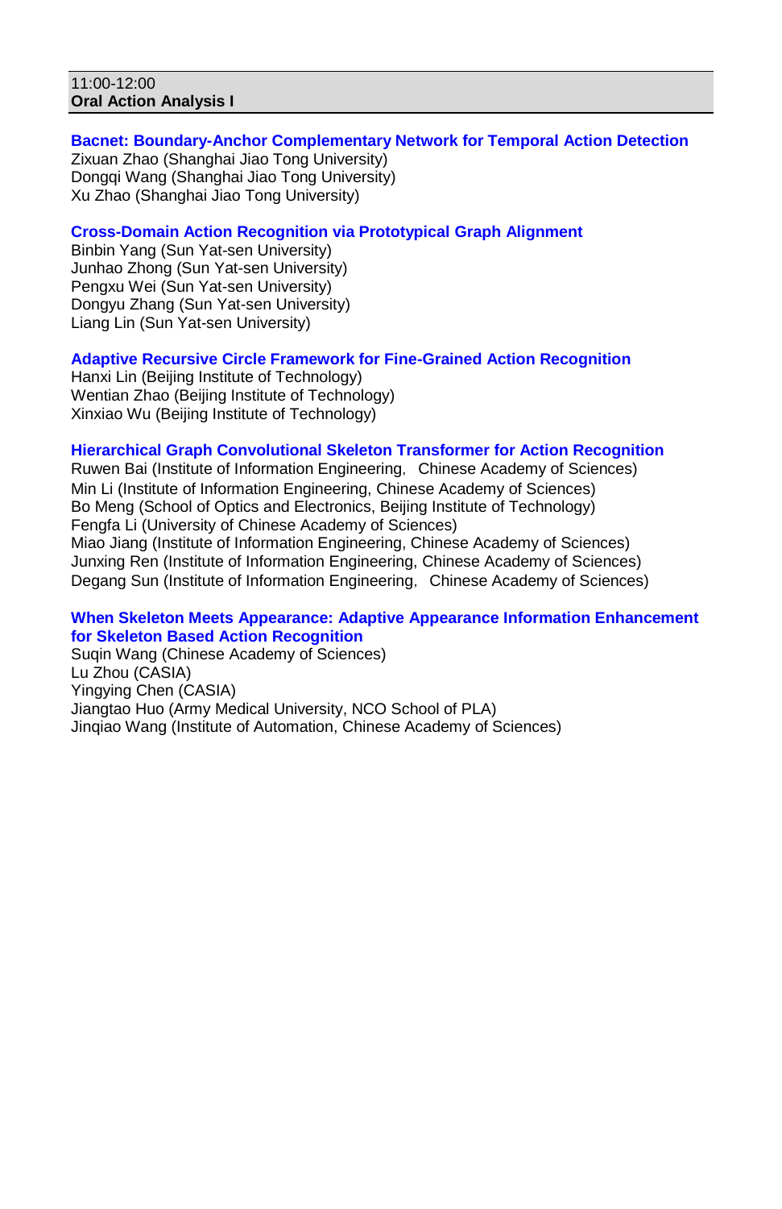11:00-12:00

**Oral Action Analysis I**

**Bacnet: Boundary-Anchor Complementary Network for Temporal Action Detection**

Zixuan Zhao (Shanghai Jiao Tong University)
Dongqi Wang (Shanghai Jiao Tong University)
Xu Zhao (Shanghai Jiao Tong University)

**Cross-Domain Action Recognition via Prototypical Graph Alignment**

Binbin Yang (Sun Yat-sen University)
Junhao Zhong (Sun Yat-sen University)
Pengxu Wei (Sun Yat-sen University)
Dongyu Zhang (Sun Yat-sen University)
Liang Lin (Sun Yat-sen University)

**Adaptive Recursive Circle Framework for Fine-Grained Action Recognition**

Hanxi Lin (Beijing Institute of Technology)
Wentian Zhao (Beijing Institute of Technology)
Xinxiao Wu (Beijing Institute of Technology)

**Hierarchical Graph Convolutional Skeleton Transformer for Action Recognition**

Ruwen Bai (Institute of Information Engineering, Chinese Academy of Sciences)
Min Li (Institute of Information Engineering, Chinese Academy of Sciences)
Bo Meng (School of Optics and Electronics, Beijing Institute of Technology)
Fengfa Li (University of Chinese Academy of Sciences)
Miao Jiang (Institute of Information Engineering, Chinese Academy of Sciences)
Junxing Ren (Institute of Information Engineering, Chinese Academy of Sciences)
Degang Sun (Institute of Information Engineering, Chinese Academy of Sciences)

**When Skeleton Meets Appearance: Adaptive Appearance Information Enhancement for Skeleton Based Action Recognition**

Suqin Wang (Chinese Academy of Sciences)
Lu Zhou (CASIA)
Yingying Chen (CASIA)
Jiangtao Huo (Army Medical University, NCO School of PLA)
Jinqiao Wang (Institute of Automation, Chinese Academy of Sciences)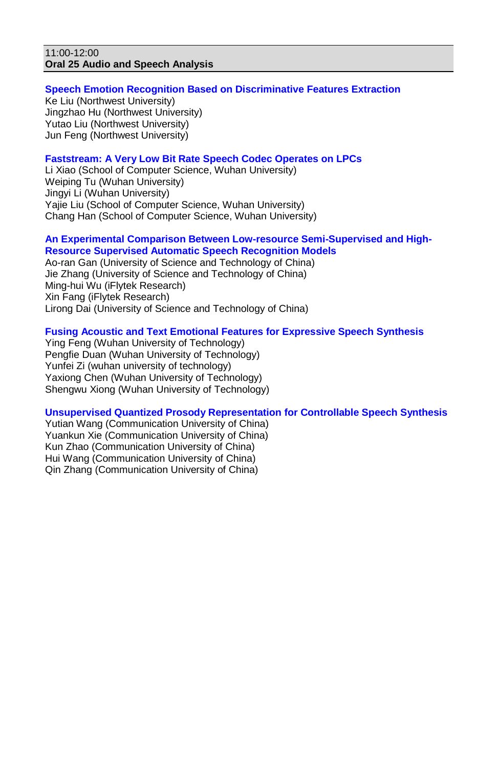11:00-12:00

**Oral 25 Audio and Speech Analysis**

**Speech Emotion Recognition Based on Discriminative Features Extraction**
Ke Liu (Northwest University)
Jingzhao Hu (Northwest University)
Yutao Liu (Northwest University)
Jun Feng (Northwest University)

**Faststream: A Very Low Bit Rate Speech Codec Operates on LPCs**
Li Xiao (School of Computer Science, Wuhan University)
Weiping Tu (Wuhan University)
Jingyi Li (Wuhan University)
Yajie Liu (School of Computer Science, Wuhan University)
Chang Han (School of Computer Science, Wuhan University)

**An Experimental Comparison Between Low-resource Semi-Supervised and High-Resource Supervised Automatic Speech Recognition Models**
Ao-ran Gan (University of Science and Technology of China)
Jie Zhang (University of Science and Technology of China)
Ming-hui Wu (iFlytek Research)
Xin Fang (iFlytek Research)
Lirong Dai (University of Science and Technology of China)

**Fusing Acoustic and Text Emotional Features for Expressive Speech Synthesis**
Ying Feng (Wuhan University of Technology)
Pengfie Duan (Wuhan University of Technology)
Yunfei Zi (wuhan university of technology)
Yaxiong Chen (Wuhan University of Technology)
Shengwu Xiong (Wuhan University of Technology)

**Unsupervised Quantized Prosody Representation for Controllable Speech Synthesis**
Yutian Wang (Communication University of China)
Yuankun Xie (Communication University of China)
Kun Zhao (Communication University of China)
Hui Wang (Communication University of China)
Qin Zhang (Communication University of China)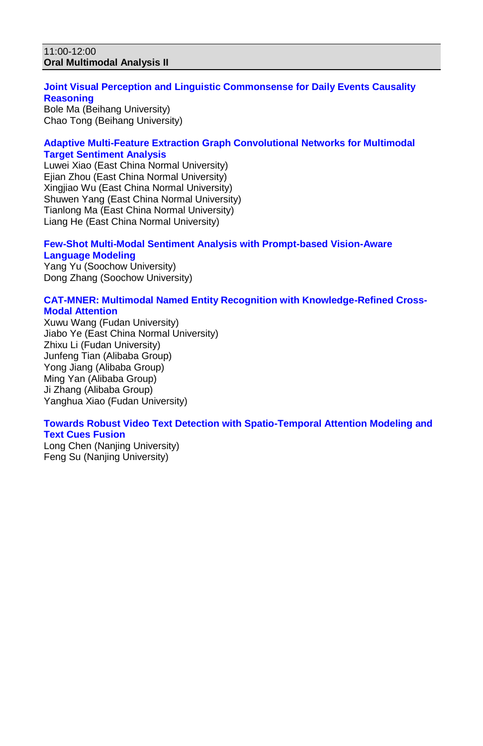11:00-12:00
**Oral Multimodal Analysis II**

**Joint Visual Perception and Linguistic Commonsense for Daily Events Causality Reasoning**
Bole Ma (Beihang University)
Chao Tong (Beihang University)

**Adaptive Multi-Feature Extraction Graph Convolutional Networks for Multimodal Target Sentiment Analysis**
Luwei Xiao (East China Normal University)
Ejian Zhou (East China Normal University)
Xingjiao Wu (East China Normal University)
Shuwen Yang (East China Normal University)
Tianlong Ma (East China Normal University)
Liang He (East China Normal University)

**Few-Shot Multi-Modal Sentiment Analysis with Prompt-based Vision-Aware Language Modeling**
Yang Yu (Soochow University)
Dong Zhang (Soochow University)

**CAT-MNER: Multimodal Named Entity Recognition with Knowledge-Refined Cross-Modal Attention**
Xuwu Wang (Fudan University)
Jiabo Ye (East China Normal University)
Zhixu Li (Fudan University)
Junfeng Tian (Alibaba Group)
Yong Jiang (Alibaba Group)
Ming Yan (Alibaba Group)
Ji Zhang (Alibaba Group)
Yanghua Xiao (Fudan University)

**Towards Robust Video Text Detection with Spatio-Temporal Attention Modeling and Text Cues Fusion**
Long Chen (Nanjing University)
Feng Su (Nanjing University)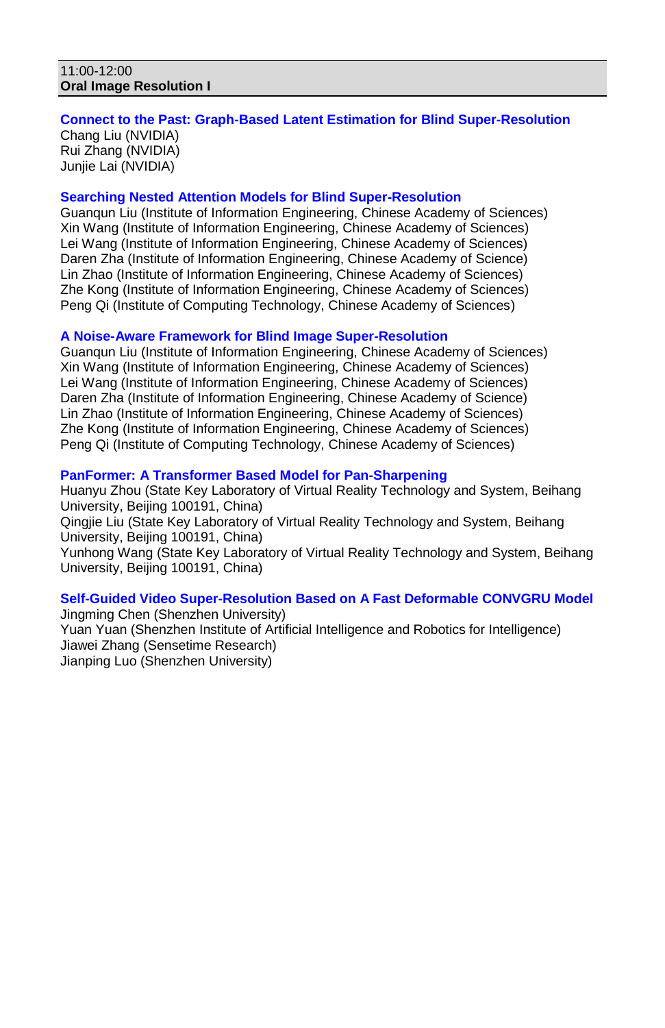11:00-12:00
**Oral Image Resolution I**

**Connect to the Past: Graph-Based Latent Estimation for Blind Super-Resolution**
Chang Liu (NVIDIA)
Rui Zhang (NVIDIA)
Junjie Lai (NVIDIA)

**Searching Nested Attention Models for Blind Super-Resolution**
Guanqun Liu (Institute of Information Engineering, Chinese Academy of Sciences)
Xin Wang (Institute of Information Engineering, Chinese Academy of Sciences)
Lei Wang (Institute of Information Engineering, Chinese Academy of Sciences)
Daren Zha (Institute of Information Engineering, Chinese Academy of Science)
Lin Zhao (Institute of Information Engineering, Chinese Academy of Sciences)
Zhe Kong (Institute of Information Engineering, Chinese Academy of Sciences)
Peng Qi (Institute of Computing Technology, Chinese Academy of Sciences)

**A Noise-Aware Framework for Blind Image Super-Resolution**
Guanqun Liu (Institute of Information Engineering, Chinese Academy of Sciences)
Xin Wang (Institute of Information Engineering, Chinese Academy of Sciences)
Lei Wang (Institute of Information Engineering, Chinese Academy of Sciences)
Daren Zha (Institute of Information Engineering, Chinese Academy of Science)
Lin Zhao (Institute of Information Engineering, Chinese Academy of Sciences)
Zhe Kong (Institute of Information Engineering, Chinese Academy of Sciences)
Peng Qi (Institute of Computing Technology, Chinese Academy of Sciences)

**PanFormer: A Transformer Based Model for Pan-Sharpening**
Huanyu Zhou (State Key Laboratory of Virtual Reality Technology and System, Beihang University, Beijing 100191, China)
Qingjie Liu (State Key Laboratory of Virtual Reality Technology and System, Beihang University, Beijing 100191, China)
Yunhong Wang (State Key Laboratory of Virtual Reality Technology and System, Beihang University, Beijing 100191, China)

**Self-Guided Video Super-Resolution Based on A Fast Deformable CONVGRU Model**
Jingming Chen (Shenzhen University)
Yuan Yuan (Shenzhen Institute of Artificial Intelligence and Robotics for Intelligence)
Jiawei Zhang (Sensetime Research)
Jianping Luo (Shenzhen University)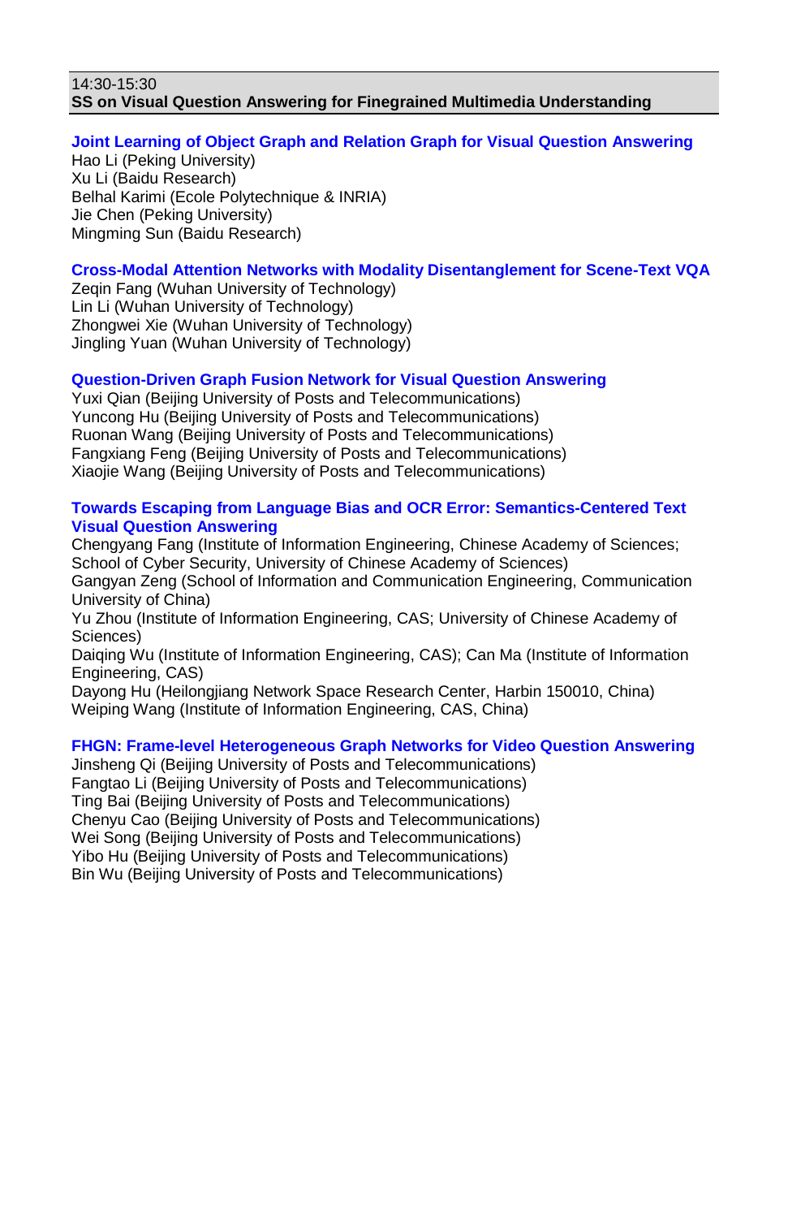14:30-15:30

**SS on Visual Question Answering for Finegrained Multimedia Understanding**

**Joint Learning of Object Graph and Relation Graph for Visual Question Answering**

Hao Li (Peking University)
Xu Li (Baidu Research)
Belhal Karimi (Ecole Polytechnique & INRIA)
Jie Chen (Peking University)
Mingming Sun (Baidu Research)

**Cross-Modal Attention Networks with Modality Disentanglement for Scene-Text VQA**

Zeqin Fang (Wuhan University of Technology)
Lin Li (Wuhan University of Technology)
Zhongwei Xie (Wuhan University of Technology)
Jingling Yuan (Wuhan University of Technology)

**Question-Driven Graph Fusion Network for Visual Question Answering**

Yuxi Qian (Beijing University of Posts and Telecommunications)
Yuncong Hu (Beijing University of Posts and Telecommunications)
Ruonan Wang (Beijing University of Posts and Telecommunications)
Fangxiang Feng (Beijing University of Posts and Telecommunications)
Xiaojie Wang (Beijing University of Posts and Telecommunications)

**Towards Escaping from Language Bias and OCR Error: Semantics-Centered Text Visual Question Answering**

Chengyang Fang (Institute of Information Engineering, Chinese Academy of Sciences; School of Cyber Security, University of Chinese Academy of Sciences)
Gangyan Zeng (School of Information and Communication Engineering, Communication University of China)
Yu Zhou (Institute of Information Engineering, CAS; University of Chinese Academy of Sciences)
Daiqing Wu (Institute of Information Engineering, CAS); Can Ma (Institute of Information Engineering, CAS)
Dayong Hu (Heilongjiang Network Space Research Center, Harbin 150010, China)
Weiping Wang (Institute of Information Engineering, CAS, China)

**FHGN: Frame-level Heterogeneous Graph Networks for Video Question Answering**

Jinsheng Qi (Beijing University of Posts and Telecommunications)
Fangtao Li (Beijing University of Posts and Telecommunications)
Ting Bai (Beijing University of Posts and Telecommunications)
Chenyu Cao (Beijing University of Posts and Telecommunications)
Wei Song (Beijing University of Posts and Telecommunications)
Yibo Hu (Beijing University of Posts and Telecommunications)
Bin Wu (Beijing University of Posts and Telecommunications)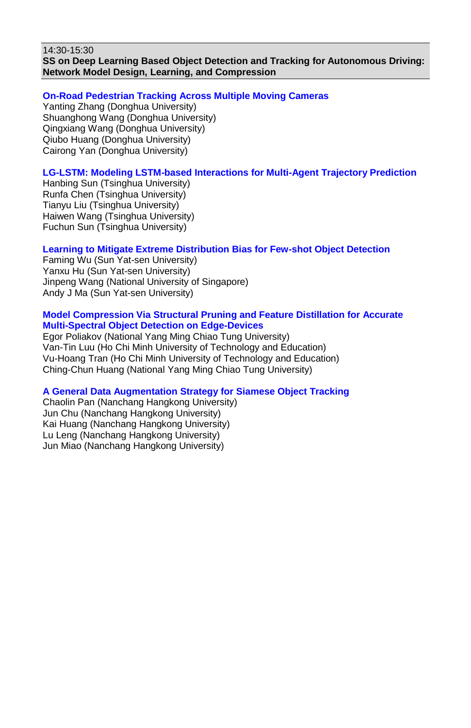14:30-15:30

**SS on Deep Learning Based Object Detection and Tracking for Autonomous Driving: Network Model Design, Learning, and Compression**

**On-Road Pedestrian Tracking Across Multiple Moving Cameras**

Yanting Zhang (Donghua University)
Shuanghong Wang (Donghua University)
Qingxiang Wang (Donghua University)
Qiubo Huang (Donghua University)
Cairong Yan (Donghua University)

**LG-LSTM: Modeling LSTM-based Interactions for Multi-Agent Trajectory Prediction**

Hanbing Sun (Tsinghua University)
Runfa Chen (Tsinghua University)
Tianyu Liu (Tsinghua University)
Haiwen Wang (Tsinghua University)
Fuchun Sun (Tsinghua University)

**Learning to Mitigate Extreme Distribution Bias for Few-shot Object Detection**

Faming Wu (Sun Yat-sen University)
Yanxu Hu (Sun Yat-sen University)
Jinpeng Wang (National University of Singapore)
Andy J Ma (Sun Yat-sen University)

**Model Compression Via Structural Pruning and Feature Distillation for Accurate Multi-Spectral Object Detection on Edge-Devices**

Egor Poliakov (National Yang Ming Chiao Tung University)
Van-Tin Luu (Ho Chi Minh University of Technology and Education)
Vu-Hoang Tran (Ho Chi Minh University of Technology and Education)
Ching-Chun Huang (National Yang Ming Chiao Tung University)

**A General Data Augmentation Strategy for Siamese Object Tracking**

Chaolin Pan (Nanchang Hangkong University)
Jun Chu (Nanchang Hangkong University)
Kai Huang (Nanchang Hangkong University)
Lu Leng (Nanchang Hangkong University)
Jun Miao (Nanchang Hangkong University)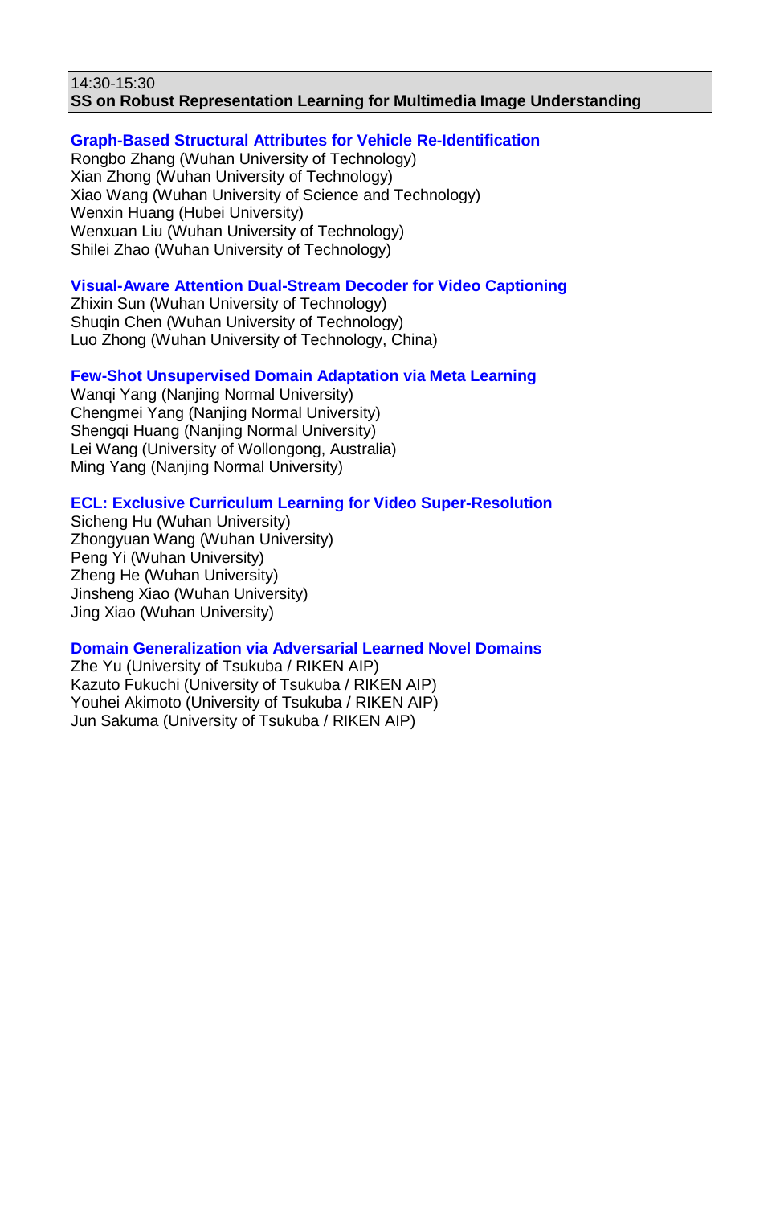14:30-15:30

**SS on Robust Representation Learning for Multimedia Image Understanding**

**Graph-Based Structural Attributes for Vehicle Re-Identification**
Rongbo Zhang (Wuhan University of Technology)
Xian Zhong (Wuhan University of Technology)
Xiao Wang (Wuhan University of Science and Technology)
Wenxin Huang (Hubei University)
Wenxuan Liu (Wuhan University of Technology)
Shilei Zhao (Wuhan University of Technology)

**Visual-Aware Attention Dual-Stream Decoder for Video Captioning**
Zhixin Sun (Wuhan University of Technology)
Shuqin Chen (Wuhan University of Technology)
Luo Zhong (Wuhan University of Technology, China)

**Few-Shot Unsupervised Domain Adaptation via Meta Learning**
Wanqi Yang (Nanjing Normal University)
Chengmei Yang (Nanjing Normal University)
Shengqi Huang (Nanjing Normal University)
Lei Wang (University of Wollongong, Australia)
Ming Yang (Nanjing Normal University)

**ECL: Exclusive Curriculum Learning for Video Super-Resolution**
Sicheng Hu (Wuhan University)
Zhongyuan Wang (Wuhan University)
Peng Yi (Wuhan University)
Zheng He (Wuhan University)
Jinsheng Xiao (Wuhan University)
Jing Xiao (Wuhan University)

**Domain Generalization via Adversarial Learned Novel Domains**
Zhe Yu (University of Tsukuba / RIKEN AIP)
Kazuto Fukuchi (University of Tsukuba / RIKEN AIP)
Youhei Akimoto (University of Tsukuba / RIKEN AIP)
Jun Sakuma (University of Tsukuba / RIKEN AIP)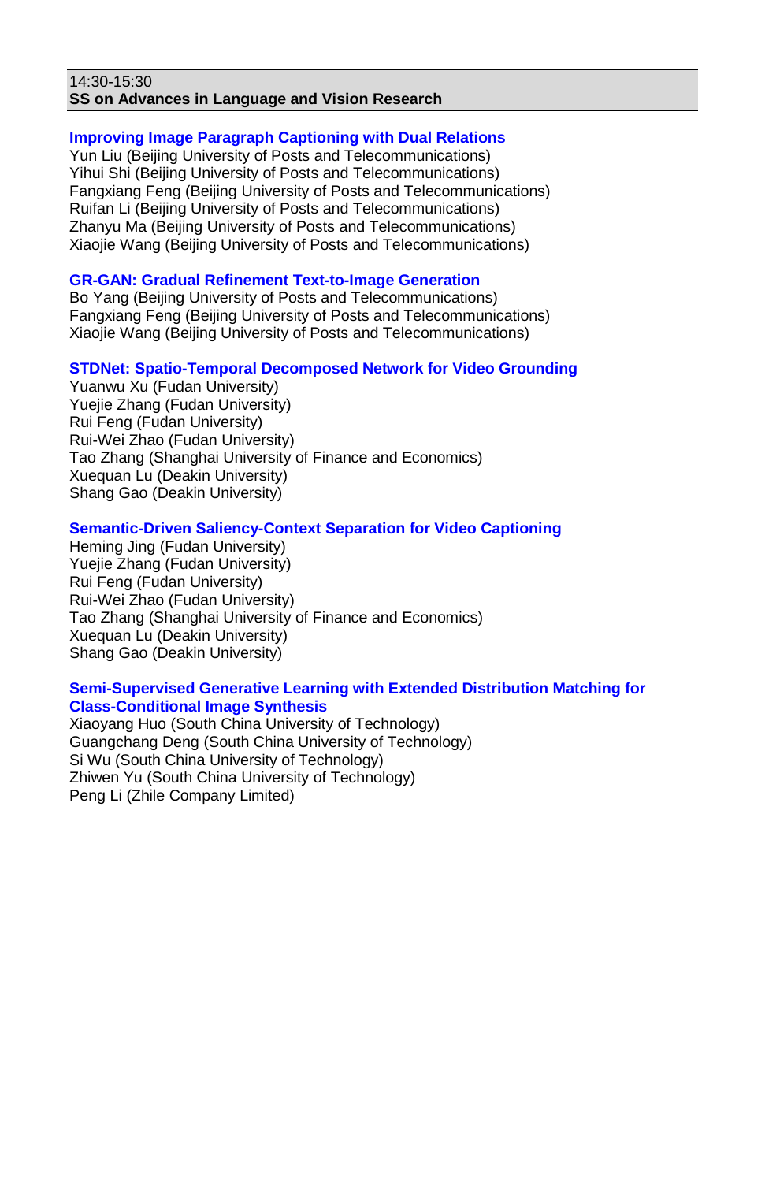14:30-15:30
**SS on Advances in Language and Vision Research**

**Improving Image Paragraph Captioning with Dual Relations**
Yun Liu (Beijing University of Posts and Telecommunications)
Yihui Shi (Beijing University of Posts and Telecommunications)
Fangxiang Feng (Beijing University of Posts and Telecommunications)
Ruifan Li (Beijing University of Posts and Telecommunications)
Zhanyu Ma (Beijing University of Posts and Telecommunications)
Xiaojie Wang (Beijing University of Posts and Telecommunications)

**GR-GAN: Gradual Refinement Text-to-Image Generation**
Bo Yang (Beijing University of Posts and Telecommunications)
Fangxiang Feng (Beijing University of Posts and Telecommunications)
Xiaojie Wang (Beijing University of Posts and Telecommunications)

**STDNet: Spatio-Temporal Decomposed Network for Video Grounding**
Yuanwu Xu (Fudan University)
Yuejie Zhang (Fudan University)
Rui Feng (Fudan University)
Rui-Wei Zhao (Fudan University)
Tao Zhang (Shanghai University of Finance and Economics)
Xuequan Lu (Deakin University)
Shang Gao (Deakin University)

**Semantic-Driven Saliency-Context Separation for Video Captioning**
Heming Jing (Fudan University)
Yuejie Zhang (Fudan University)
Rui Feng (Fudan University)
Rui-Wei Zhao (Fudan University)
Tao Zhang (Shanghai University of Finance and Economics)
Xuequan Lu (Deakin University)
Shang Gao (Deakin University)

**Semi-Supervised Generative Learning with Extended Distribution Matching for Class-Conditional Image Synthesis**
Xiaoyang Huo (South China University of Technology)
Guangchang Deng (South China University of Technology)
Si Wu (South China University of Technology)
Zhiwen Yu (South China University of Technology)
Peng Li (Zhile Company Limited)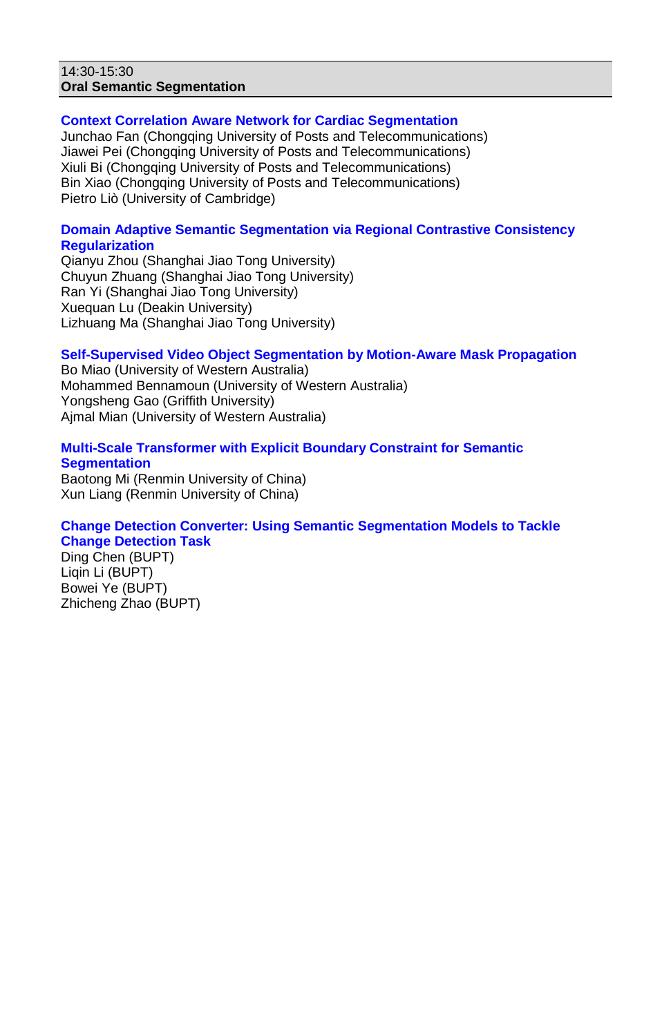14:30-15:30
**Oral Semantic Segmentation**

**Context Correlation Aware Network for Cardiac Segmentation**
Junchao Fan (Chongqing University of Posts and Telecommunications)
Jiawei Pei (Chongqing University of Posts and Telecommunications)
Xiuli Bi (Chongqing University of Posts and Telecommunications)
Bin Xiao (Chongqing University of Posts and Telecommunications)
Pietro Liò (University of Cambridge)

**Domain Adaptive Semantic Segmentation via Regional Contrastive Consistency Regularization**
Qianyu Zhou (Shanghai Jiao Tong University)
Chuyun Zhuang (Shanghai Jiao Tong University)
Ran Yi (Shanghai Jiao Tong University)
Xuequan Lu (Deakin University)
Lizhuang Ma (Shanghai Jiao Tong University)

**Self-Supervised Video Object Segmentation by Motion-Aware Mask Propagation**
Bo Miao (University of Western Australia)
Mohammed Bennamoun (University of Western Australia)
Yongsheng Gao (Griffith University)
Ajmal Mian (University of Western Australia)

**Multi-Scale Transformer with Explicit Boundary Constraint for Semantic Segmentation**
Baotong Mi (Renmin University of China)
Xun Liang (Renmin University of China)

**Change Detection Converter: Using Semantic Segmentation Models to Tackle Change Detection Task**
Ding Chen (BUPT)
Liqin Li (BUPT)
Bowei Ye (BUPT)
Zhicheng Zhao (BUPT)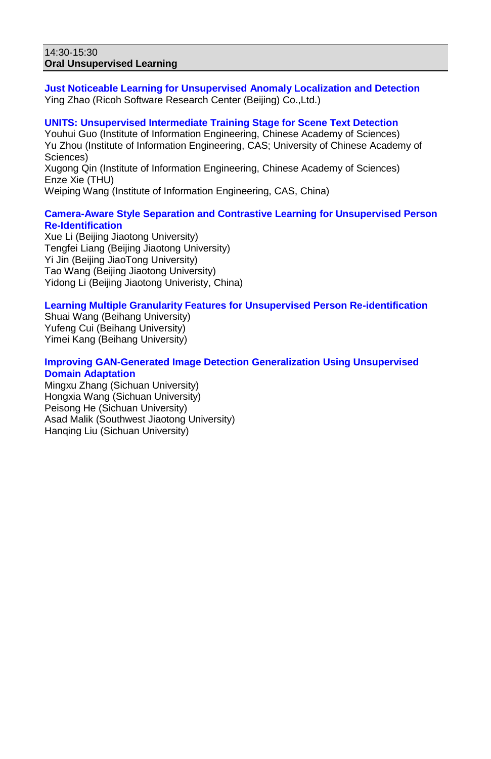14:30-15:30
**Oral Unsupervised Learning**

**Just Noticeable Learning for Unsupervised Anomaly Localization and Detection**
Ying Zhao (Ricoh Software Research Center (Beijing) Co.,Ltd.)

**UNITS: Unsupervised Intermediate Training Stage for Scene Text Detection**
Youhui Guo (Institute of Information Engineering, Chinese Academy of Sciences)
Yu Zhou (Institute of Information Engineering, CAS; University of Chinese Academy of Sciences)
Xugong Qin (Institute of Information Engineering, Chinese Academy of Sciences)
Enze Xie (THU)
Weiping Wang (Institute of Information Engineering, CAS, China)

**Camera-Aware Style Separation and Contrastive Learning for Unsupervised Person Re-Identification**
Xue Li (Beijing Jiaotong University)
Tengfei Liang (Beijing Jiaotong University)
Yi Jin (Beijing JiaoTong University)
Tao Wang (Beijing Jiaotong University)
Yidong Li (Beijing Jiaotong Univeristy, China)

**Learning Multiple Granularity Features for Unsupervised Person Re-identification**
Shuai Wang (Beihang University)
Yufeng Cui (Beihang University)
Yimei Kang (Beihang University)

**Improving GAN-Generated Image Detection Generalization Using Unsupervised Domain Adaptation**
Mingxu Zhang (Sichuan University)
Hongxia Wang (Sichuan University)
Peisong He (Sichuan University)
Asad Malik (Southwest Jiaotong University)
Hanqing Liu (Sichuan University)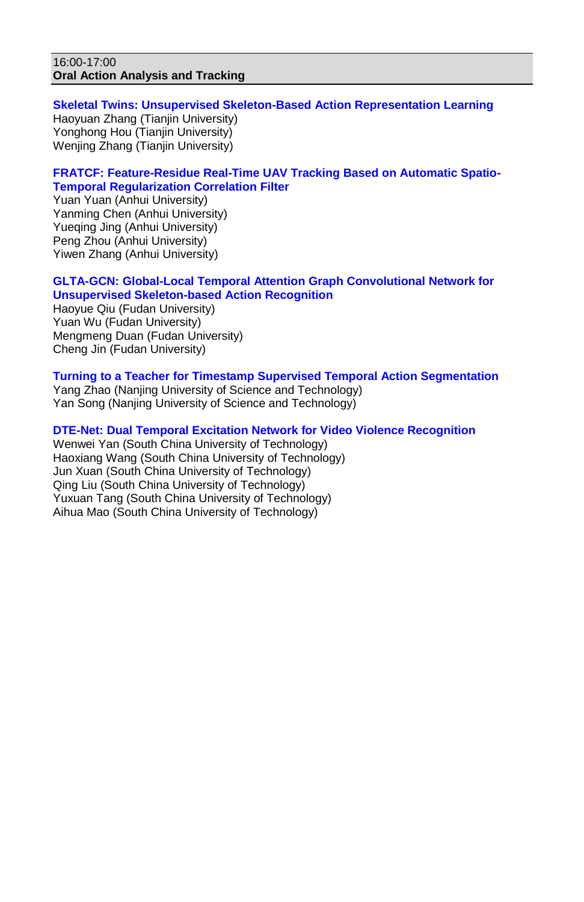16:00-17:00
**Oral Action Analysis and Tracking**

**Skeletal Twins: Unsupervised Skeleton-Based Action Representation Learning**
Haoyuan Zhang (Tianjin University)
Yonghong Hou (Tianjin University)
Wenjing Zhang (Tianjin University)

**FRATCF: Feature-Residue Real-Time UAV Tracking Based on Automatic Spatio-Temporal Regularization Correlation Filter**
Yuan Yuan (Anhui University)
Yanming Chen (Anhui University)
Yueqing Jing (Anhui University)
Peng Zhou (Anhui University)
Yiwen Zhang (Anhui University)

**GLTA-GCN: Global-Local Temporal Attention Graph Convolutional Network for Unsupervised Skeleton-based Action Recognition**
Haoyue Qiu (Fudan University)
Yuan Wu (Fudan University)
Mengmeng Duan (Fudan University)
Cheng Jin (Fudan University)

**Turning to a Teacher for Timestamp Supervised Temporal Action Segmentation**
Yang Zhao (Nanjing University of Science and Technology)
Yan Song (Nanjing University of Science and Technology)

**DTE-Net: Dual Temporal Excitation Network for Video Violence Recognition**
Wenwei Yan (South China University of Technology)
Haoxiang Wang (South China University of Technology)
Jun Xuan (South China University of Technology)
Qing Liu (South China University of Technology)
Yuxuan Tang (South China University of Technology)
Aihua Mao (South China University of Technology)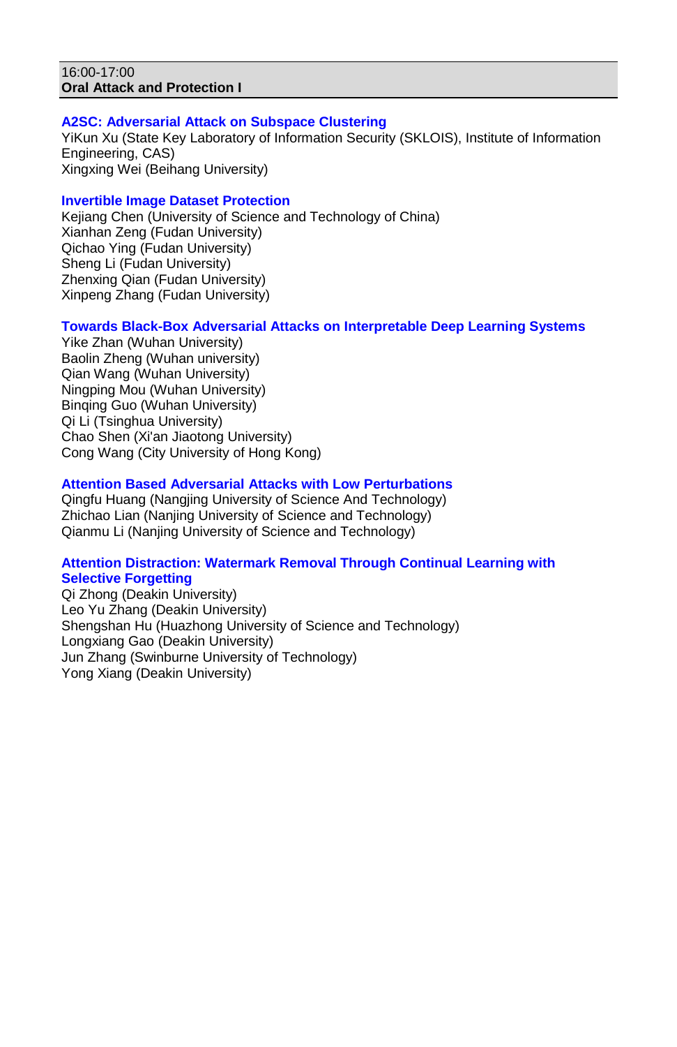16:00-17:00
**Oral Attack and Protection I**

### A2SC: Adversarial Attack on Subspace Clustering

YiKun Xu (State Key Laboratory of Information Security (SKLOIS), Institute of Information Engineering, CAS)
Xingxing Wei (Beihang University)

### Invertible Image Dataset Protection

Kejiang Chen (University of Science and Technology of China)
Xianhan Zeng (Fudan University)
Qichao Ying (Fudan University)
Sheng Li (Fudan University)
Zhenxing Qian (Fudan University)
Xinpeng Zhang (Fudan University)

### Towards Black-Box Adversarial Attacks on Interpretable Deep Learning Systems

Yike Zhan (Wuhan University)
Baolin Zheng (Wuhan university)
Qian Wang (Wuhan University)
Ningping Mou (Wuhan University)
Binqing Guo (Wuhan University)
Qi Li (Tsinghua University)
Chao Shen (Xi'an Jiaotong University)
Cong Wang (City University of Hong Kong)

### Attention Based Adversarial Attacks with Low Perturbations

Qingfu Huang (Nangjing University of Science And Technology)
Zhichao Lian (Nanjing University of Science and Technology)
Qianmu Li (Nanjing University of Science and Technology)

### Attention Distraction: Watermark Removal Through Continual Learning with Selective Forgetting

Qi Zhong (Deakin University)
Leo Yu Zhang (Deakin University)
Shengshan Hu (Huazhong University of Science and Technology)
Longxiang Gao (Deakin University)
Jun Zhang (Swinburne University of Technology)
Yong Xiang (Deakin University)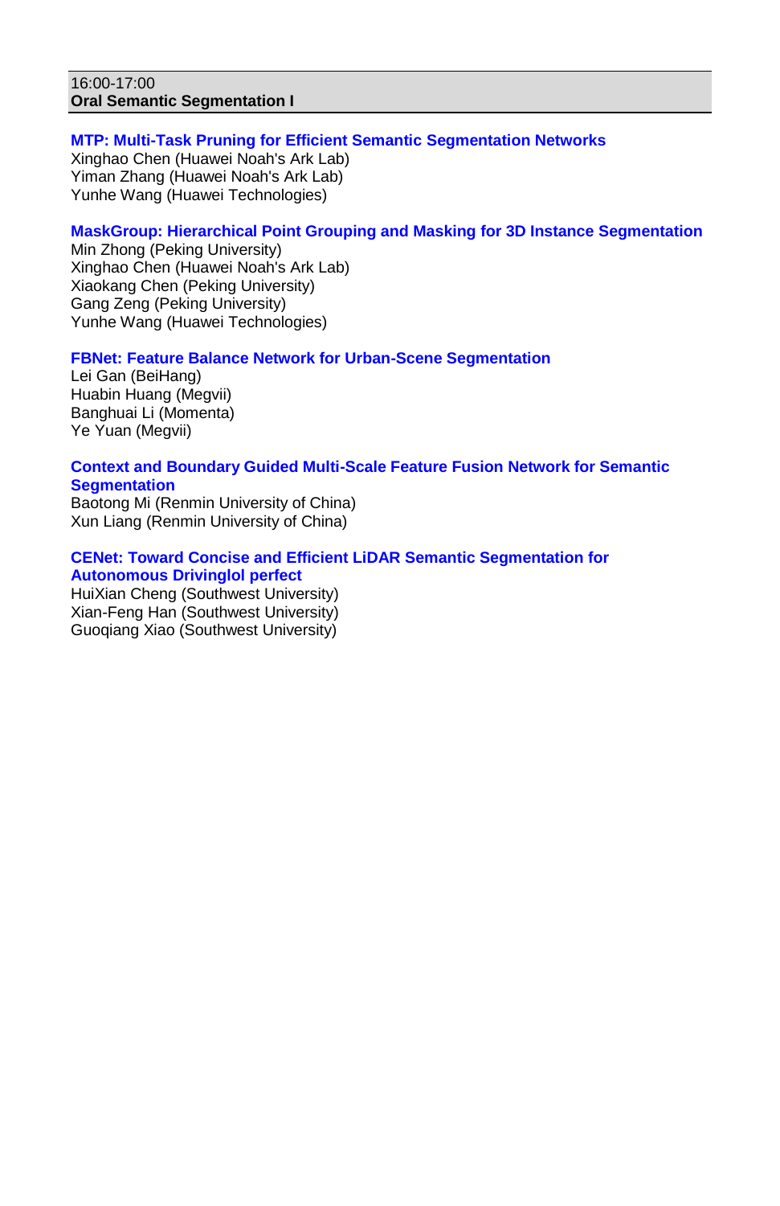16:00-17:00
**Oral Semantic Segmentation I**

**MTP: Multi-Task Pruning for Efficient Semantic Segmentation Networks**
Xinghao Chen (Huawei Noah's Ark Lab)
Yiman Zhang (Huawei Noah's Ark Lab)
Yunhe Wang (Huawei Technologies)

**MaskGroup: Hierarchical Point Grouping and Masking for 3D Instance Segmentation**
Min Zhong (Peking University)
Xinghao Chen (Huawei Noah's Ark Lab)
Xiaokang Chen (Peking University)
Gang Zeng (Peking University)
Yunhe Wang (Huawei Technologies)

**FBNet: Feature Balance Network for Urban-Scene Segmentation**
Lei Gan (BeiHang)
Huabin Huang (Megvii)
Banghuai Li (Momenta)
Ye Yuan (Megvii)

**Context and Boundary Guided Multi-Scale Feature Fusion Network for Semantic Segmentation**
Baotong Mi (Renmin University of China)
Xun Liang (Renmin University of China)

**CENet: Toward Concise and Efficient LiDAR Semantic Segmentation for Autonomous Drivinglol perfect**
HuiXian Cheng (Southwest University)
Xian-Feng Han (Southwest University)
Guoqiang Xiao (Southwest University)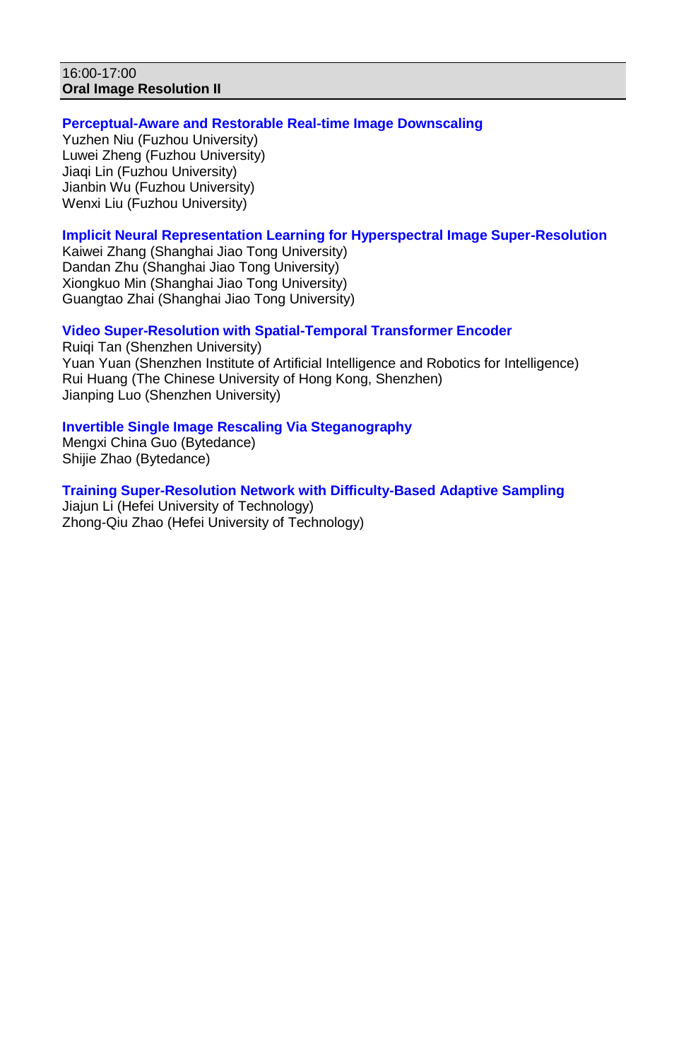16:00-17:00

**Oral Image Resolution II**

**Perceptual-Aware and Restorable Real-time Image Downscaling**

Yuzhen Niu (Fuzhou University)
Luwei Zheng (Fuzhou University)
Jiaqi Lin (Fuzhou University)
Jianbin Wu (Fuzhou University)
Wenxi Liu (Fuzhou University)

**Implicit Neural Representation Learning for Hyperspectral Image Super-Resolution**

Kaiwei Zhang (Shanghai Jiao Tong University)
Dandan Zhu (Shanghai Jiao Tong University)
Xiongkuo Min (Shanghai Jiao Tong University)
Guangtao Zhai (Shanghai Jiao Tong University)

**Video Super-Resolution with Spatial-Temporal Transformer Encoder**

Ruiqi Tan (Shenzhen University)
Yuan Yuan (Shenzhen Institute of Artificial Intelligence and Robotics for Intelligence)
Rui Huang (The Chinese University of Hong Kong, Shenzhen)
Jianping Luo (Shenzhen University)

**Invertible Single Image Rescaling Via Steganography**

Mengxi China Guo (Bytedance)
Shijie Zhao (Bytedance)

**Training Super-Resolution Network with Difficulty-Based Adaptive Sampling**

Jiajun Li (Hefei University of Technology)
Zhong-Qiu Zhao (Hefei University of Technology)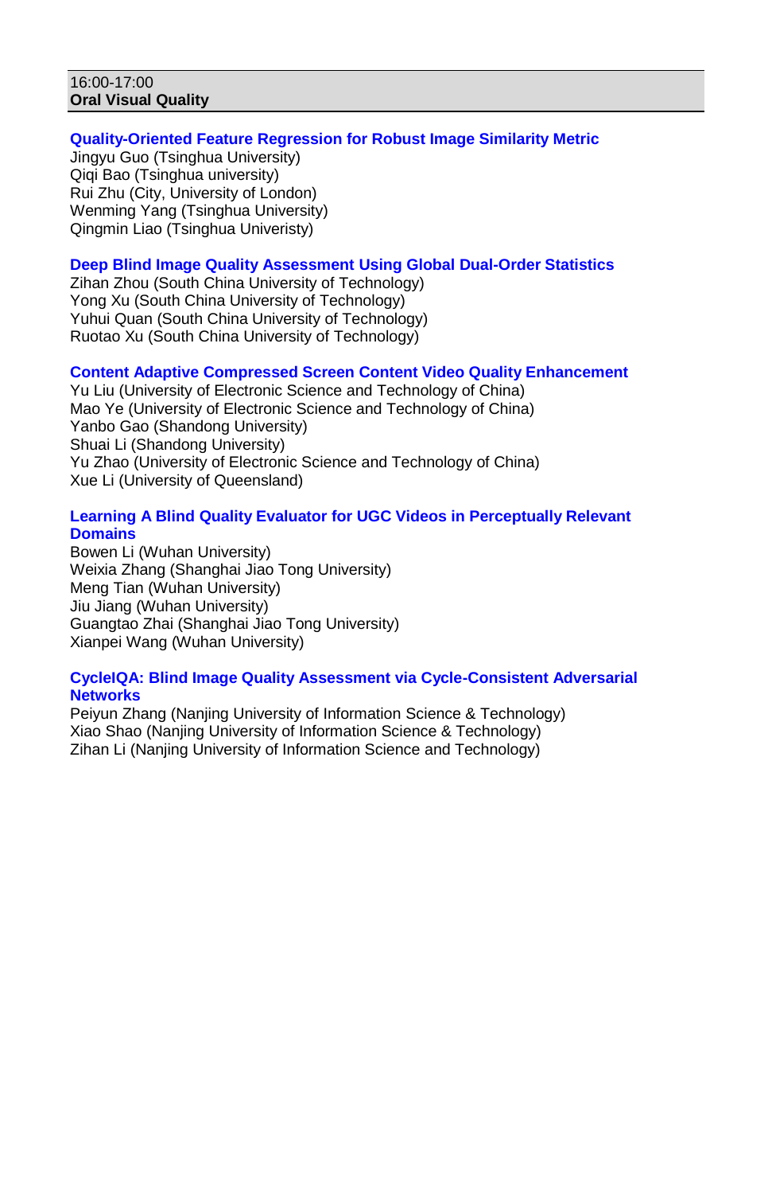16:00-17:00
**Oral Visual Quality**

**Quality-Oriented Feature Regression for Robust Image Similarity Metric**
Jingyu Guo (Tsinghua University)
Qiqi Bao (Tsinghua university)
Rui Zhu (City, University of London)
Wenming Yang (Tsinghua University)
Qingmin Liao (Tsinghua Univeristy)

**Deep Blind Image Quality Assessment Using Global Dual-Order Statistics**
Zihan Zhou (South China University of Technology)
Yong Xu (South China University of Technology)
Yuhui Quan (South China University of Technology)
Ruotao Xu (South China University of Technology)

**Content Adaptive Compressed Screen Content Video Quality Enhancement**
Yu Liu (University of Electronic Science and Technology of China)
Mao Ye (University of Electronic Science and Technology of China)
Yanbo Gao (Shandong University)
Shuai Li (Shandong University)
Yu Zhao (University of Electronic Science and Technology of China)
Xue Li (University of Queensland)

**Learning A Blind Quality Evaluator for UGC Videos in Perceptually Relevant Domains**
Bowen Li (Wuhan University)
Weixia Zhang (Shanghai Jiao Tong University)
Meng Tian (Wuhan University)
Jiu Jiang (Wuhan University)
Guangtao Zhai (Shanghai Jiao Tong University)
Xianpei Wang (Wuhan University)

**CycleIQA: Blind Image Quality Assessment via Cycle-Consistent Adversarial Networks**
Peiyun Zhang (Nanjing University of Information Science & Technology)
Xiao Shao (Nanjing University of Information Science & Technology)
Zihan Li (Nanjing University of Information Science and Technology)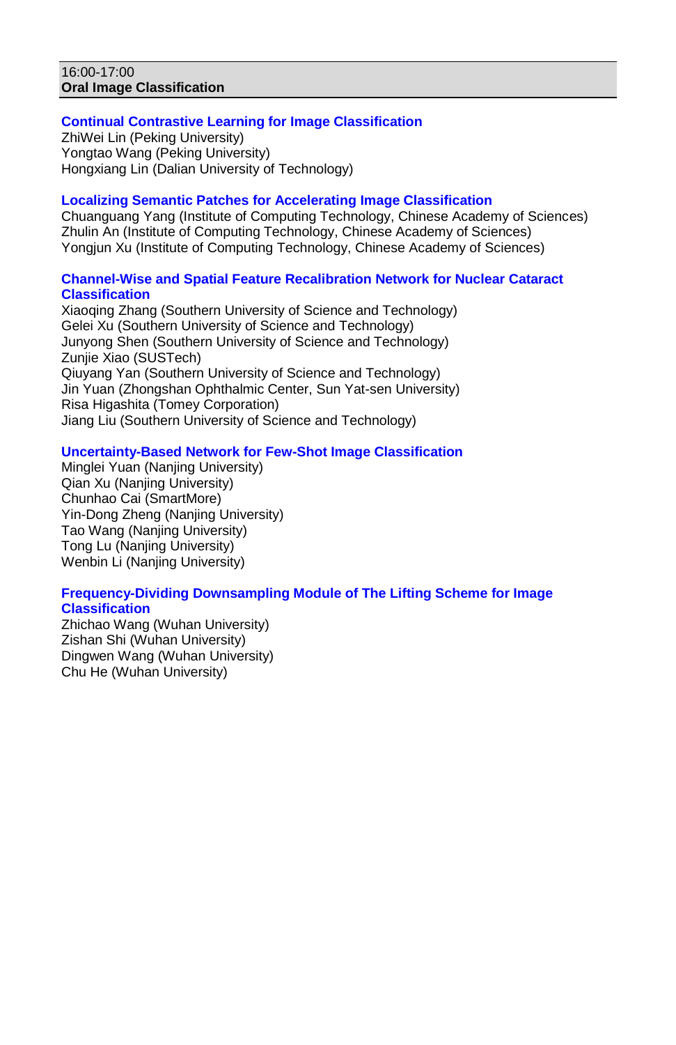16:00-17:00
**Oral Image Classification**

**Continual Contrastive Learning for Image Classification**
ZhiWei Lin (Peking University)
Yongtao Wang (Peking University)
Hongxiang Lin (Dalian University of Technology)

**Localizing Semantic Patches for Accelerating Image Classification**
Chuanguang Yang (Institute of Computing Technology, Chinese Academy of Sciences)
Zhulin An (Institute of Computing Technology, Chinese Academy of Sciences)
Yongjun Xu (Institute of Computing Technology, Chinese Academy of Sciences)

**Channel-Wise and Spatial Feature Recalibration Network for Nuclear Cataract Classification**
Xiaoqing Zhang (Southern University of Science and Technology)
Gelei Xu (Southern University of Science and Technology)
Junyong Shen (Southern University of Science and Technology)
Zunjie Xiao (SUSTech)
Qiuyang Yan (Southern University of Science and Technology)
Jin Yuan (Zhongshan Ophthalmic Center, Sun Yat-sen University)
Risa Higashita (Tomey Corporation)
Jiang Liu (Southern University of Science and Technology)

**Uncertainty-Based Network for Few-Shot Image Classification**
Minglei Yuan (Nanjing University)
Qian Xu (Nanjing University)
Chunhao Cai (SmartMore)
Yin-Dong Zheng (Nanjing University)
Tao Wang (Nanjing University)
Tong Lu (Nanjing University)
Wenbin Li (Nanjing University)

**Frequency-Dividing Downsampling Module of The Lifting Scheme for Image Classification**
Zhichao Wang (Wuhan University)
Zishan Shi (Wuhan University)
Dingwen Wang (Wuhan University)
Chu He (Wuhan University)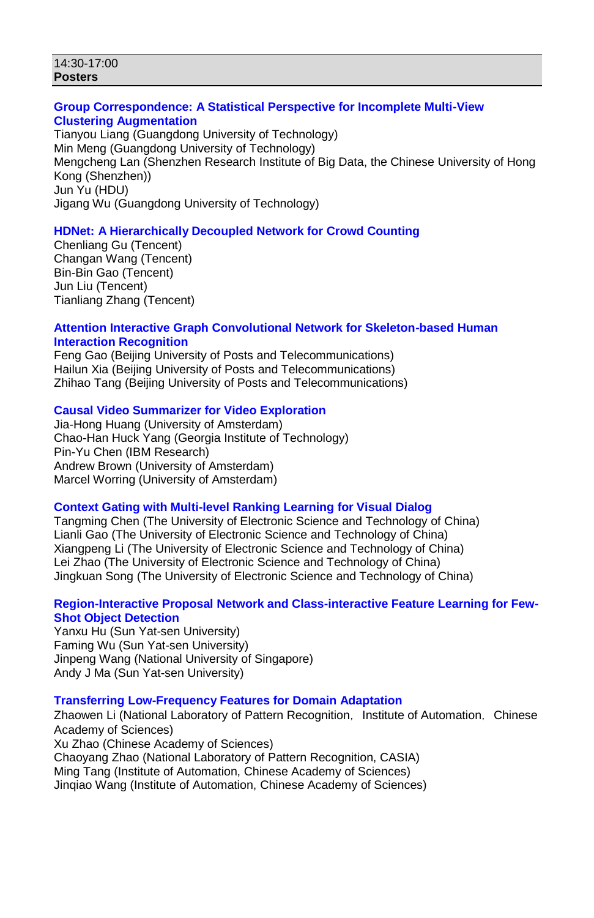14:30-17:00
**Posters**

### Group Correspondence: A Statistical Perspective for Incomplete Multi-View Clustering Augmentation

Tianyou Liang (Guangdong University of Technology)
Min Meng (Guangdong University of Technology)
Mengcheng Lan (Shenzhen Research Institute of Big Data, the Chinese University of Hong Kong (Shenzhen))
Jun Yu (HDU)
Jigang Wu (Guangdong University of Technology)

### HDNet: A Hierarchically Decoupled Network for Crowd Counting

Chenliang Gu (Tencent)
Changan Wang (Tencent)
Bin-Bin Gao (Tencent)
Jun Liu (Tencent)
Tianliang Zhang (Tencent)

### Attention Interactive Graph Convolutional Network for Skeleton-based Human Interaction Recognition

Feng Gao (Beijing University of Posts and Telecommunications)
Hailun Xia (Beijing University of Posts and Telecommunications)
Zhihao Tang (Beijing University of Posts and Telecommunications)

### Causal Video Summarizer for Video Exploration

Jia-Hong Huang (University of Amsterdam)
Chao-Han Huck Yang (Georgia Institute of Technology)
Pin-Yu Chen (IBM Research)
Andrew Brown (University of Amsterdam)
Marcel Worring (University of Amsterdam)

### Context Gating with Multi-level Ranking Learning for Visual Dialog

Tangming Chen (The University of Electronic Science and Technology of China)
Lianli Gao (The University of Electronic Science and Technology of China)
Xiangpeng Li (The University of Electronic Science and Technology of China)
Lei Zhao (The University of Electronic Science and Technology of China)
Jingkuan Song (The University of Electronic Science and Technology of China)

### Region-Interactive Proposal Network and Class-interactive Feature Learning for Few-Shot Object Detection

Yanxu Hu (Sun Yat-sen University)
Faming Wu (Sun Yat-sen University)
Jinpeng Wang (National University of Singapore)
Andy J Ma (Sun Yat-sen University)

### Transferring Low-Frequency Features for Domain Adaptation

Zhaowen Li (National Laboratory of Pattern Recognition，Institute of Automation，Chinese Academy of Sciences)
Xu Zhao (Chinese Academy of Sciences)
Chaoyang Zhao (National Laboratory of Pattern Recognition, CASIA)
Ming Tang (Institute of Automation, Chinese Academy of Sciences)
Jinqiao Wang (Institute of Automation, Chinese Academy of Sciences)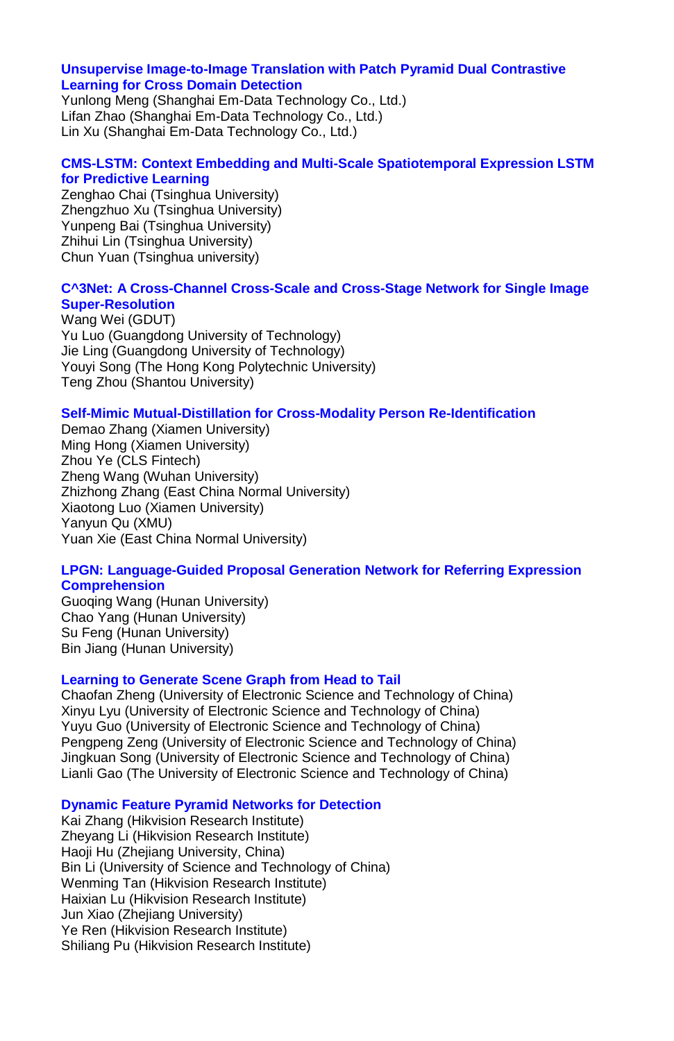**Unsupervise Image-to-Image Translation with Patch Pyramid Dual Contrastive Learning for Cross Domain Detection**

Yunlong Meng (Shanghai Em-Data Technology Co., Ltd.)
Lifan Zhao (Shanghai Em-Data Technology Co., Ltd.)
Lin Xu (Shanghai Em-Data Technology Co., Ltd.)

**CMS-LSTM: Context Embedding and Multi-Scale Spatiotemporal Expression LSTM for Predictive Learning**

Zenghao Chai (Tsinghua University)
Zhengzhuo Xu (Tsinghua University)
Yunpeng Bai (Tsinghua University)
Zhihui Lin (Tsinghua University)
Chun Yuan (Tsinghua university)

**C^3Net: A Cross-Channel Cross-Scale and Cross-Stage Network for Single Image Super-Resolution**

Wang Wei (GDUT)
Yu Luo (Guangdong University of Technology)
Jie Ling (Guangdong University of Technology)
Youyi Song (The Hong Kong Polytechnic University)
Teng Zhou (Shantou University)

**Self-Mimic Mutual-Distillation for Cross-Modality Person Re-Identification**

Demao Zhang (Xiamen University)
Ming Hong (Xiamen University)
Zhou Ye (CLS Fintech)
Zheng Wang (Wuhan University)
Zhizhong Zhang (East China Normal University)
Xiaotong Luo (Xiamen University)
Yanyun Qu (XMU)
Yuan Xie (East China Normal University)

**LPGN: Language-Guided Proposal Generation Network for Referring Expression Comprehension**

Guoqing Wang (Hunan University)
Chao Yang (Hunan University)
Su Feng (Hunan University)
Bin Jiang (Hunan University)

**Learning to Generate Scene Graph from Head to Tail**

Chaofan Zheng (University of Electronic Science and Technology of China)
Xinyu Lyu (University of Electronic Science and Technology of China)
Yuyu Guo (University of Electronic Science and Technology of China)
Pengpeng Zeng (University of Electronic Science and Technology of China)
Jingkuan Song (University of Electronic Science and Technology of China)
Lianli Gao (The University of Electronic Science and Technology of China)

**Dynamic Feature Pyramid Networks for Detection**

Kai Zhang (Hikvision Research Institute)
Zheyang Li (Hikvision Research Institute)
Haoji Hu (Zhejiang University, China)
Bin Li (University of Science and Technology of China)
Wenming Tan (Hikvision Research Institute)
Haixian Lu (Hikvision Research Institute)
Jun Xiao (Zhejiang University)
Ye Ren (Hikvision Research Institute)
Shiliang Pu (Hikvision Research Institute)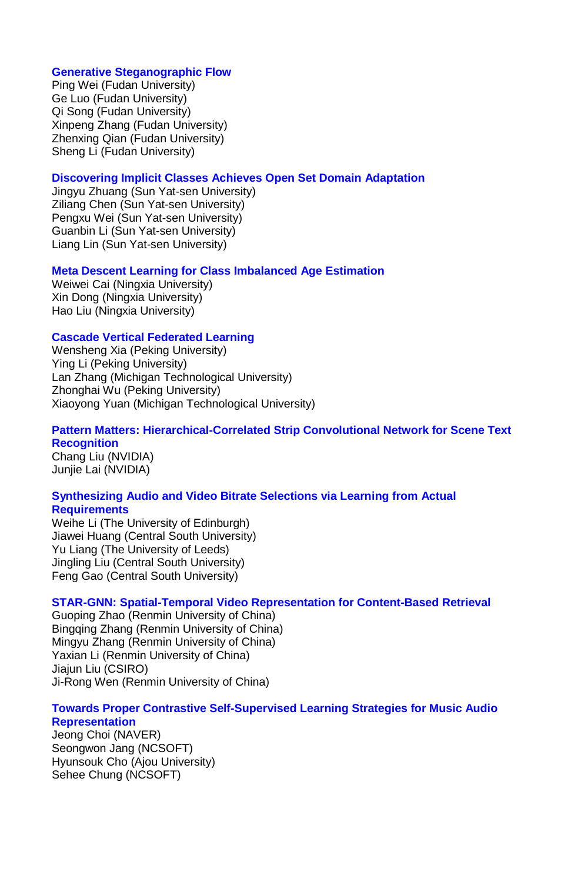**Generative Steganographic Flow**
Ping Wei (Fudan University)
Ge Luo (Fudan University)
Qi Song (Fudan University)
Xinpeng Zhang (Fudan University)
Zhenxing Qian (Fudan University)
Sheng Li (Fudan University)

**Discovering Implicit Classes Achieves Open Set Domain Adaptation**
Jingyu Zhuang (Sun Yat-sen University)
Ziliang Chen (Sun Yat-sen University)
Pengxu Wei (Sun Yat-sen University)
Guanbin Li (Sun Yat-sen University)
Liang Lin (Sun Yat-sen University)

**Meta Descent Learning for Class Imbalanced Age Estimation**
Weiwei Cai (Ningxia University)
Xin Dong (Ningxia University)
Hao Liu (Ningxia University)

**Cascade Vertical Federated Learning**
Wensheng Xia (Peking University)
Ying Li (Peking University)
Lan Zhang (Michigan Technological University)
Zhonghai Wu (Peking University)
Xiaoyong Yuan (Michigan Technological University)

**Pattern Matters: Hierarchical-Correlated Strip Convolutional Network for Scene Text Recognition**
Chang Liu (NVIDIA)
Junjie Lai (NVIDIA)

**Synthesizing Audio and Video Bitrate Selections via Learning from Actual Requirements**
Weihe Li (The University of Edinburgh)
Jiawei Huang (Central South University)
Yu Liang (The University of Leeds)
Jingling Liu (Central South University)
Feng Gao (Central South University)

**STAR-GNN: Spatial-Temporal Video Representation for Content-Based Retrieval**
Guoping Zhao (Renmin University of China)
Bingqing Zhang (Renmin University of China)
Mingyu Zhang (Renmin University of China)
Yaxian Li (Renmin University of China)
Jiajun Liu (CSIRO)
Ji-Rong Wen (Renmin University of China)

**Towards Proper Contrastive Self-Supervised Learning Strategies for Music Audio Representation**
Jeong Choi (NAVER)
Seongwon Jang (NCSOFT)
Hyunsouk Cho (Ajou University)
Sehee Chung (NCSOFT)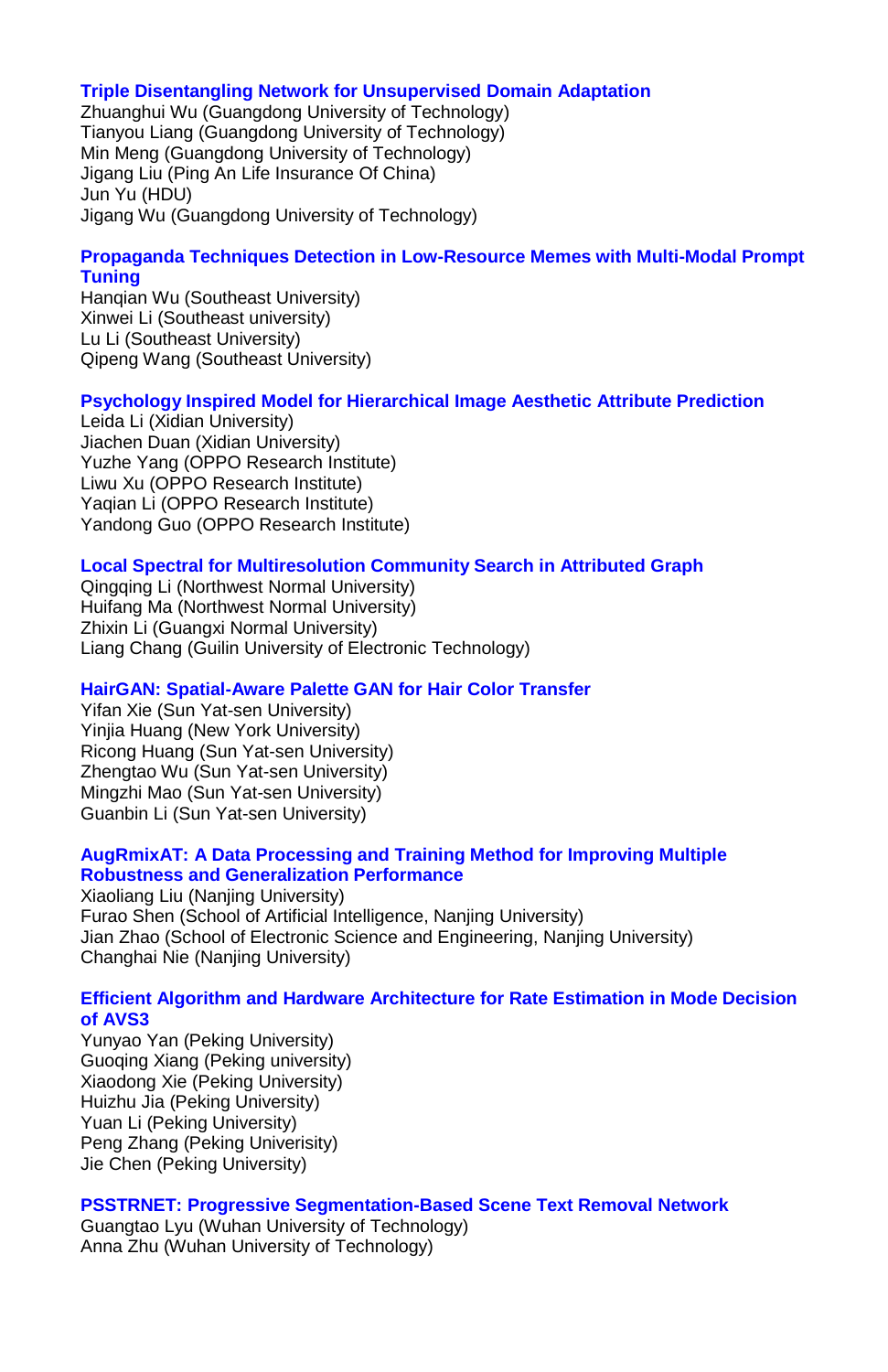**Triple Disentangling Network for Unsupervised Domain Adaptation**
Zhuanghui Wu (Guangdong University of Technology)
Tianyou Liang (Guangdong University of Technology)
Min Meng (Guangdong University of Technology)
Jigang Liu (Ping An Life Insurance Of China)
Jun Yu (HDU)
Jigang Wu (Guangdong University of Technology)

**Propaganda Techniques Detection in Low-Resource Memes with Multi-Modal Prompt Tuning**
Hanqian Wu (Southeast University)
Xinwei Li (Southeast university)
Lu Li (Southeast University)
Qipeng Wang (Southeast University)

**Psychology Inspired Model for Hierarchical Image Aesthetic Attribute Prediction**
Leida Li (Xidian University)
Jiachen Duan (Xidian University)
Yuzhe Yang (OPPO Research Institute)
Liwu Xu (OPPO Research Institute)
Yaqian Li (OPPO Research Institute)
Yandong Guo (OPPO Research Institute)

**Local Spectral for Multiresolution Community Search in Attributed Graph**
Qingqing Li (Northwest Normal University)
Huifang Ma (Northwest Normal University)
Zhixin Li (Guangxi Normal University)
Liang Chang (Guilin University of Electronic Technology)

**HairGAN: Spatial-Aware Palette GAN for Hair Color Transfer**
Yifan Xie (Sun Yat-sen University)
Yinjia Huang (New York University)
Ricong Huang (Sun Yat-sen University)
Zhengtao Wu (Sun Yat-sen University)
Mingzhi Mao (Sun Yat-sen University)
Guanbin Li (Sun Yat-sen University)

**AugRmixAT: A Data Processing and Training Method for Improving Multiple Robustness and Generalization Performance**
Xiaoliang Liu (Nanjing University)
Furao Shen (School of Artificial Intelligence, Nanjing University)
Jian Zhao (School of Electronic Science and Engineering, Nanjing University)
Changhai Nie (Nanjing University)

**Efficient Algorithm and Hardware Architecture for Rate Estimation in Mode Decision of AVS3**
Yunyao Yan (Peking University)
Guoqing Xiang (Peking university)
Xiaodong Xie (Peking University)
Huizhu Jia (Peking University)
Yuan Li (Peking University)
Peng Zhang (Peking Univerisity)
Jie Chen (Peking University)

**PSSTRNET: Progressive Segmentation-Based Scene Text Removal Network**
Guangtao Lyu (Wuhan University of Technology)
Anna Zhu (Wuhan University of Technology)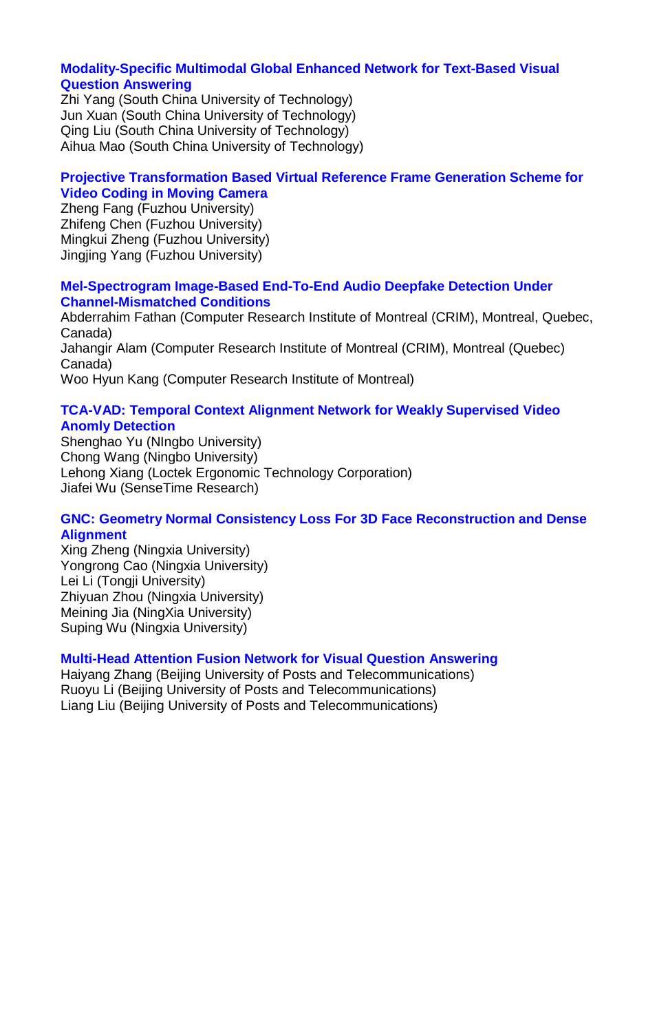**Modality-Specific Multimodal Global Enhanced Network for Text-Based Visual Question Answering**
Zhi Yang (South China University of Technology)
Jun Xuan (South China University of Technology)
Qing Liu (South China University of Technology)
Aihua Mao (South China University of Technology)

**Projective Transformation Based Virtual Reference Frame Generation Scheme for Video Coding in Moving Camera**
Zheng Fang (Fuzhou University)
Zhifeng Chen (Fuzhou University)
Mingkui Zheng (Fuzhou University)
Jingjing Yang (Fuzhou University)

**Mel-Spectrogram Image-Based End-To-End Audio Deepfake Detection Under Channel-Mismatched Conditions**
Abderrahim Fathan (Computer Research Institute of Montreal (CRIM), Montreal, Quebec, Canada)
Jahangir Alam (Computer Research Institute of Montreal (CRIM), Montreal (Quebec) Canada)
Woo Hyun Kang (Computer Research Institute of Montreal)

**TCA-VAD: Temporal Context Alignment Network for Weakly Supervised Video Anomly Detection**
Shenghao Yu (NIngbo University)
Chong Wang (Ningbo University)
Lehong Xiang (Loctek Ergonomic Technology Corporation)
Jiafei Wu (SenseTime Research)

**GNC: Geometry Normal Consistency Loss For 3D Face Reconstruction and Dense Alignment**
Xing Zheng (Ningxia University)
Yongrong Cao (Ningxia University)
Lei Li (Tongji University)
Zhiyuan Zhou (Ningxia University)
Meining Jia (NingXia University)
Suping Wu (Ningxia University)

**Multi-Head Attention Fusion Network for Visual Question Answering**
Haiyang Zhang (Beijing University of Posts and Telecommunications)
Ruoyu Li (Beijing University of Posts and Telecommunications)
Liang Liu (Beijing University of Posts and Telecommunications)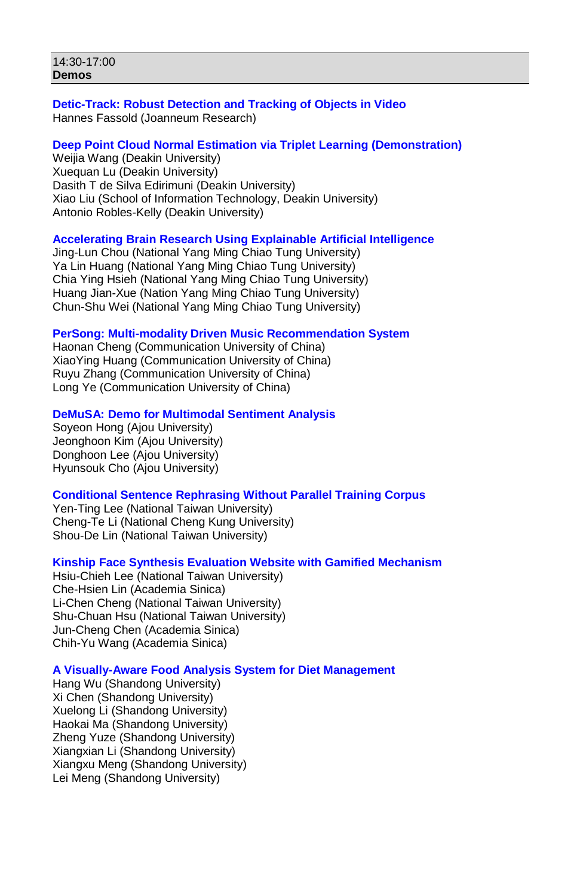14:30-17:00
**Demos**

**Detic-Track: Robust Detection and Tracking of Objects in Video**
Hannes Fassold (Joanneum Research)

**Deep Point Cloud Normal Estimation via Triplet Learning (Demonstration)**
Weijia Wang (Deakin University)
Xuequan Lu (Deakin University)
Dasith T de Silva Edirimuni (Deakin University)
Xiao Liu (School of Information Technology, Deakin University)
Antonio Robles-Kelly (Deakin University)

**Accelerating Brain Research Using Explainable Artificial Intelligence**
Jing-Lun Chou (National Yang Ming Chiao Tung University)
Ya Lin Huang (National Yang Ming Chiao Tung University)
Chia Ying Hsieh (National Yang Ming Chiao Tung University)
Huang Jian-Xue (Nation Yang Ming Chiao Tung University)
Chun-Shu Wei (National Yang Ming Chiao Tung University)

**PerSong: Multi-modality Driven Music Recommendation System**
Haonan Cheng (Communication University of China)
XiaoYing Huang (Communication University of China)
Ruyu Zhang (Communication University of China)
Long Ye (Communication University of China)

**DeMuSA: Demo for Multimodal Sentiment Analysis**
Soyeon Hong (Ajou University)
Jeonghoon Kim (Ajou University)
Donghoon Lee (Ajou University)
Hyunsouk Cho (Ajou University)

**Conditional Sentence Rephrasing Without Parallel Training Corpus**
Yen-Ting Lee (National Taiwan University)
Cheng-Te Li (National Cheng Kung University)
Shou-De Lin (National Taiwan University)

**Kinship Face Synthesis Evaluation Website with Gamified Mechanism**
Hsiu-Chieh Lee (National Taiwan University)
Che-Hsien Lin (Academia Sinica)
Li-Chen Cheng (National Taiwan University)
Shu-Chuan Hsu (National Taiwan University)
Jun-Cheng Chen (Academia Sinica)
Chih-Yu Wang (Academia Sinica)

**A Visually-Aware Food Analysis System for Diet Management**
Hang Wu (Shandong University)
Xi Chen (Shandong University)
Xuelong Li (Shandong University)
Haokai Ma (Shandong University)
Zheng Yuze (Shandong University)
Xiangxian Li (Shandong University)
Xiangxu Meng (Shandong University)
Lei Meng (Shandong University)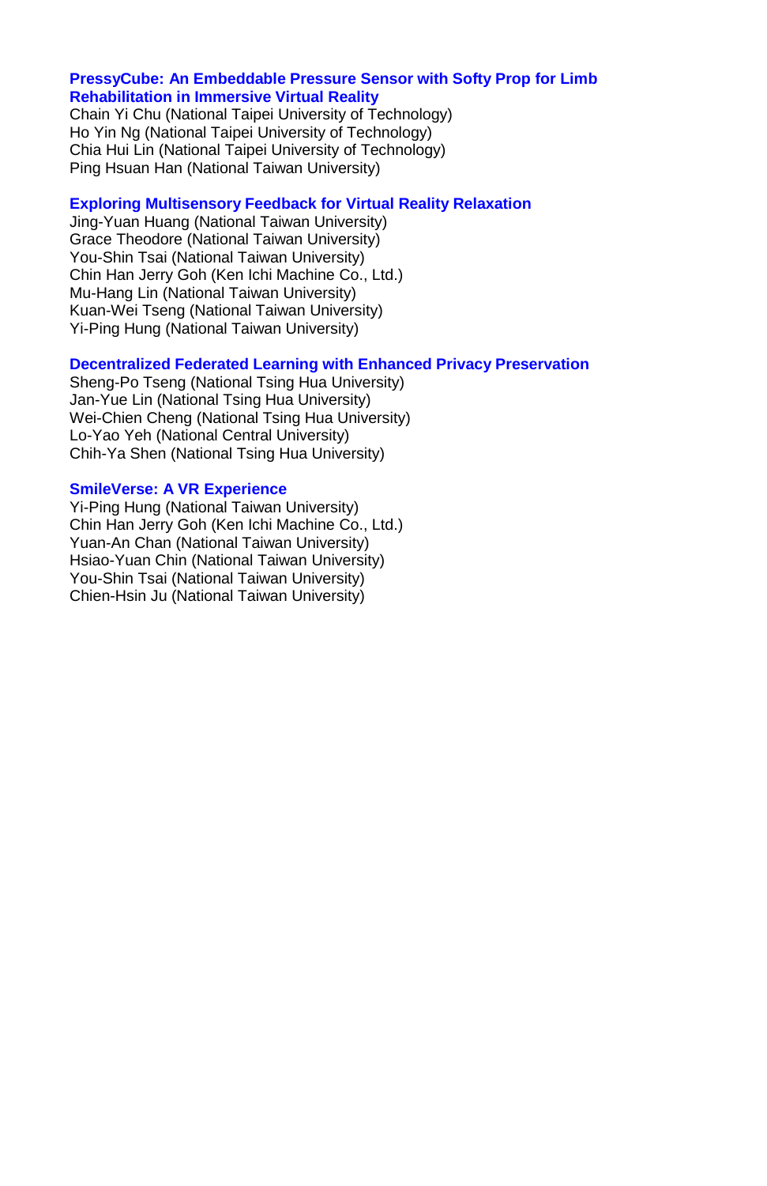**PressyCube: An Embeddable Pressure Sensor with Softy Prop for Limb Rehabilitation in Immersive Virtual Reality**

Chain Yi Chu (National Taipei University of Technology)
Ho Yin Ng (National Taipei University of Technology)
Chia Hui Lin (National Taipei University of Technology)
Ping Hsuan Han (National Taiwan University)

**Exploring Multisensory Feedback for Virtual Reality Relaxation**

Jing-Yuan Huang (National Taiwan University)
Grace Theodore (National Taiwan University)
You-Shin Tsai (National Taiwan University)
Chin Han Jerry Goh (Ken Ichi Machine Co., Ltd.)
Mu-Hang Lin (National Taiwan University)
Kuan-Wei Tseng (National Taiwan University)
Yi-Ping Hung (National Taiwan University)

**Decentralized Federated Learning with Enhanced Privacy Preservation**

Sheng-Po Tseng (National Tsing Hua University)
Jan-Yue Lin (National Tsing Hua University)
Wei-Chien Cheng (National Tsing Hua University)
Lo-Yao Yeh (National Central University)
Chih-Ya Shen (National Tsing Hua University)

**SmileVerse: A VR Experience**

Yi-Ping Hung (National Taiwan University)
Chin Han Jerry Goh (Ken Ichi Machine Co., Ltd.)
Yuan-An Chan (National Taiwan University)
Hsiao-Yuan Chin (National Taiwan University)
You-Shin Tsai (National Taiwan University)
Chien-Hsin Ju (National Taiwan University)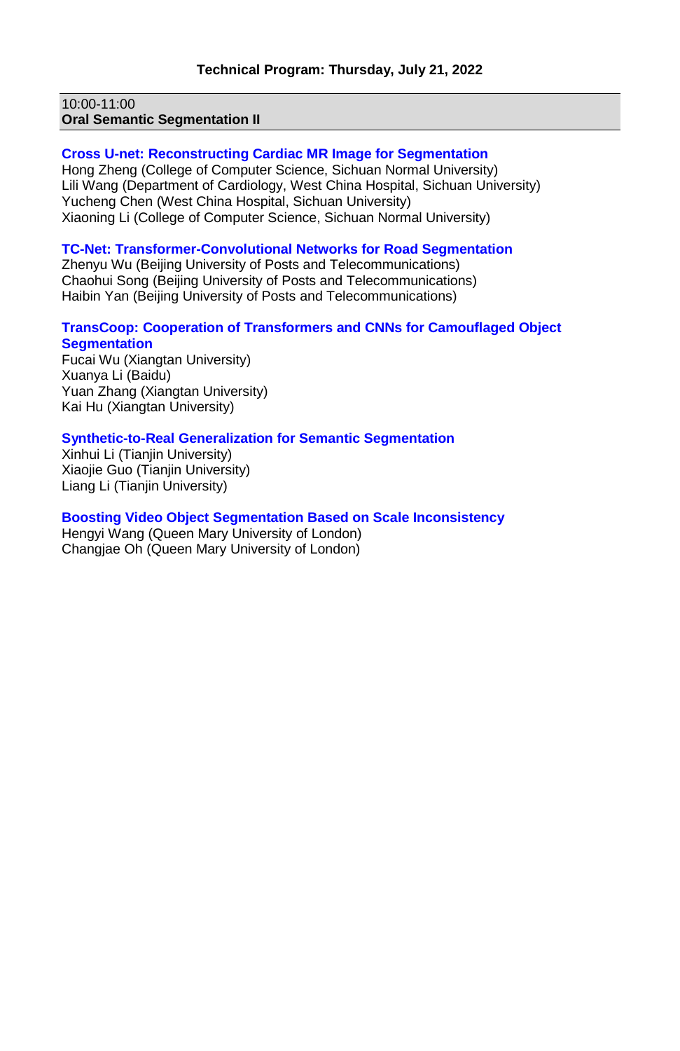## Technical Program: Thursday, July 21, 2022

10:00-11:00
**Oral Semantic Segmentation II**

**Cross U-net: Reconstructing Cardiac MR Image for Segmentation**
Hong Zheng (College of Computer Science, Sichuan Normal University)
Lili Wang (Department of Cardiology, West China Hospital, Sichuan University)
Yucheng Chen (West China Hospital, Sichuan University)
Xiaoning Li (College of Computer Science, Sichuan Normal University)

**TC-Net: Transformer-Convolutional Networks for Road Segmentation**
Zhenyu Wu (Beijing University of Posts and Telecommunications)
Chaohui Song (Beijing University of Posts and Telecommunications)
Haibin Yan (Beijing University of Posts and Telecommunications)

**TransCoop: Cooperation of Transformers and CNNs for Camouflaged Object Segmentation**
Fucai Wu (Xiangtan University)
Xuanya Li (Baidu)
Yuan Zhang (Xiangtan University)
Kai Hu (Xiangtan University)

**Synthetic-to-Real Generalization for Semantic Segmentation**
Xinhui Li (Tianjin University)
Xiaojie Guo (Tianjin University)
Liang Li (Tianjin University)

**Boosting Video Object Segmentation Based on Scale Inconsistency**
Hengyi Wang (Queen Mary University of London)
Changjae Oh (Queen Mary University of London)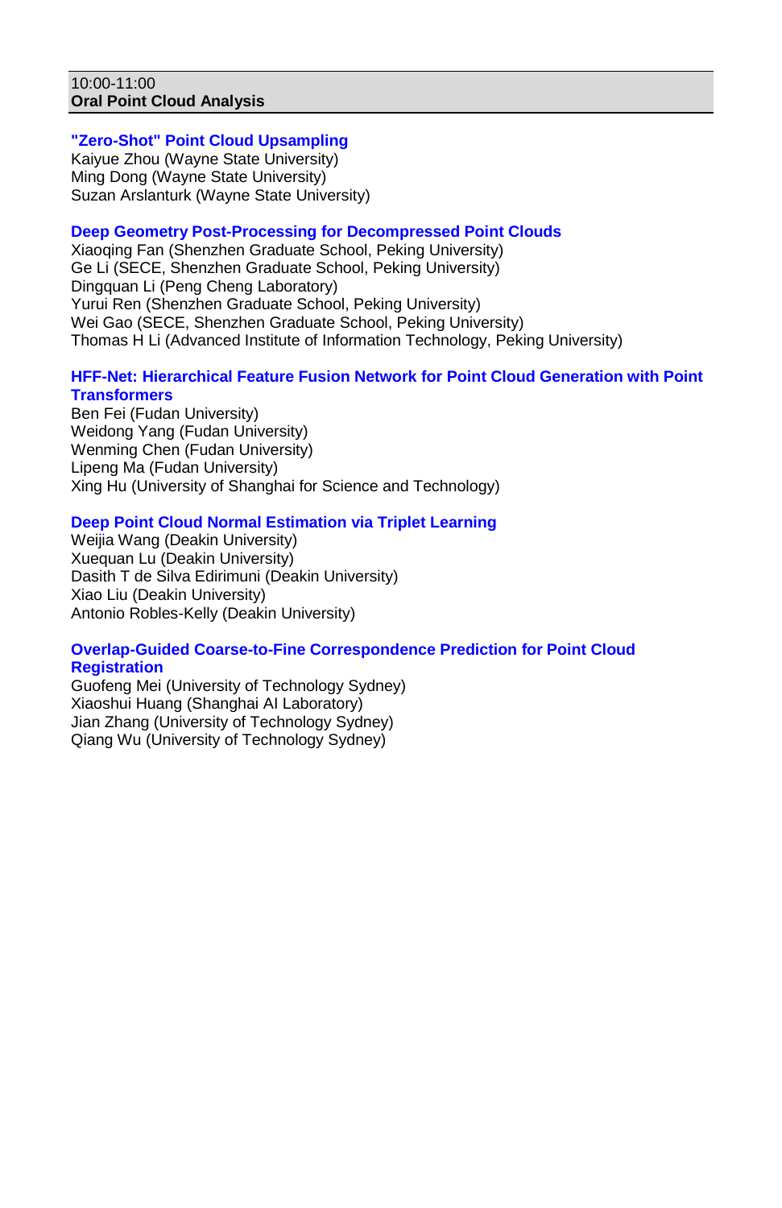10:00-11:00
**Oral Point Cloud Analysis**

**"Zero-Shot" Point Cloud Upsampling**
Kaiyue Zhou (Wayne State University)
Ming Dong (Wayne State University)
Suzan Arslanturk (Wayne State University)

**Deep Geometry Post-Processing for Decompressed Point Clouds**
Xiaoqing Fan (Shenzhen Graduate School, Peking University)
Ge Li (SECE, Shenzhen Graduate School, Peking University)
Dingquan Li (Peng Cheng Laboratory)
Yurui Ren (Shenzhen Graduate School, Peking University)
Wei Gao (SECE, Shenzhen Graduate School, Peking University)
Thomas H Li (Advanced Institute of Information Technology, Peking University)

**HFF-Net: Hierarchical Feature Fusion Network for Point Cloud Generation with Point Transformers**
Ben Fei (Fudan University)
Weidong Yang (Fudan University)
Wenming Chen (Fudan University)
Lipeng Ma (Fudan University)
Xing Hu (University of Shanghai for Science and Technology)

**Deep Point Cloud Normal Estimation via Triplet Learning**
Weijia Wang (Deakin University)
Xuequan Lu (Deakin University)
Dasith T de Silva Edirimuni (Deakin University)
Xiao Liu (Deakin University)
Antonio Robles-Kelly (Deakin University)

**Overlap-Guided Coarse-to-Fine Correspondence Prediction for Point Cloud Registration**
Guofeng Mei (University of Technology Sydney)
Xiaoshui Huang (Shanghai AI Laboratory)
Jian Zhang (University of Technology Sydney)
Qiang Wu (University of Technology Sydney)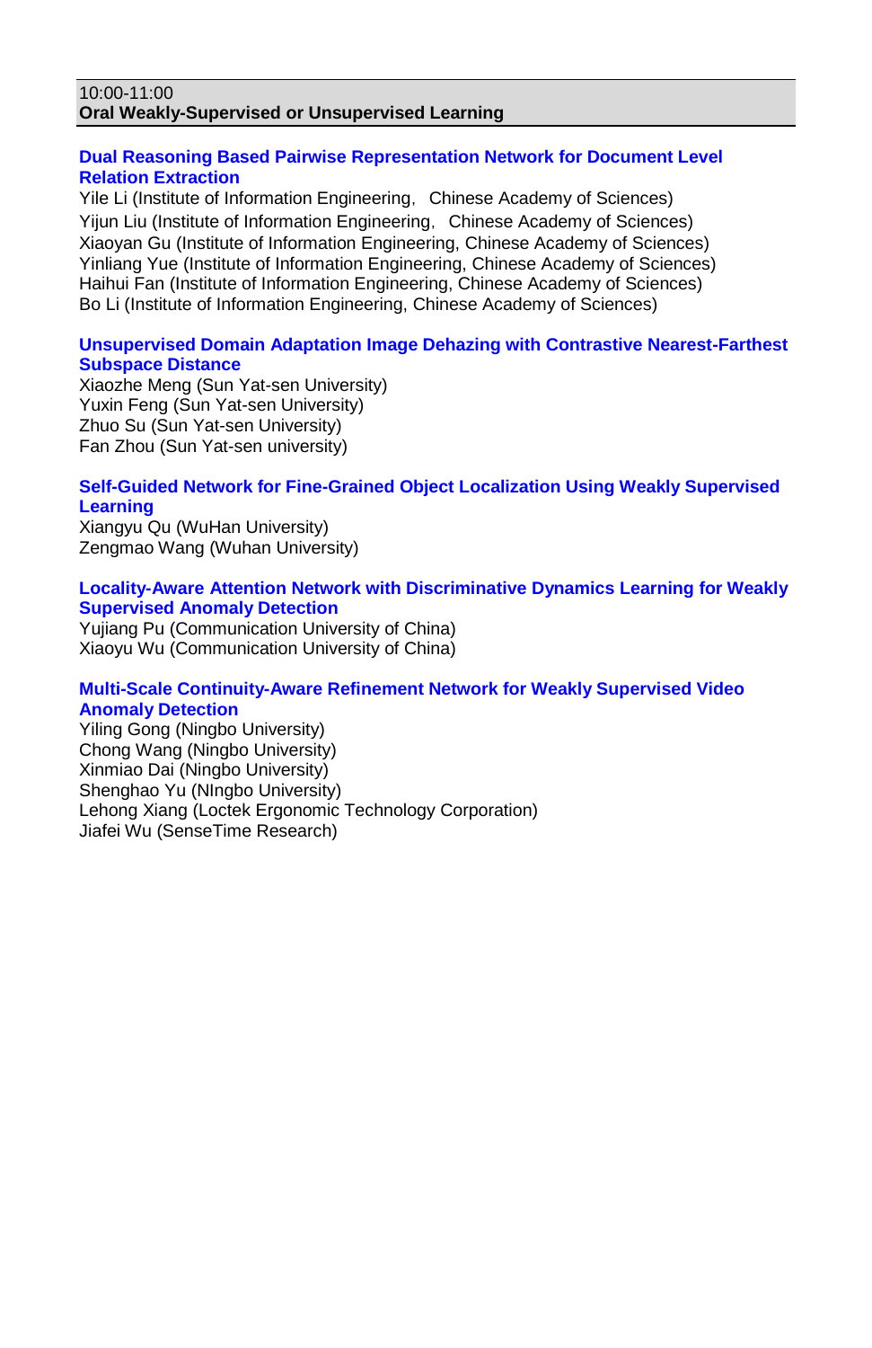10:00-11:00
**Oral Weakly-Supervised or Unsupervised Learning**

**Dual Reasoning Based Pairwise Representation Network for Document Level Relation Extraction**
Yile Li (Institute of Information Engineering，Chinese Academy of Sciences)
Yijun Liu (Institute of Information Engineering，Chinese Academy of Sciences)
Xiaoyan Gu (Institute of Information Engineering, Chinese Academy of Sciences)
Yinliang Yue (Institute of Information Engineering, Chinese Academy of Sciences)
Haihui Fan (Institute of Information Engineering, Chinese Academy of Sciences)
Bo Li (Institute of Information Engineering, Chinese Academy of Sciences)

**Unsupervised Domain Adaptation Image Dehazing with Contrastive Nearest-Farthest Subspace Distance**
Xiaozhe Meng (Sun Yat-sen University)
Yuxin Feng (Sun Yat-sen University)
Zhuo Su (Sun Yat-sen University)
Fan Zhou (Sun Yat-sen university)

**Self-Guided Network for Fine-Grained Object Localization Using Weakly Supervised Learning**
Xiangyu Qu (WuHan University)
Zengmao Wang (Wuhan University)

**Locality-Aware Attention Network with Discriminative Dynamics Learning for Weakly Supervised Anomaly Detection**
Yujiang Pu (Communication University of China)
Xiaoyu Wu (Communication University of China)

**Multi-Scale Continuity-Aware Refinement Network for Weakly Supervised Video Anomaly Detection**
Yiling Gong (Ningbo University)
Chong Wang (Ningbo University)
Xinmiao Dai (Ningbo University)
Shenghao Yu (NIngbo University)
Lehong Xiang (Loctek Ergonomic Technology Corporation)
Jiafei Wu (SenseTime Research)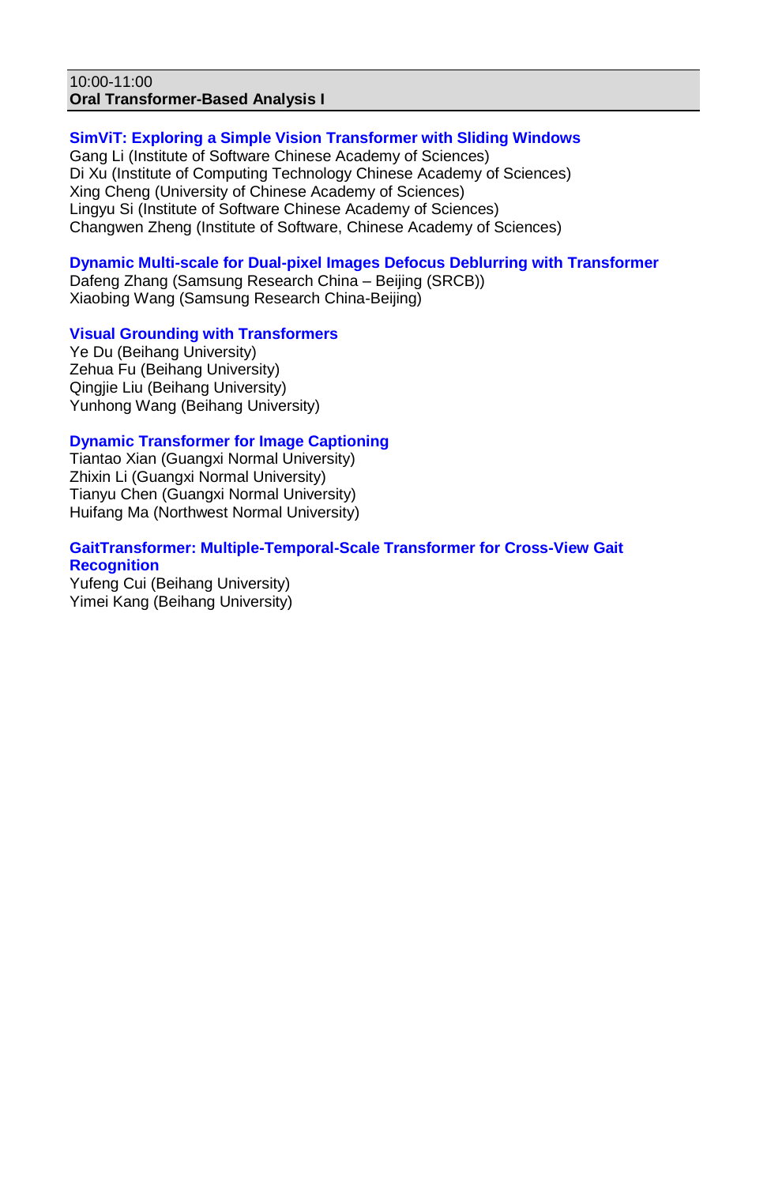10:00-11:00
**Oral Transformer-Based Analysis I**

**SimViT: Exploring a Simple Vision Transformer with Sliding Windows**
Gang Li (Institute of Software Chinese Academy of Sciences)
Di Xu (Institute of Computing Technology Chinese Academy of Sciences)
Xing Cheng (University of Chinese Academy of Sciences)
Lingyu Si (Institute of Software Chinese Academy of Sciences)
Changwen Zheng (Institute of Software, Chinese Academy of Sciences)

**Dynamic Multi-scale for Dual-pixel Images Defocus Deblurring with Transformer**
Dafeng Zhang (Samsung Research China – Beijing (SRCB))
Xiaobing Wang (Samsung Research China-Beijing)

**Visual Grounding with Transformers**
Ye Du (Beihang University)
Zehua Fu (Beihang University)
Qingjie Liu (Beihang University)
Yunhong Wang (Beihang University)

**Dynamic Transformer for Image Captioning**
Tiantao Xian (Guangxi Normal University)
Zhixin Li (Guangxi Normal University)
Tianyu Chen (Guangxi Normal University)
Huifang Ma (Northwest Normal University)

**GaitTransformer: Multiple-Temporal-Scale Transformer for Cross-View Gait Recognition**
Yufeng Cui (Beihang University)
Yimei Kang (Beihang University)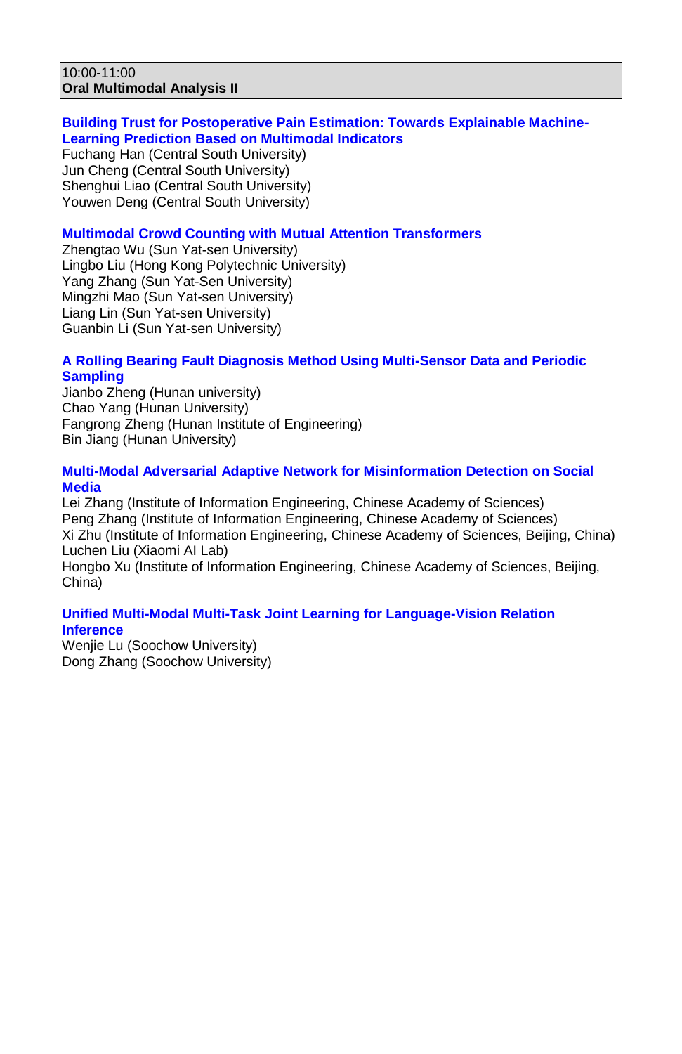10:00-11:00
**Oral Multimodal Analysis II**

**Building Trust for Postoperative Pain Estimation: Towards Explainable Machine-Learning Prediction Based on Multimodal Indicators**
Fuchang Han (Central South University)
Jun Cheng (Central South University)
Shenghui Liao (Central South University)
Youwen Deng (Central South University)

**Multimodal Crowd Counting with Mutual Attention Transformers**
Zhengtao Wu (Sun Yat-sen University)
Lingbo Liu (Hong Kong Polytechnic University)
Yang Zhang (Sun Yat-Sen University)
Mingzhi Mao (Sun Yat-sen University)
Liang Lin (Sun Yat-sen University)
Guanbin Li (Sun Yat-sen University)

**A Rolling Bearing Fault Diagnosis Method Using Multi-Sensor Data and Periodic Sampling**
Jianbo Zheng (Hunan university)
Chao Yang (Hunan University)
Fangrong Zheng (Hunan Institute of Engineering)
Bin Jiang (Hunan University)

**Multi-Modal Adversarial Adaptive Network for Misinformation Detection on Social Media**
Lei Zhang (Institute of Information Engineering, Chinese Academy of Sciences)
Peng Zhang (Institute of Information Engineering, Chinese Academy of Sciences)
Xi Zhu (Institute of Information Engineering, Chinese Academy of Sciences, Beijing, China)
Luchen Liu (Xiaomi AI Lab)
Hongbo Xu (Institute of Information Engineering, Chinese Academy of Sciences, Beijing, China)

**Unified Multi-Modal Multi-Task Joint Learning for Language-Vision Relation Inference**
Wenjie Lu (Soochow University)
Dong Zhang (Soochow University)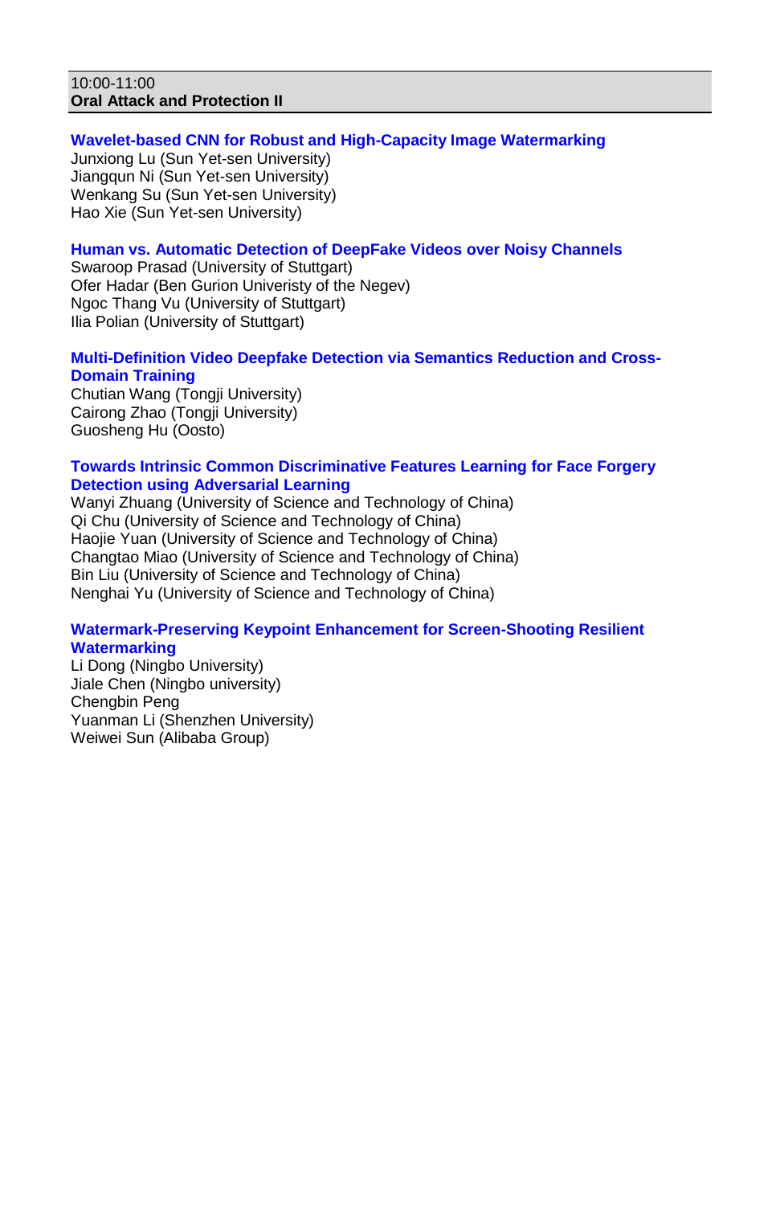10:00-11:00
**Oral Attack and Protection II**

**Wavelet-based CNN for Robust and High-Capacity Image Watermarking**
Junxiong Lu (Sun Yet-sen University)
Jiangqun Ni (Sun Yet-sen University)
Wenkang Su (Sun Yet-sen University)
Hao Xie (Sun Yet-sen University)

**Human vs. Automatic Detection of DeepFake Videos over Noisy Channels**
Swaroop Prasad (University of Stuttgart)
Ofer Hadar (Ben Gurion Univeristy of the Negev)
Ngoc Thang Vu (University of Stuttgart)
Ilia Polian (University of Stuttgart)

**Multi-Definition Video Deepfake Detection via Semantics Reduction and Cross-Domain Training**
Chutian Wang (Tongji University)
Cairong Zhao (Tongji University)
Guosheng Hu (Oosto)

**Towards Intrinsic Common Discriminative Features Learning for Face Forgery Detection using Adversarial Learning**
Wanyi Zhuang (University of Science and Technology of China)
Qi Chu (University of Science and Technology of China)
Haojie Yuan (University of Science and Technology of China)
Changtao Miao (University of Science and Technology of China)
Bin Liu (University of Science and Technology of China)
Nenghai Yu (University of Science and Technology of China)

**Watermark-Preserving Keypoint Enhancement for Screen-Shooting Resilient Watermarking**
Li Dong (Ningbo University)
Jiale Chen (Ningbo university)
Chengbin Peng
Yuanman Li (Shenzhen University)
Weiwei Sun (Alibaba Group)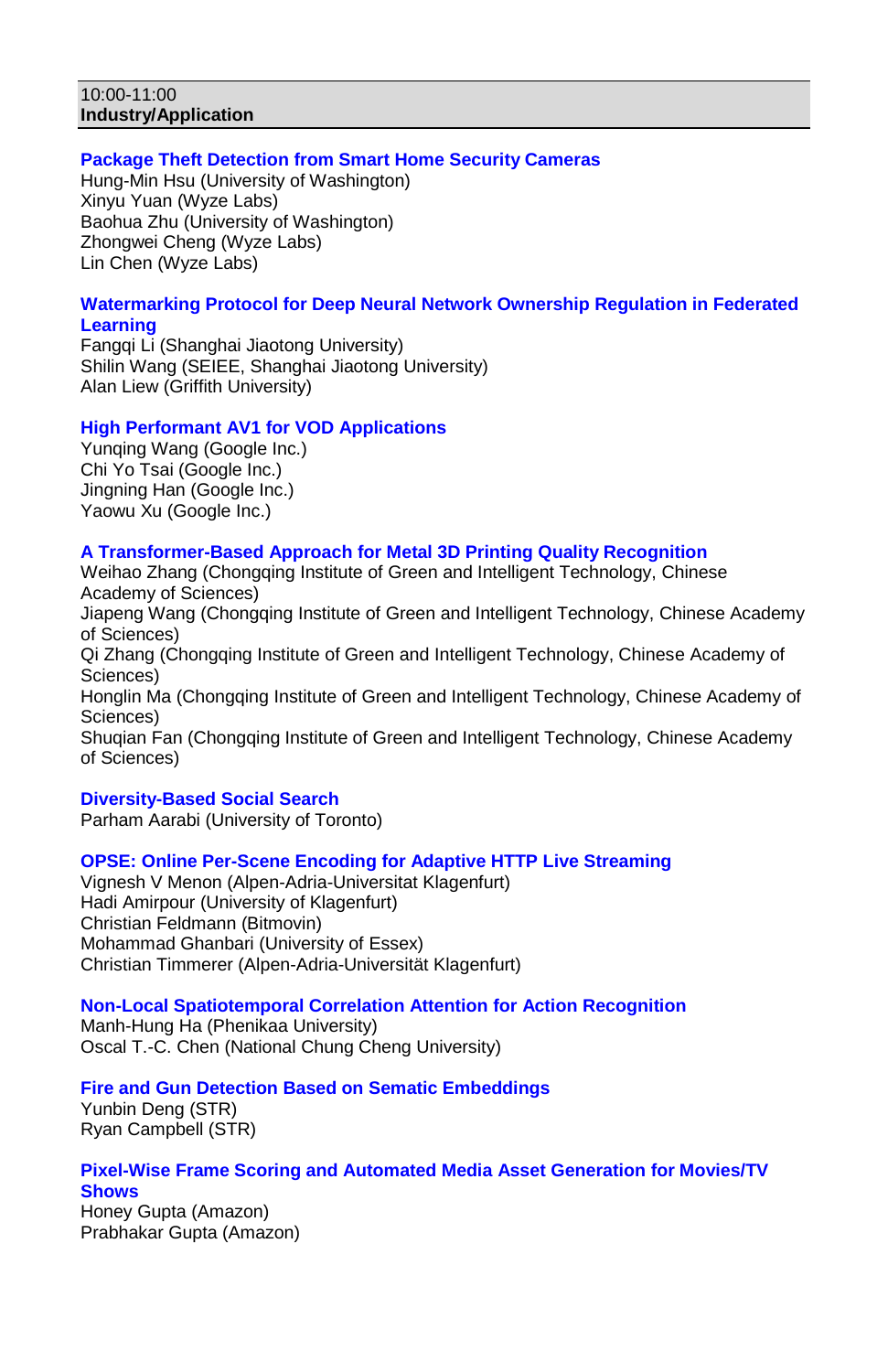10:00-11:00
**Industry/Application**

**Package Theft Detection from Smart Home Security Cameras**
Hung-Min Hsu (University of Washington)
Xinyu Yuan (Wyze Labs)
Baohua Zhu (University of Washington)
Zhongwei Cheng (Wyze Labs)
Lin Chen (Wyze Labs)

**Watermarking Protocol for Deep Neural Network Ownership Regulation in Federated Learning**
Fangqi Li (Shanghai Jiaotong University)
Shilin Wang (SEIEE, Shanghai Jiaotong University)
Alan Liew (Griffith University)

**High Performant AV1 for VOD Applications**
Yunqing Wang (Google Inc.)
Chi Yo Tsai (Google Inc.)
Jingning Han (Google Inc.)
Yaowu Xu (Google Inc.)

**A Transformer-Based Approach for Metal 3D Printing Quality Recognition**
Weihao Zhang (Chongqing Institute of Green and Intelligent Technology, Chinese Academy of Sciences)
Jiapeng Wang (Chongqing Institute of Green and Intelligent Technology, Chinese Academy of Sciences)
Qi Zhang (Chongqing Institute of Green and Intelligent Technology, Chinese Academy of Sciences)
Honglin Ma (Chongqing Institute of Green and Intelligent Technology, Chinese Academy of Sciences)
Shuqian Fan (Chongqing Institute of Green and Intelligent Technology, Chinese Academy of Sciences)

**Diversity-Based Social Search**
Parham Aarabi (University of Toronto)

**OPSE: Online Per-Scene Encoding for Adaptive HTTP Live Streaming**
Vignesh V Menon (Alpen-Adria-Universitat Klagenfurt)
Hadi Amirpour (University of Klagenfurt)
Christian Feldmann (Bitmovin)
Mohammad Ghanbari (University of Essex)
Christian Timmerer (Alpen-Adria-Universität Klagenfurt)

**Non-Local Spatiotemporal Correlation Attention for Action Recognition**
Manh-Hung Ha (Phenikaa University)
Oscal T.-C. Chen (National Chung Cheng University)

**Fire and Gun Detection Based on Sematic Embeddings**
Yunbin Deng (STR)
Ryan Campbell (STR)

**Pixel-Wise Frame Scoring and Automated Media Asset Generation for Movies/TV Shows**
Honey Gupta (Amazon)
Prabhakar Gupta (Amazon)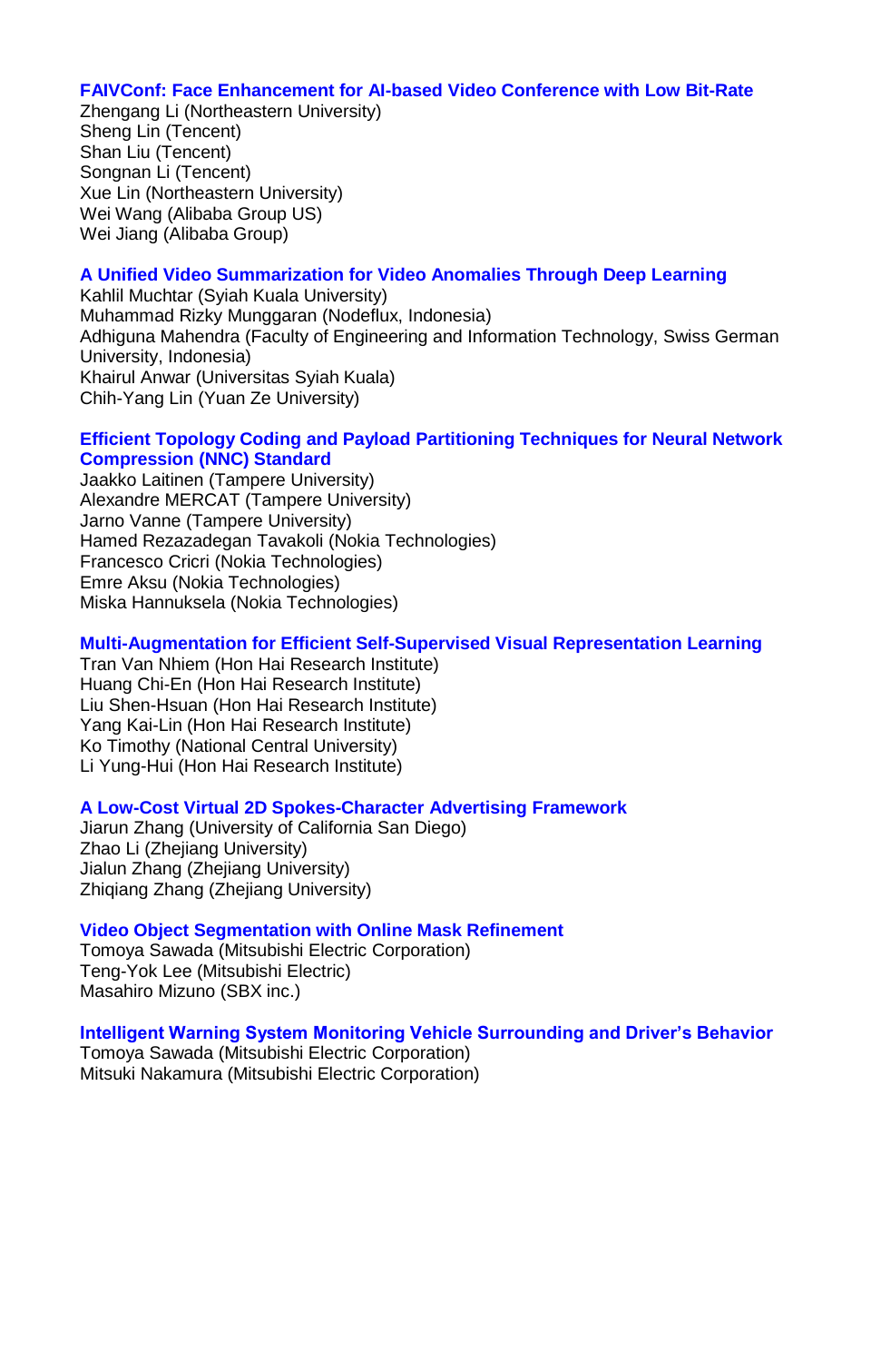**FAIVConf: Face Enhancement for AI-based Video Conference with Low Bit-Rate**
Zhengang Li (Northeastern University)
Sheng Lin (Tencent)
Shan Liu (Tencent)
Songnan Li (Tencent)
Xue Lin (Northeastern University)
Wei Wang (Alibaba Group US)
Wei Jiang (Alibaba Group)

**A Unified Video Summarization for Video Anomalies Through Deep Learning**
Kahlil Muchtar (Syiah Kuala University)
Muhammad Rizky Munggaran (Nodeflux, Indonesia)
Adhiguna Mahendra (Faculty of Engineering and Information Technology, Swiss German University, Indonesia)
Khairul Anwar (Universitas Syiah Kuala)
Chih-Yang Lin (Yuan Ze University)

**Efficient Topology Coding and Payload Partitioning Techniques for Neural Network Compression (NNC) Standard**
Jaakko Laitinen (Tampere University)
Alexandre MERCAT (Tampere University)
Jarno Vanne (Tampere University)
Hamed Rezazadegan Tavakoli (Nokia Technologies)
Francesco Cricri (Nokia Technologies)
Emre Aksu (Nokia Technologies)
Miska Hannuksela (Nokia Technologies)

**Multi-Augmentation for Efficient Self-Supervised Visual Representation Learning**
Tran Van Nhiem (Hon Hai Research Institute)
Huang Chi-En (Hon Hai Research Institute)
Liu Shen-Hsuan (Hon Hai Research Institute)
Yang Kai-Lin (Hon Hai Research Institute)
Ko Timothy (National Central University)
Li Yung-Hui (Hon Hai Research Institute)

**A Low-Cost Virtual 2D Spokes-Character Advertising Framework**
Jiarun Zhang (University of California San Diego)
Zhao Li (Zhejiang University)
Jialun Zhang (Zhejiang University)
Zhiqiang Zhang (Zhejiang University)

**Video Object Segmentation with Online Mask Refinement**
Tomoya Sawada (Mitsubishi Electric Corporation)
Teng-Yok Lee (Mitsubishi Electric)
Masahiro Mizuno (SBX inc.)

**Intelligent Warning System Monitoring Vehicle Surrounding and Driver's Behavior**
Tomoya Sawada (Mitsubishi Electric Corporation)
Mitsuki Nakamura (Mitsubishi Electric Corporation)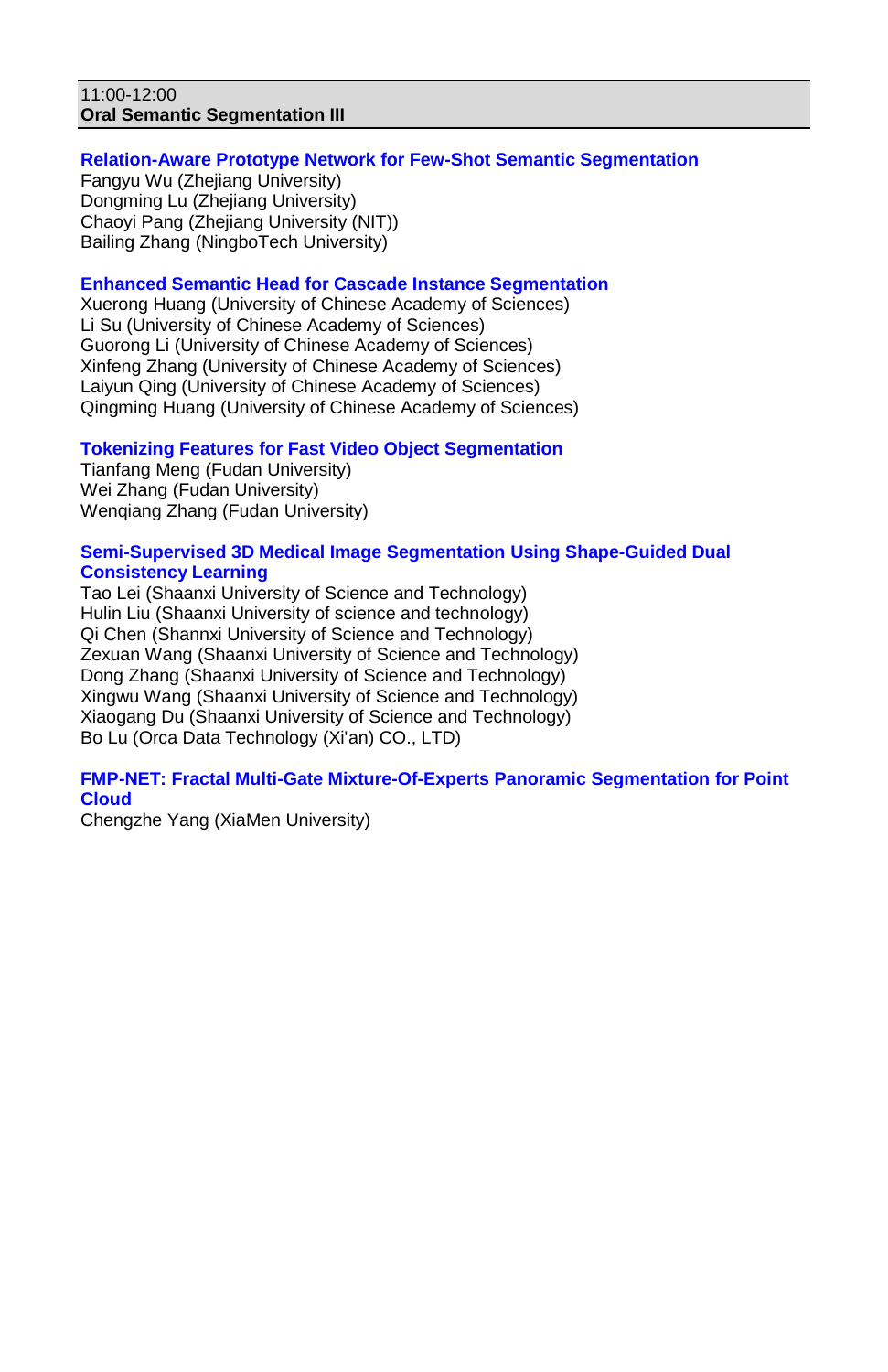11:00-12:00
**Oral Semantic Segmentation III**

**Relation-Aware Prototype Network for Few-Shot Semantic Segmentation**
Fangyu Wu (Zhejiang University)
Dongming Lu (Zhejiang University)
Chaoyi Pang (Zhejiang University (NIT))
Bailing Zhang (NingboTech University)

**Enhanced Semantic Head for Cascade Instance Segmentation**
Xuerong Huang (University of Chinese Academy of Sciences)
Li Su (University of Chinese Academy of Sciences)
Guorong Li (University of Chinese Academy of Sciences)
Xinfeng Zhang (University of Chinese Academy of Sciences)
Laiyun Qing (University of Chinese Academy of Sciences)
Qingming Huang (University of Chinese Academy of Sciences)

**Tokenizing Features for Fast Video Object Segmentation**
Tianfang Meng (Fudan University)
Wei Zhang (Fudan University)
Wenqiang Zhang (Fudan University)

**Semi-Supervised 3D Medical Image Segmentation Using Shape-Guided Dual Consistency Learning**
Tao Lei (Shaanxi University of Science and Technology)
Hulin Liu (Shaanxi University of science and technology)
Qi Chen (Shannxi University of Science and Technology)
Zexuan Wang (Shaanxi University of Science and Technology)
Dong Zhang (Shaanxi University of Science and Technology)
Xingwu Wang (Shaanxi University of Science and Technology)
Xiaogang Du (Shaanxi University of Science and Technology)
Bo Lu (Orca Data Technology (Xi'an) CO., LTD)

**FMP-NET: Fractal Multi-Gate Mixture-Of-Experts Panoramic Segmentation for Point Cloud**
Chengzhe Yang (XiaMen University)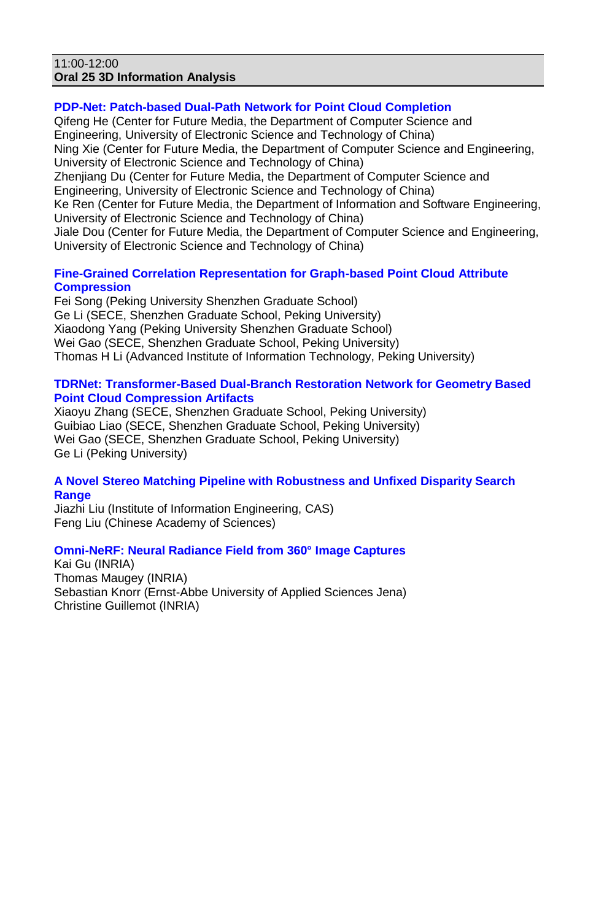11:00-12:00

**Oral 25 3D Information Analysis**

### PDP-Net: Patch-based Dual-Path Network for Point Cloud Completion

Qifeng He (Center for Future Media, the Department of Computer Science and Engineering, University of Electronic Science and Technology of China)
Ning Xie (Center for Future Media, the Department of Computer Science and Engineering, University of Electronic Science and Technology of China)
Zhenjiang Du (Center for Future Media, the Department of Computer Science and Engineering, University of Electronic Science and Technology of China)
Ke Ren (Center for Future Media, the Department of Information and Software Engineering, University of Electronic Science and Technology of China)
Jiale Dou (Center for Future Media, the Department of Computer Science and Engineering, University of Electronic Science and Technology of China)

### Fine-Grained Correlation Representation for Graph-based Point Cloud Attribute Compression

Fei Song (Peking University Shenzhen Graduate School)
Ge Li (SECE, Shenzhen Graduate School, Peking University)
Xiaodong Yang (Peking University Shenzhen Graduate School)
Wei Gao (SECE, Shenzhen Graduate School, Peking University)
Thomas H Li (Advanced Institute of Information Technology, Peking University)

### TDRNet: Transformer-Based Dual-Branch Restoration Network for Geometry Based Point Cloud Compression Artifacts

Xiaoyu Zhang (SECE, Shenzhen Graduate School, Peking University)
Guibiao Liao (SECE, Shenzhen Graduate School, Peking University)
Wei Gao (SECE, Shenzhen Graduate School, Peking University)
Ge Li (Peking University)

### A Novel Stereo Matching Pipeline with Robustness and Unfixed Disparity Search Range

Jiazhi Liu (Institute of Information Engineering, CAS)
Feng Liu (Chinese Academy of Sciences)

### Omni-NeRF: Neural Radiance Field from 360° Image Captures

Kai Gu (INRIA)
Thomas Maugey (INRIA)
Sebastian Knorr (Ernst-Abbe University of Applied Sciences Jena)
Christine Guillemot (INRIA)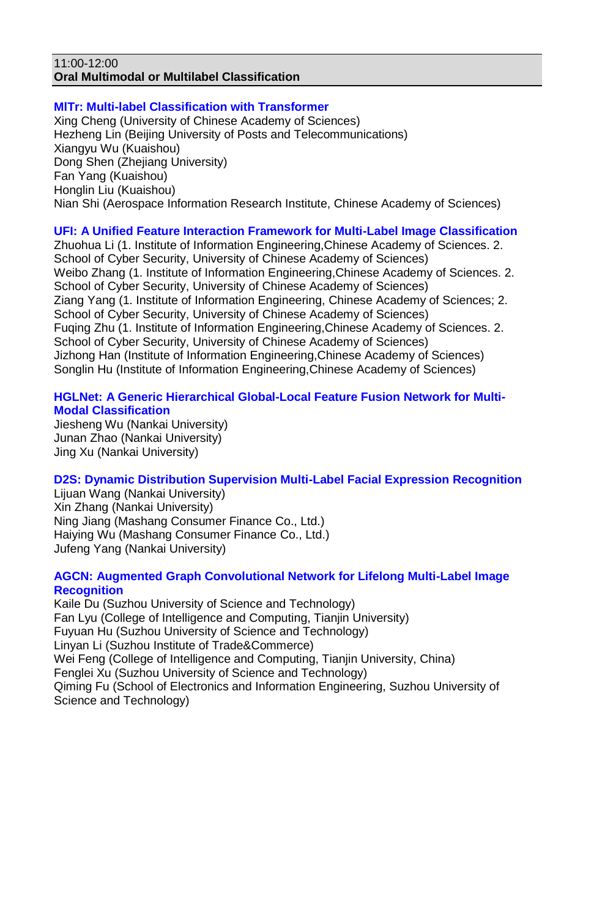11:00-12:00
**Oral Multimodal or Multilabel Classification**

### MlTr: Multi-label Classification with Transformer

Xing Cheng (University of Chinese Academy of Sciences)
Hezheng Lin (Beijing University of Posts and Telecommunications)
Xiangyu Wu (Kuaishou)
Dong Shen (Zhejiang University)
Fan Yang (Kuaishou)
Honglin Liu (Kuaishou)
Nian Shi (Aerospace Information Research Institute, Chinese Academy of Sciences)

### UFI: A Unified Feature Interaction Framework for Multi-Label Image Classification

Zhuohua Li (1. Institute of Information Engineering,Chinese Academy of Sciences. 2. School of Cyber Security, University of Chinese Academy of Sciences)
Weibo Zhang (1. Institute of Information Engineering,Chinese Academy of Sciences. 2. School of Cyber Security, University of Chinese Academy of Sciences)
Ziang Yang (1. Institute of Information Engineering, Chinese Academy of Sciences; 2. School of Cyber Security, University of Chinese Academy of Sciences)
Fuqing Zhu (1. Institute of Information Engineering,Chinese Academy of Sciences. 2. School of Cyber Security, University of Chinese Academy of Sciences)
Jizhong Han (Institute of Information Engineering,Chinese Academy of Sciences)
Songlin Hu (Institute of Information Engineering,Chinese Academy of Sciences)

### HGLNet: A Generic Hierarchical Global-Local Feature Fusion Network for Multi-Modal Classification

Jiesheng Wu (Nankai University)
Junan Zhao (Nankai University)
Jing Xu (Nankai University)

### D2S: Dynamic Distribution Supervision Multi-Label Facial Expression Recognition

Lijuan Wang (Nankai University)
Xin Zhang (Nankai University)
Ning Jiang (Mashang Consumer Finance Co., Ltd.)
Haiying Wu (Mashang Consumer Finance Co., Ltd.)
Jufeng Yang (Nankai University)

### AGCN: Augmented Graph Convolutional Network for Lifelong Multi-Label Image Recognition

Kaile Du (Suzhou University of Science and Technology)
Fan Lyu (College of Intelligence and Computing, Tianjin University)
Fuyuan Hu (Suzhou University of Science and Technology)
Linyan Li (Suzhou Institute of Trade&Commerce)
Wei Feng (College of Intelligence and Computing, Tianjin University, China)
Fenglei Xu (Suzhou University of Science and Technology)
Qiming Fu (School of Electronics and Information Engineering, Suzhou University of Science and Technology)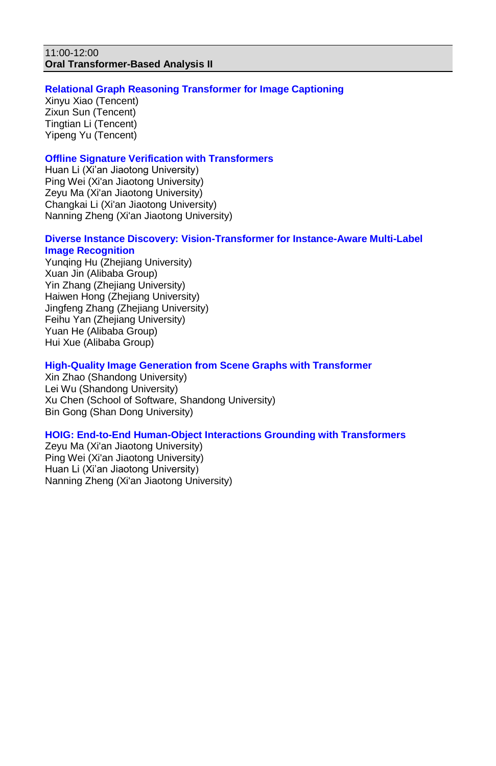11:00-12:00
**Oral Transformer-Based Analysis II**

**Relational Graph Reasoning Transformer for Image Captioning**
Xinyu Xiao (Tencent)
Zixun Sun (Tencent)
Tingtian Li (Tencent)
Yipeng Yu (Tencent)

**Offline Signature Verification with Transformers**
Huan Li (Xi’an Jiaotong University)
Ping Wei (Xi'an Jiaotong University)
Zeyu Ma (Xi'an Jiaotong University)
Changkai Li (Xi'an Jiaotong University)
Nanning Zheng (Xi'an Jiaotong University)

**Diverse Instance Discovery: Vision-Transformer for Instance-Aware Multi-Label Image Recognition**
Yunqing Hu (Zhejiang University)
Xuan Jin (Alibaba Group)
Yin Zhang (Zhejiang University)
Haiwen Hong (Zhejiang University)
Jingfeng Zhang (Zhejiang University)
Feihu Yan (Zhejiang University)
Yuan He (Alibaba Group)
Hui Xue (Alibaba Group)

**High-Quality Image Generation from Scene Graphs with Transformer**
Xin Zhao (Shandong University)
Lei Wu (Shandong University)
Xu Chen (School of Software, Shandong University)
Bin Gong (Shan Dong University)

**HOIG: End-to-End Human-Object Interactions Grounding with Transformers**
Zeyu Ma (Xi'an Jiaotong University)
Ping Wei (Xi'an Jiaotong University)
Huan Li (Xi’an Jiaotong University)
Nanning Zheng (Xi'an Jiaotong University)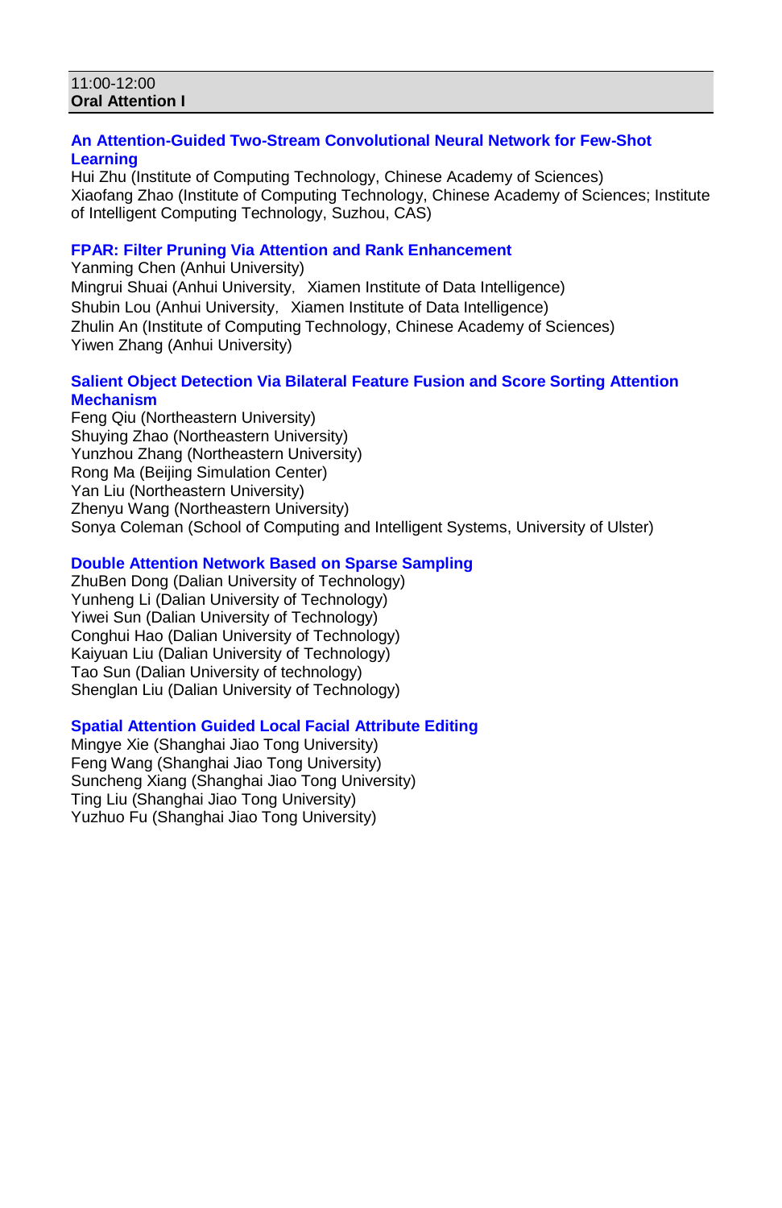11:00-12:00
**Oral Attention I**

### An Attention-Guided Two-Stream Convolutional Neural Network for Few-Shot Learning

Hui Zhu (Institute of Computing Technology, Chinese Academy of Sciences)
Xiaofang Zhao (Institute of Computing Technology, Chinese Academy of Sciences; Institute of Intelligent Computing Technology, Suzhou, CAS)

### FPAR: Filter Pruning Via Attention and Rank Enhancement

Yanming Chen (Anhui University)
Mingrui Shuai (Anhui University, Xiamen Institute of Data Intelligence)
Shubin Lou (Anhui University, Xiamen Institute of Data Intelligence)
Zhulin An (Institute of Computing Technology, Chinese Academy of Sciences)
Yiwen Zhang (Anhui University)

### Salient Object Detection Via Bilateral Feature Fusion and Score Sorting Attention Mechanism

Feng Qiu (Northeastern University)
Shuying Zhao (Northeastern University)
Yunzhou Zhang (Northeastern University)
Rong Ma (Beijing Simulation Center)
Yan Liu (Northeastern University)
Zhenyu Wang (Northeastern University)
Sonya Coleman (School of Computing and Intelligent Systems, University of Ulster)

### Double Attention Network Based on Sparse Sampling

ZhuBen Dong (Dalian University of Technology)
Yunheng Li (Dalian University of Technology)
Yiwei Sun (Dalian University of Technology)
Conghui Hao (Dalian University of Technology)
Kaiyuan Liu (Dalian University of Technology)
Tao Sun (Dalian University of technology)
Shenglan Liu (Dalian University of Technology)

### Spatial Attention Guided Local Facial Attribute Editing

Mingye Xie (Shanghai Jiao Tong University)
Feng Wang (Shanghai Jiao Tong University)
Suncheng Xiang (Shanghai Jiao Tong University)
Ting Liu (Shanghai Jiao Tong University)
Yuzhuo Fu (Shanghai Jiao Tong University)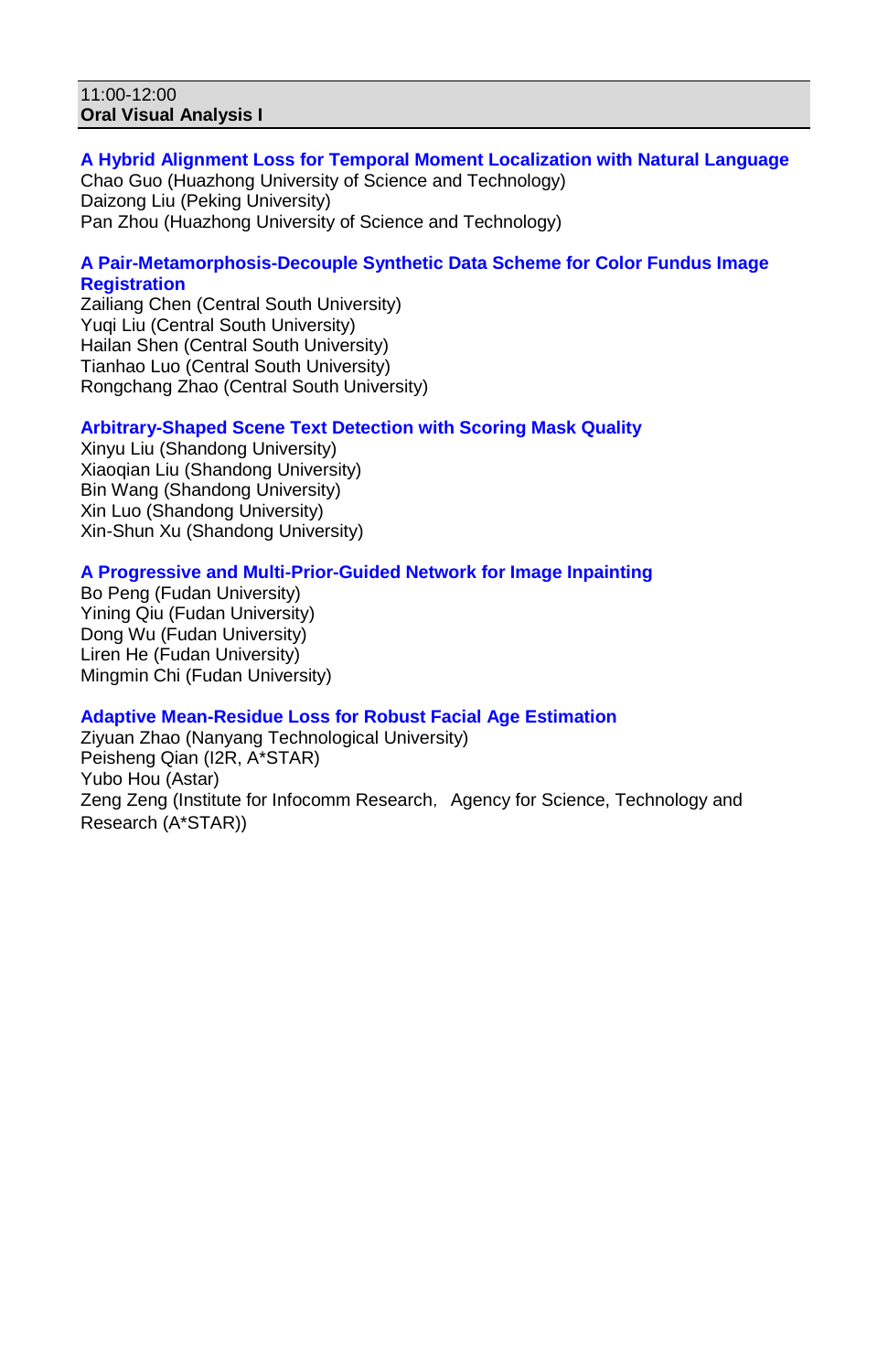11:00-12:00
**Oral Visual Analysis I**

**A Hybrid Alignment Loss for Temporal Moment Localization with Natural Language**
Chao Guo (Huazhong University of Science and Technology)
Daizong Liu (Peking University)
Pan Zhou (Huazhong University of Science and Technology)

**A Pair-Metamorphosis-Decouple Synthetic Data Scheme for Color Fundus Image Registration**
Zailiang Chen (Central South University)
Yuqi Liu (Central South University)
Hailan Shen (Central South University)
Tianhao Luo (Central South University)
Rongchang Zhao (Central South University)

**Arbitrary-Shaped Scene Text Detection with Scoring Mask Quality**
Xinyu Liu (Shandong University)
Xiaoqian Liu (Shandong University)
Bin Wang (Shandong University)
Xin Luo (Shandong University)
Xin-Shun Xu (Shandong University)

**A Progressive and Multi-Prior-Guided Network for Image Inpainting**
Bo Peng (Fudan University)
Yining Qiu (Fudan University)
Dong Wu (Fudan University)
Liren He (Fudan University)
Mingmin Chi (Fudan University)

**Adaptive Mean-Residue Loss for Robust Facial Age Estimation**
Ziyuan Zhao (Nanyang Technological University)
Peisheng Qian (I2R, A*STAR)
Yubo Hou (Astar)
Zeng Zeng (Institute for Infocomm Research, Agency for Science, Technology and Research (A*STAR))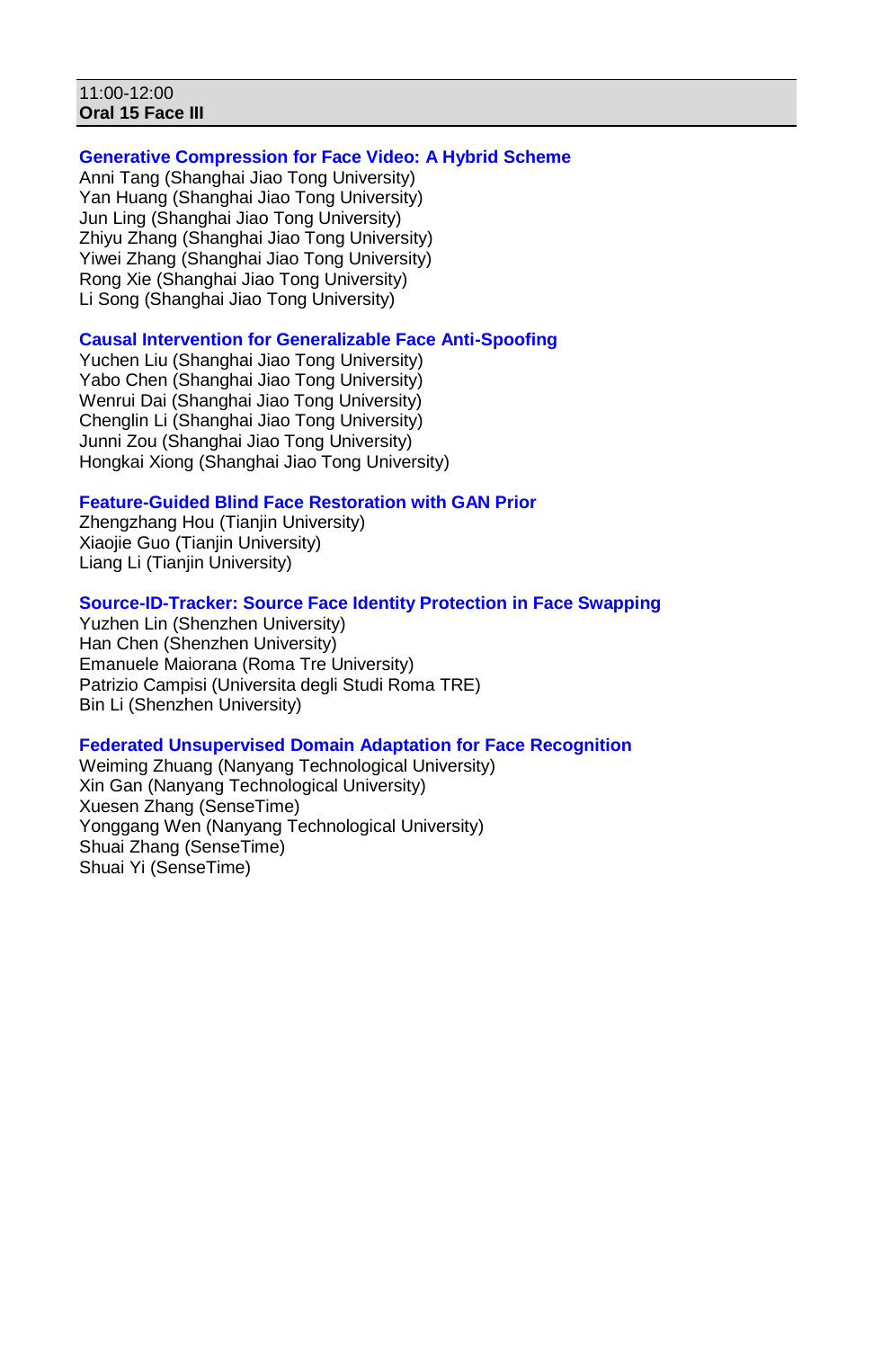11:00-12:00
**Oral 15 Face III**

**Generative Compression for Face Video: A Hybrid Scheme**
Anni Tang (Shanghai Jiao Tong University)
Yan Huang (Shanghai Jiao Tong University)
Jun Ling (Shanghai Jiao Tong University)
Zhiyu Zhang (Shanghai Jiao Tong University)
Yiwei Zhang (Shanghai Jiao Tong University)
Rong Xie (Shanghai Jiao Tong University)
Li Song (Shanghai Jiao Tong University)

**Causal Intervention for Generalizable Face Anti-Spoofing**
Yuchen Liu (Shanghai Jiao Tong University)
Yabo Chen (Shanghai Jiao Tong University)
Wenrui Dai (Shanghai Jiao Tong University)
Chenglin Li (Shanghai Jiao Tong University)
Junni Zou (Shanghai Jiao Tong University)
Hongkai Xiong (Shanghai Jiao Tong University)

**Feature-Guided Blind Face Restoration with GAN Prior**
Zhengzhang Hou (Tianjin University)
Xiaojie Guo (Tianjin University)
Liang Li (Tianjin University)

**Source-ID-Tracker: Source Face Identity Protection in Face Swapping**
Yuzhen Lin (Shenzhen University)
Han Chen (Shenzhen University)
Emanuele Maiorana (Roma Tre University)
Patrizio Campisi (Universita degli Studi Roma TRE)
Bin Li (Shenzhen University)

**Federated Unsupervised Domain Adaptation for Face Recognition**
Weiming Zhuang (Nanyang Technological University)
Xin Gan (Nanyang Technological University)
Xuesen Zhang (SenseTime)
Yonggang Wen (Nanyang Technological University)
Shuai Zhang (SenseTime)
Shuai Yi (SenseTime)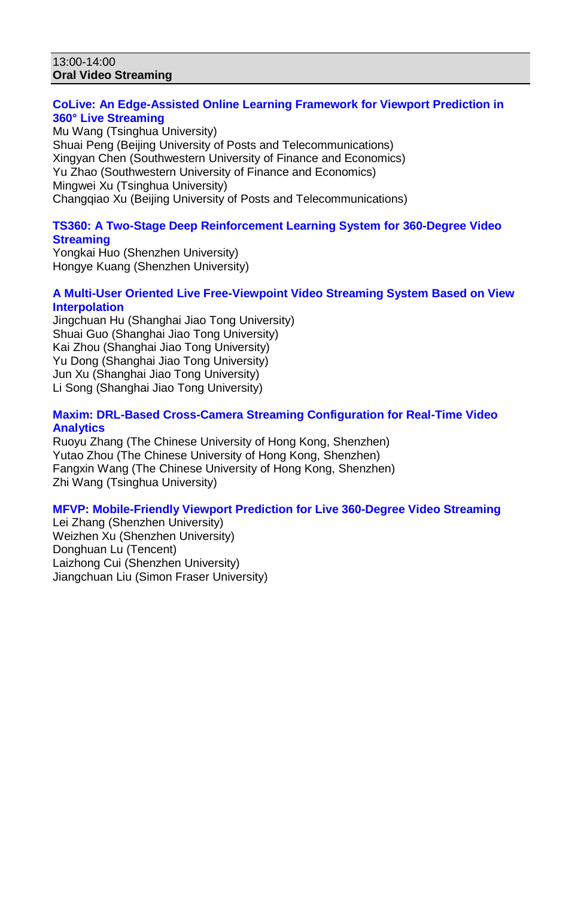13:00-14:00
**Oral Video Streaming**

### CoLive: An Edge-Assisted Online Learning Framework for Viewport Prediction in 360° Live Streaming

Mu Wang (Tsinghua University)
Shuai Peng (Beijing University of Posts and Telecommunications)
Xingyan Chen (Southwestern University of Finance and Economics)
Yu Zhao (Southwestern University of Finance and Economics)
Mingwei Xu (Tsinghua University)
Changqiao Xu (Beijing University of Posts and Telecommunications)

### TS360: A Two-Stage Deep Reinforcement Learning System for 360-Degree Video Streaming

Yongkai Huo (Shenzhen University)
Hongye Kuang (Shenzhen University)

### A Multi-User Oriented Live Free-Viewpoint Video Streaming System Based on View Interpolation

Jingchuan Hu (Shanghai Jiao Tong University)
Shuai Guo (Shanghai Jiao Tong University)
Kai Zhou (Shanghai Jiao Tong University)
Yu Dong (Shanghai Jiao Tong University)
Jun Xu (Shanghai Jiao Tong University)
Li Song (Shanghai Jiao Tong University)

### Maxim: DRL-Based Cross-Camera Streaming Configuration for Real-Time Video Analytics

Ruoyu Zhang (The Chinese University of Hong Kong, Shenzhen)
Yutao Zhou (The Chinese University of Hong Kong, Shenzhen)
Fangxin Wang (The Chinese University of Hong Kong, Shenzhen)
Zhi Wang (Tsinghua University)

### MFVP: Mobile-Friendly Viewport Prediction for Live 360-Degree Video Streaming

Lei Zhang (Shenzhen University)
Weizhen Xu (Shenzhen University)
Donghuan Lu (Tencent)
Laizhong Cui (Shenzhen University)
Jiangchuan Liu (Simon Fraser University)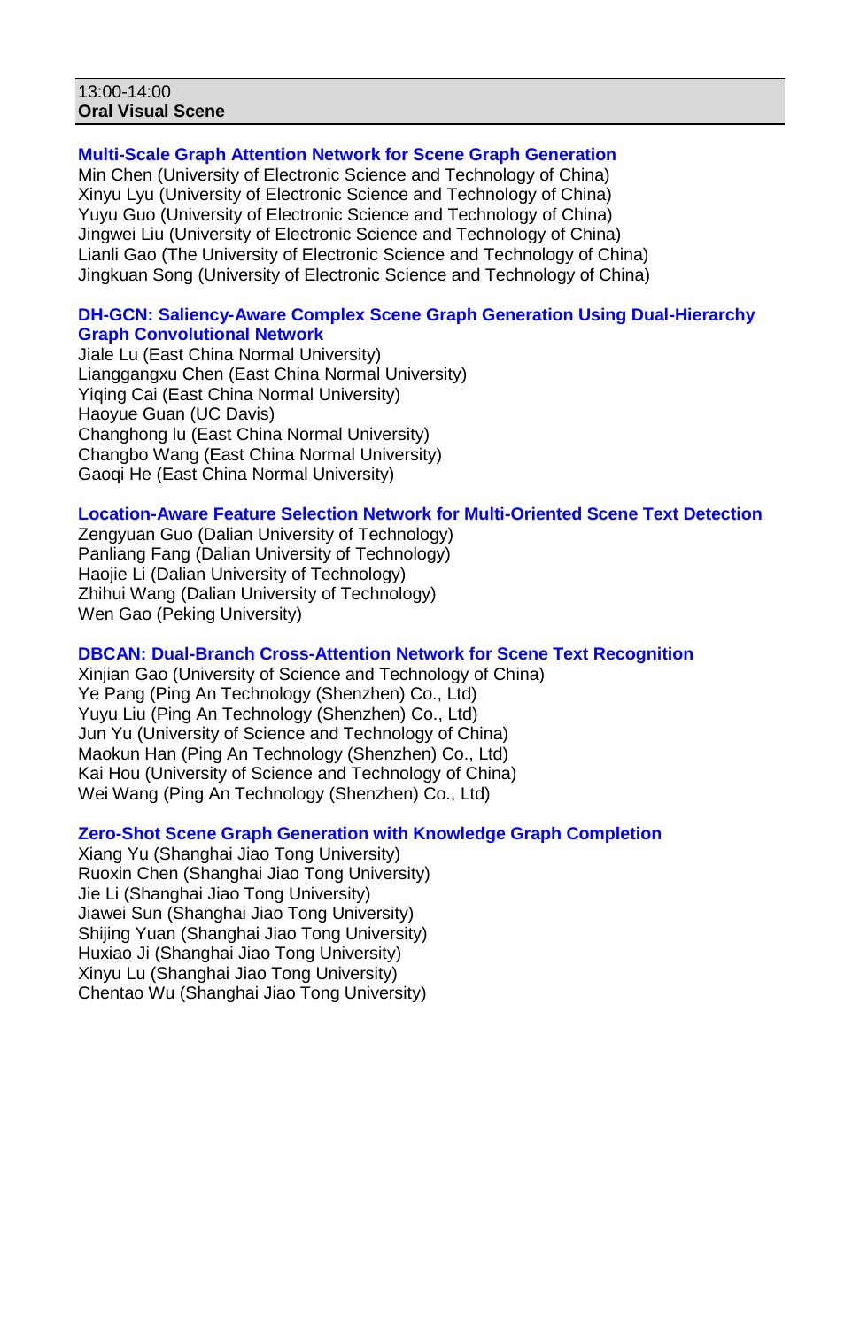13:00-14:00
**Oral Visual Scene**

### Multi-Scale Graph Attention Network for Scene Graph Generation

Min Chen (University of Electronic Science and Technology of China)
Xinyu Lyu (University of Electronic Science and Technology of China)
Yuyu Guo (University of Electronic Science and Technology of China)
Jingwei Liu (University of Electronic Science and Technology of China)
Lianli Gao (The University of Electronic Science and Technology of China)
Jingkuan Song (University of Electronic Science and Technology of China)

### DH-GCN: Saliency-Aware Complex Scene Graph Generation Using Dual-Hierarchy Graph Convolutional Network

Jiale Lu (East China Normal University)
Lianggangxu Chen (East China Normal University)
Yiqing Cai (East China Normal University)
Haoyue Guan (UC Davis)
Changhong lu (East China Normal University)
Changbo Wang (East China Normal University)
Gaoqi He (East China Normal University)

### Location-Aware Feature Selection Network for Multi-Oriented Scene Text Detection

Zengyuan Guo (Dalian University of Technology)
Panliang Fang (Dalian University of Technology)
Haojie Li (Dalian University of Technology)
Zhihui Wang (Dalian University of Technology)
Wen Gao (Peking University)

### DBCAN: Dual-Branch Cross-Attention Network for Scene Text Recognition

Xinjian Gao (University of Science and Technology of China)
Ye Pang (Ping An Technology (Shenzhen) Co., Ltd)
Yuyu Liu (Ping An Technology (Shenzhen) Co., Ltd)
Jun Yu (University of Science and Technology of China)
Maokun Han (Ping An Technology (Shenzhen) Co., Ltd)
Kai Hou (University of Science and Technology of China)
Wei Wang (Ping An Technology (Shenzhen) Co., Ltd)

### Zero-Shot Scene Graph Generation with Knowledge Graph Completion

Xiang Yu (Shanghai Jiao Tong University)
Ruoxin Chen (Shanghai Jiao Tong University)
Jie Li (Shanghai Jiao Tong University)
Jiawei Sun (Shanghai Jiao Tong University)
Shijing Yuan (Shanghai Jiao Tong University)
Huxiao Ji (Shanghai Jiao Tong University)
Xinyu Lu (Shanghai Jiao Tong University)
Chentao Wu (Shanghai Jiao Tong University)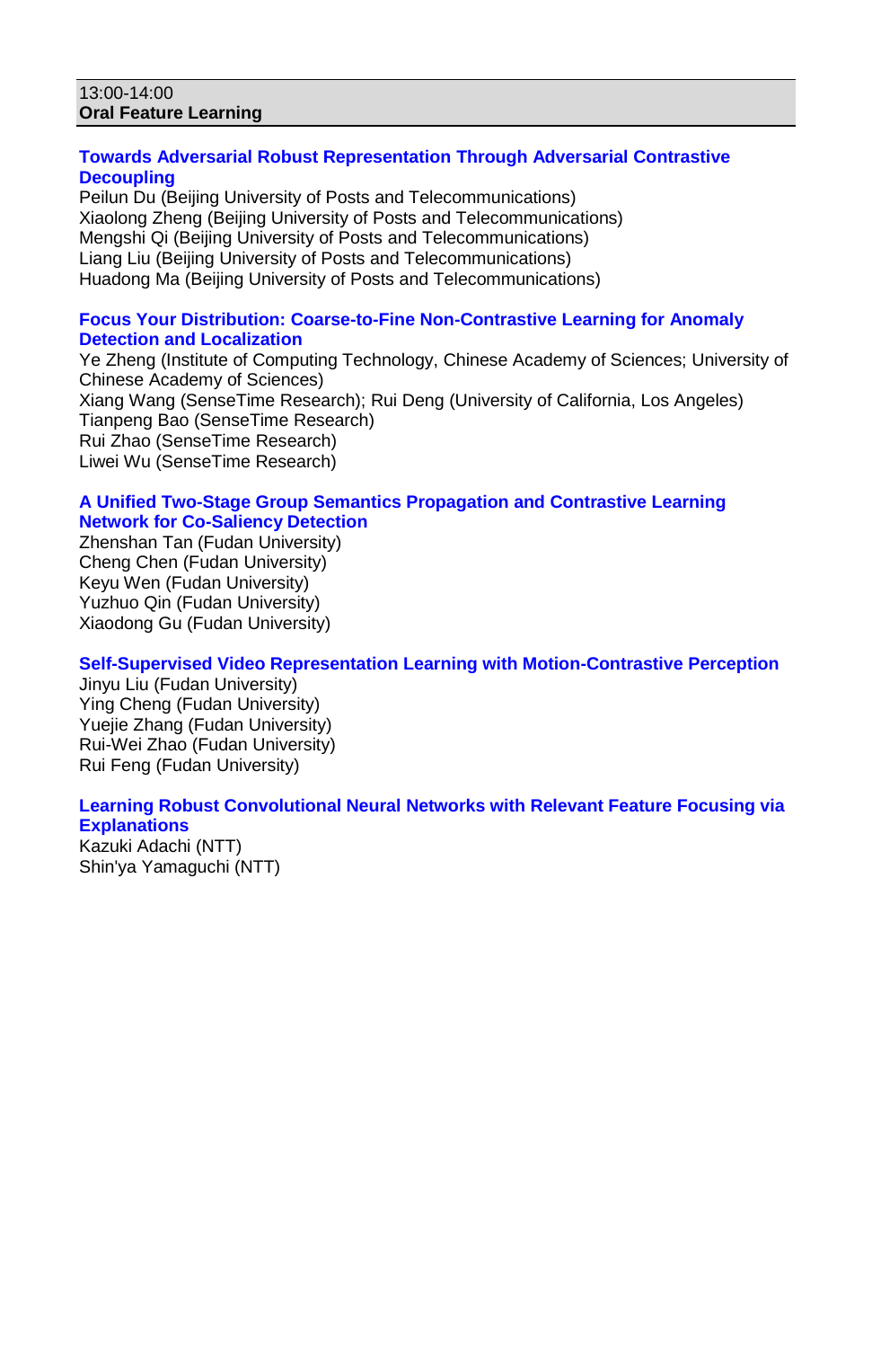13:00-14:00
**Oral Feature Learning**

**Towards Adversarial Robust Representation Through Adversarial Contrastive Decoupling**
Peilun Du (Beijing University of Posts and Telecommunications)
Xiaolong Zheng (Beijing University of Posts and Telecommunications)
Mengshi Qi (Beijing University of Posts and Telecommunications)
Liang Liu (Beijing University of Posts and Telecommunications)
Huadong Ma (Beijing University of Posts and Telecommunications)

**Focus Your Distribution: Coarse-to-Fine Non-Contrastive Learning for Anomaly Detection and Localization**
Ye Zheng (Institute of Computing Technology, Chinese Academy of Sciences; University of Chinese Academy of Sciences)
Xiang Wang (SenseTime Research); Rui Deng (University of California, Los Angeles)
Tianpeng Bao (SenseTime Research)
Rui Zhao (SenseTime Research)
Liwei Wu (SenseTime Research)

**A Unified Two-Stage Group Semantics Propagation and Contrastive Learning Network for Co-Saliency Detection**
Zhenshan Tan (Fudan University)
Cheng Chen (Fudan University)
Keyu Wen (Fudan University)
Yuzhuo Qin (Fudan University)
Xiaodong Gu (Fudan University)

**Self-Supervised Video Representation Learning with Motion-Contrastive Perception**
Jinyu Liu (Fudan University)
Ying Cheng (Fudan University)
Yuejie Zhang (Fudan University)
Rui-Wei Zhao (Fudan University)
Rui Feng (Fudan University)

**Learning Robust Convolutional Neural Networks with Relevant Feature Focusing via Explanations**
Kazuki Adachi (NTT)
Shin'ya Yamaguchi (NTT)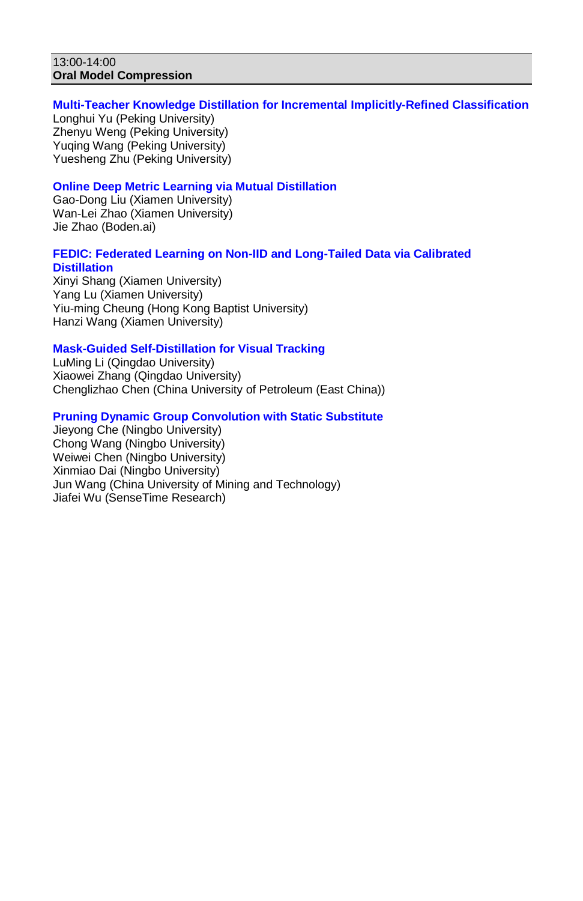13:00-14:00
**Oral Model Compression**

**Multi-Teacher Knowledge Distillation for Incremental Implicitly-Refined Classification**
Longhui Yu (Peking University)
Zhenyu Weng (Peking University)
Yuqing Wang (Peking University)
Yuesheng Zhu (Peking University)

**Online Deep Metric Learning via Mutual Distillation**
Gao-Dong Liu (Xiamen University)
Wan-Lei Zhao (Xiamen University)
Jie Zhao (Boden.ai)

**FEDIC: Federated Learning on Non-IID and Long-Tailed Data via Calibrated Distillation**
Xinyi Shang (Xiamen University)
Yang Lu (Xiamen University)
Yiu-ming Cheung (Hong Kong Baptist University)
Hanzi Wang (Xiamen University)

**Mask-Guided Self-Distillation for Visual Tracking**
LuMing Li (Qingdao University)
Xiaowei Zhang (Qingdao University)
Chenglizhao Chen (China University of Petroleum (East China))

**Pruning Dynamic Group Convolution with Static Substitute**
Jieyong Che (Ningbo University)
Chong Wang (Ningbo University)
Weiwei Chen (Ningbo University)
Xinmiao Dai (Ningbo University)
Jun Wang (China University of Mining and Technology)
Jiafei Wu (SenseTime Research)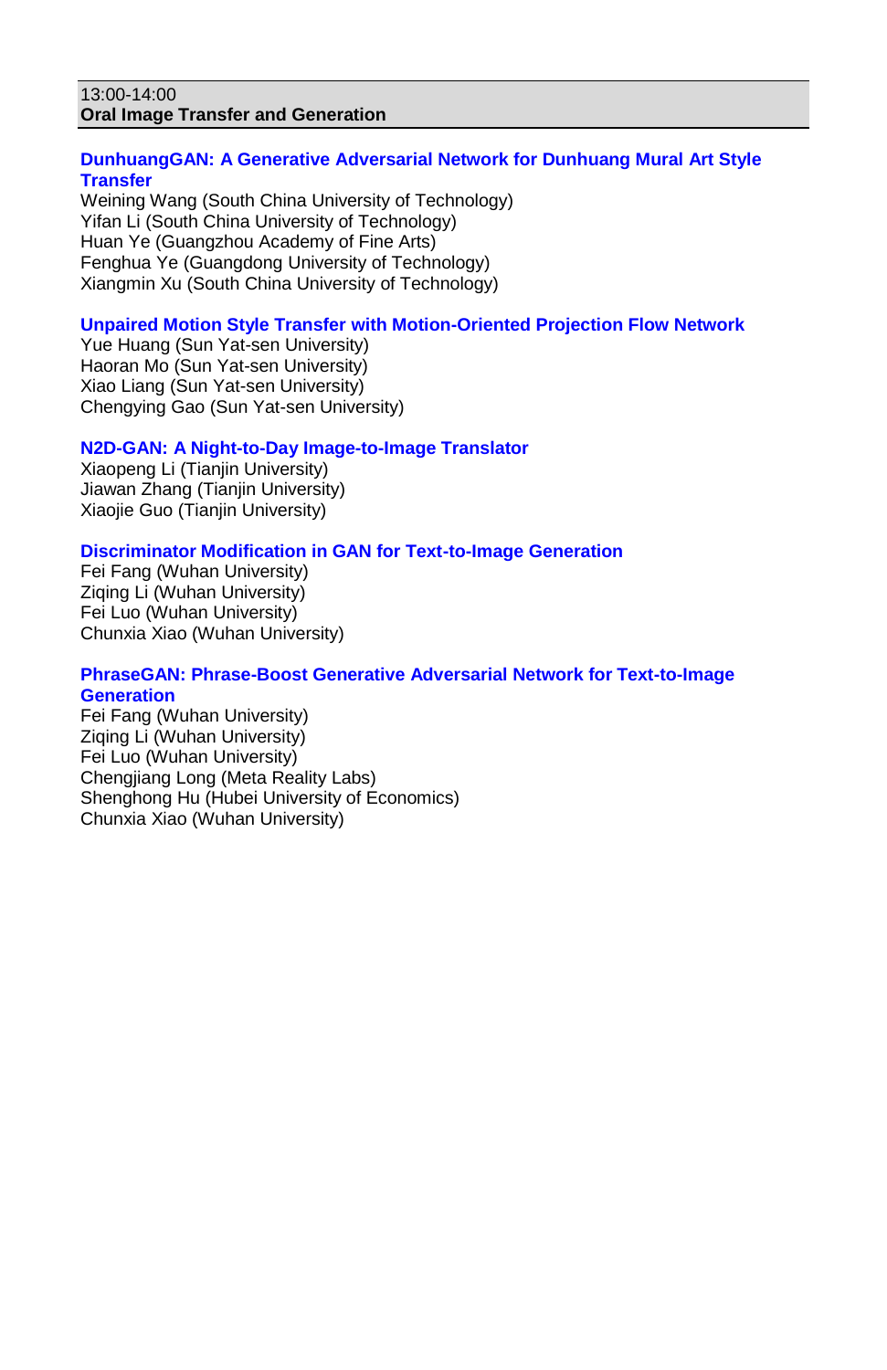13:00-14:00

**Oral Image Transfer and Generation**

**DunhuangGAN: A Generative Adversarial Network for Dunhuang Mural Art Style Transfer**

Weining Wang (South China University of Technology)
Yifan Li (South China University of Technology)
Huan Ye (Guangzhou Academy of Fine Arts)
Fenghua Ye (Guangdong University of Technology)
Xiangmin Xu (South China University of Technology)

**Unpaired Motion Style Transfer with Motion-Oriented Projection Flow Network**

Yue Huang (Sun Yat-sen University)
Haoran Mo (Sun Yat-sen University)
Xiao Liang (Sun Yat-sen University)
Chengying Gao (Sun Yat-sen University)

**N2D-GAN: A Night-to-Day Image-to-Image Translator**

Xiaopeng Li (Tianjin University)
Jiawan Zhang (Tianjin University)
Xiaojie Guo (Tianjin University)

**Discriminator Modification in GAN for Text-to-Image Generation**

Fei Fang (Wuhan University)
Ziqing Li (Wuhan University)
Fei Luo (Wuhan University)
Chunxia Xiao (Wuhan University)

**PhraseGAN: Phrase-Boost Generative Adversarial Network for Text-to-Image Generation**

Fei Fang (Wuhan University)
Ziqing Li (Wuhan University)
Fei Luo (Wuhan University)
Chengjiang Long (Meta Reality Labs)
Shenghong Hu (Hubei University of Economics)
Chunxia Xiao (Wuhan University)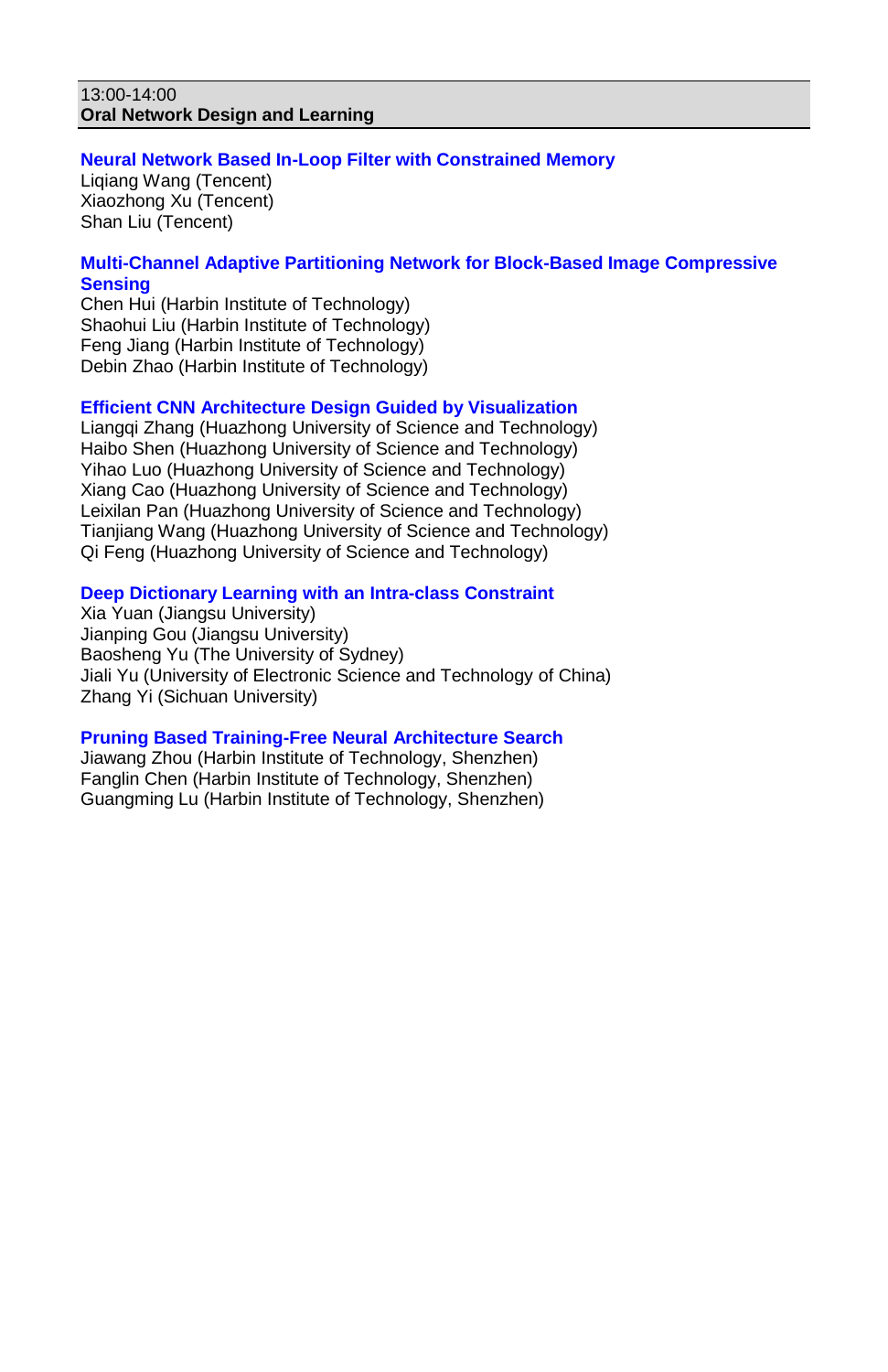13:00-14:00

**Oral Network Design and Learning**

**Neural Network Based In-Loop Filter with Constrained Memory**

Liqiang Wang (Tencent)
Xiaozhong Xu (Tencent)
Shan Liu (Tencent)

**Multi-Channel Adaptive Partitioning Network for Block-Based Image Compressive Sensing**

Chen Hui (Harbin Institute of Technology)
Shaohui Liu (Harbin Institute of Technology)
Feng Jiang (Harbin Institute of Technology)
Debin Zhao (Harbin Institute of Technology)

**Efficient CNN Architecture Design Guided by Visualization**

Liangqi Zhang (Huazhong University of Science and Technology)
Haibo Shen (Huazhong University of Science and Technology)
Yihao Luo (Huazhong University of Science and Technology)
Xiang Cao (Huazhong University of Science and Technology)
Leixilan Pan (Huazhong University of Science and Technology)
Tianjiang Wang (Huazhong University of Science and Technology)
Qi Feng (Huazhong University of Science and Technology)

**Deep Dictionary Learning with an Intra-class Constraint**

Xia Yuan (Jiangsu University)
Jianping Gou (Jiangsu University)
Baosheng Yu (The University of Sydney)
Jiali Yu (University of Electronic Science and Technology of China)
Zhang Yi (Sichuan University)

**Pruning Based Training-Free Neural Architecture Search**

Jiawang Zhou (Harbin Institute of Technology, Shenzhen)
Fanglin Chen (Harbin Institute of Technology, Shenzhen)
Guangming Lu (Harbin Institute of Technology, Shenzhen)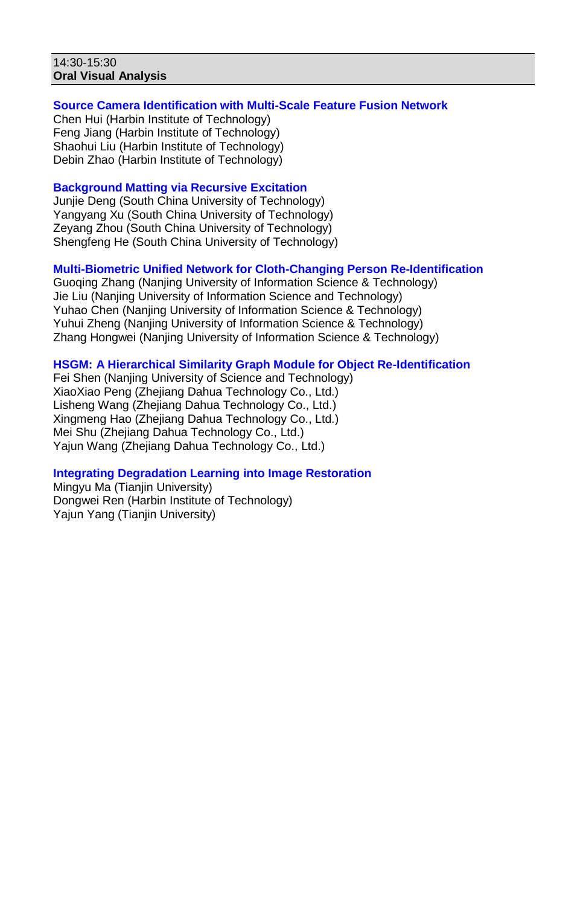14:30-15:30
**Oral Visual Analysis**

**Source Camera Identification with Multi-Scale Feature Fusion Network**
Chen Hui (Harbin Institute of Technology)
Feng Jiang (Harbin Institute of Technology)
Shaohui Liu (Harbin Institute of Technology)
Debin Zhao (Harbin Institute of Technology)

**Background Matting via Recursive Excitation**
Junjie Deng (South China University of Technology)
Yangyang Xu (South China University of Technology)
Zeyang Zhou (South China University of Technology)
Shengfeng He (South China University of Technology)

**Multi-Biometric Unified Network for Cloth-Changing Person Re-Identification**
Guoqing Zhang (Nanjing University of Information Science & Technology)
Jie Liu (Nanjing University of Information Science and Technology)
Yuhao Chen (Nanjing University of Information Science & Technology)
Yuhui Zheng (Nanjing University of Information Science & Technology)
Zhang Hongwei (Nanjing University of Information Science & Technology)

**HSGM: A Hierarchical Similarity Graph Module for Object Re-Identification**
Fei Shen (Nanjing University of Science and Technology)
XiaoXiao Peng (Zhejiang Dahua Technology Co., Ltd.)
Lisheng Wang (Zhejiang Dahua Technology Co., Ltd.)
Xingmeng Hao (Zhejiang Dahua Technology Co., Ltd.)
Mei Shu (Zhejiang Dahua Technology Co., Ltd.)
Yajun Wang (Zhejiang Dahua Technology Co., Ltd.)

**Integrating Degradation Learning into Image Restoration**
Mingyu Ma (Tianjin University)
Dongwei Ren (Harbin Institute of Technology)
Yajun Yang (Tianjin University)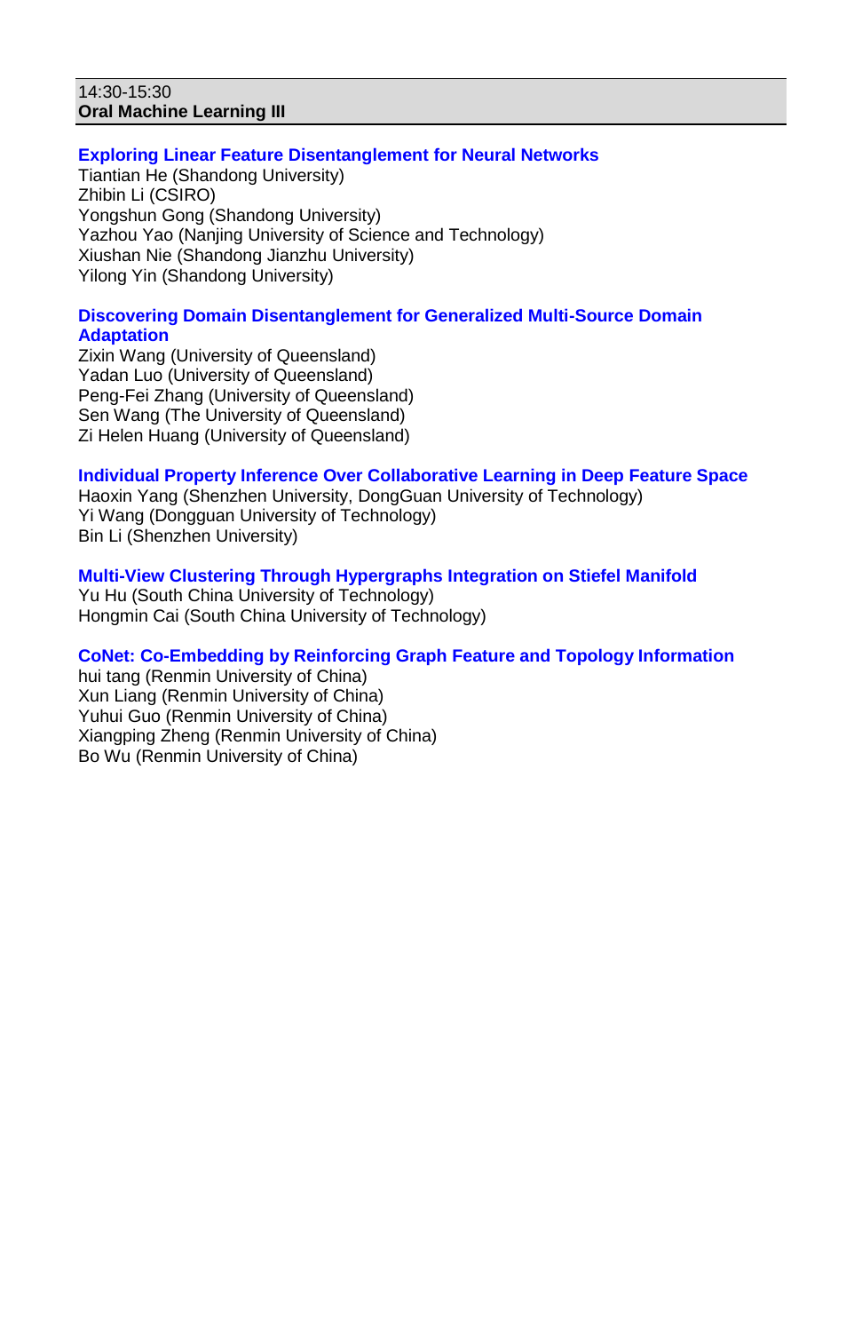14:30-15:30
**Oral Machine Learning III**

**Exploring Linear Feature Disentanglement for Neural Networks**
Tiantian He (Shandong University)
Zhibin Li (CSIRO)
Yongshun Gong (Shandong University)
Yazhou Yao (Nanjing University of Science and Technology)
Xiushan Nie (Shandong Jianzhu University)
Yilong Yin (Shandong University)

**Discovering Domain Disentanglement for Generalized Multi-Source Domain Adaptation**
Zixin Wang (University of Queensland)
Yadan Luo (University of Queensland)
Peng-Fei Zhang (University of Queensland)
Sen Wang (The University of Queensland)
Zi Helen Huang (University of Queensland)

**Individual Property Inference Over Collaborative Learning in Deep Feature Space**
Haoxin Yang (Shenzhen University, DongGuan University of Technology)
Yi Wang (Dongguan University of Technology)
Bin Li (Shenzhen University)

**Multi-View Clustering Through Hypergraphs Integration on Stiefel Manifold**
Yu Hu (South China University of Technology)
Hongmin Cai (South China University of Technology)

**CoNet: Co-Embedding by Reinforcing Graph Feature and Topology Information**
hui tang (Renmin University of China)
Xun Liang (Renmin University of China)
Yuhui Guo (Renmin University of China)
Xiangping Zheng (Renmin University of China)
Bo Wu (Renmin University of China)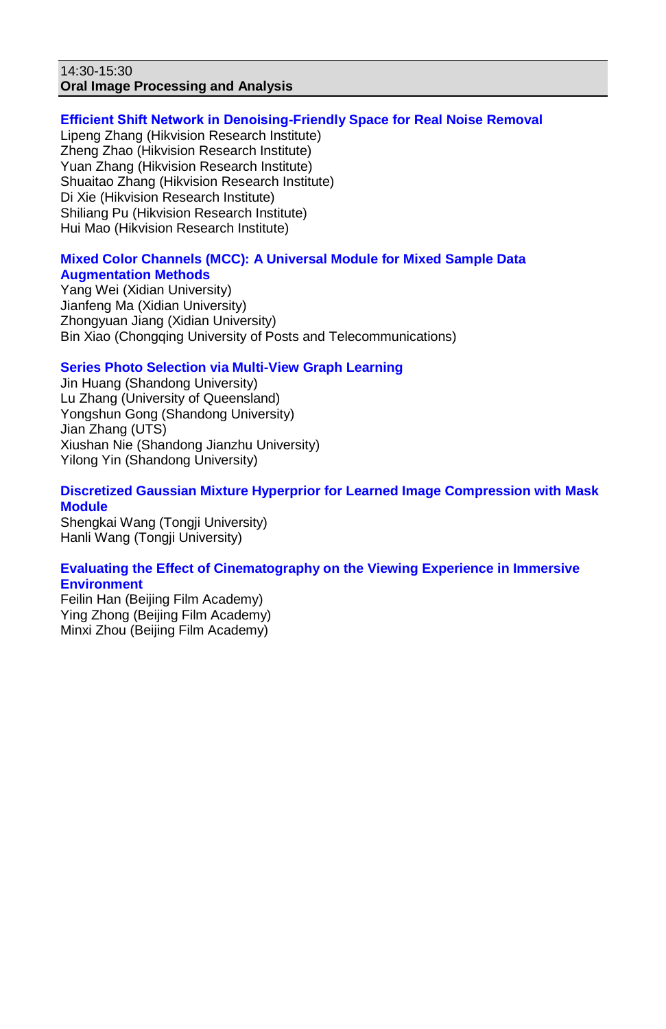14:30-15:30
**Oral Image Processing and Analysis**

**Efficient Shift Network in Denoising-Friendly Space for Real Noise Removal**
Lipeng Zhang (Hikvision Research Institute)
Zheng Zhao (Hikvision Research Institute)
Yuan Zhang (Hikvision Research Institute)
Shuaitao Zhang (Hikvision Research Institute)
Di Xie (Hikvision Research Institute)
Shiliang Pu (Hikvision Research Institute)
Hui Mao (Hikvision Research Institute)

**Mixed Color Channels (MCC): A Universal Module for Mixed Sample Data Augmentation Methods**
Yang Wei (Xidian University)
Jianfeng Ma (Xidian University)
Zhongyuan Jiang (Xidian University)
Bin Xiao (Chongqing University of Posts and Telecommunications)

**Series Photo Selection via Multi-View Graph Learning**
Jin Huang (Shandong University)
Lu Zhang (University of Queensland)
Yongshun Gong (Shandong University)
Jian Zhang (UTS)
Xiushan Nie (Shandong Jianzhu University)
Yilong Yin (Shandong University)

**Discretized Gaussian Mixture Hyperprior for Learned Image Compression with Mask Module**
Shengkai Wang (Tongji University)
Hanli Wang (Tongji University)

**Evaluating the Effect of Cinematography on the Viewing Experience in Immersive Environment**
Feilin Han (Beijing Film Academy)
Ying Zhong (Beijing Film Academy)
Minxi Zhou (Beijing Film Academy)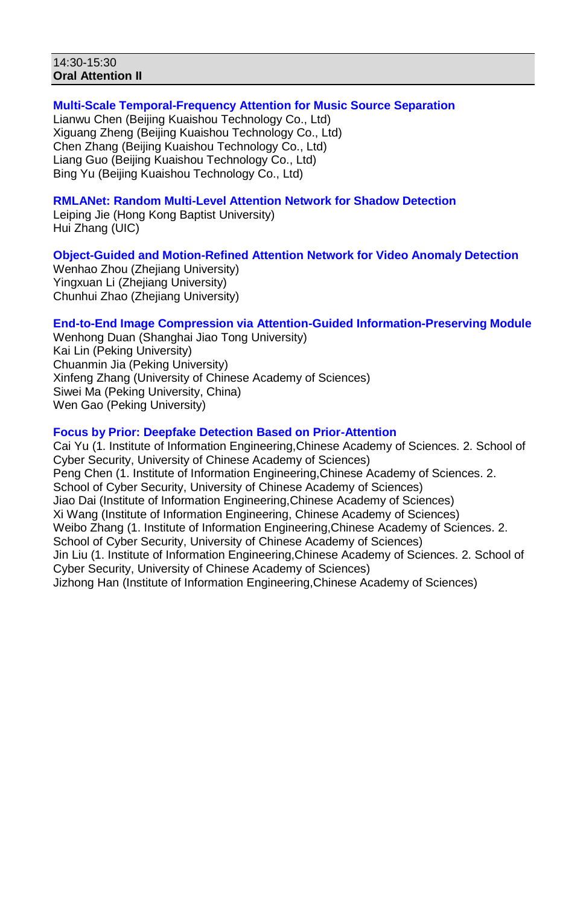14:30-15:30
**Oral Attention II**

**Multi-Scale Temporal-Frequency Attention for Music Source Separation**
Lianwu Chen (Beijing Kuaishou Technology Co., Ltd)
Xiguang Zheng (Beijing Kuaishou Technology Co., Ltd)
Chen Zhang (Beijing Kuaishou Technology Co., Ltd)
Liang Guo (Beijing Kuaishou Technology Co., Ltd)
Bing Yu (Beijing Kuaishou Technology Co., Ltd)

**RMLANet: Random Multi-Level Attention Network for Shadow Detection**
Leiping Jie (Hong Kong Baptist University)
Hui Zhang (UIC)

**Object-Guided and Motion-Refined Attention Network for Video Anomaly Detection**
Wenhao Zhou (Zhejiang University)
Yingxuan Li (Zhejiang University)
Chunhui Zhao (Zhejiang University)

**End-to-End Image Compression via Attention-Guided Information-Preserving Module**
Wenhong Duan (Shanghai Jiao Tong University)
Kai Lin (Peking University)
Chuanmin Jia (Peking University)
Xinfeng Zhang (University of Chinese Academy of Sciences)
Siwei Ma (Peking University, China)
Wen Gao (Peking University)

**Focus by Prior: Deepfake Detection Based on Prior-Attention**
Cai Yu (1. Institute of Information Engineering,Chinese Academy of Sciences. 2. School of Cyber Security, University of Chinese Academy of Sciences)
Peng Chen (1. Institute of Information Engineering,Chinese Academy of Sciences. 2. School of Cyber Security, University of Chinese Academy of Sciences)
Jiao Dai (Institute of Information Engineering,Chinese Academy of Sciences)
Xi Wang (Institute of Information Engineering, Chinese Academy of Sciences)
Weibo Zhang (1. Institute of Information Engineering,Chinese Academy of Sciences. 2. School of Cyber Security, University of Chinese Academy of Sciences)
Jin Liu (1. Institute of Information Engineering,Chinese Academy of Sciences. 2. School of Cyber Security, University of Chinese Academy of Sciences)
Jizhong Han (Institute of Information Engineering,Chinese Academy of Sciences)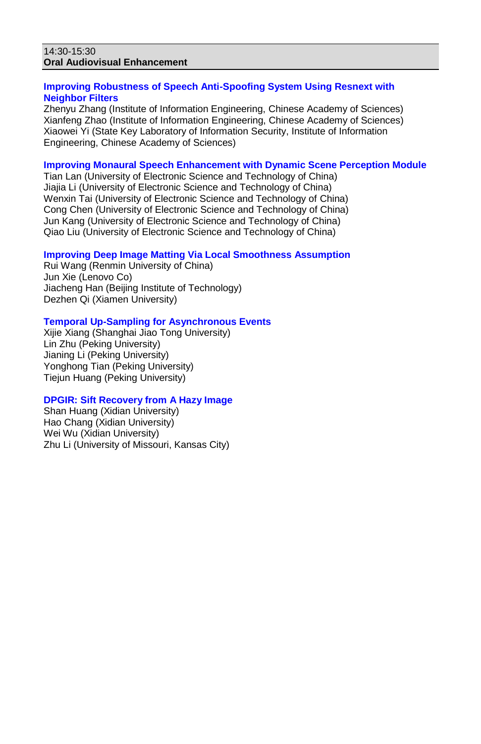14:30-15:30
**Oral Audiovisual Enhancement**

**Improving Robustness of Speech Anti-Spoofing System Using Resnext with Neighbor Filters**
Zhenyu Zhang (Institute of Information Engineering, Chinese Academy of Sciences)
Xianfeng Zhao (Institute of Information Engineering, Chinese Academy of Sciences)
Xiaowei Yi (State Key Laboratory of Information Security, Institute of Information Engineering, Chinese Academy of Sciences)

**Improving Monaural Speech Enhancement with Dynamic Scene Perception Module**
Tian Lan (University of Electronic Science and Technology of China)
Jiajia Li (University of Electronic Science and Technology of China)
Wenxin Tai (University of Electronic Science and Technology of China)
Cong Chen (University of Electronic Science and Technology of China)
Jun Kang (University of Electronic Science and Technology of China)
Qiao Liu (University of Electronic Science and Technology of China)

**Improving Deep Image Matting Via Local Smoothness Assumption**
Rui Wang (Renmin University of China)
Jun Xie (Lenovo Co)
Jiacheng Han (Beijing Institute of Technology)
Dezhen Qi (Xiamen University)

**Temporal Up-Sampling for Asynchronous Events**
Xijie Xiang (Shanghai Jiao Tong University)
Lin Zhu (Peking University)
Jianing Li (Peking University)
Yonghong Tian (Peking University)
Tiejun Huang (Peking University)

**DPGIR: Sift Recovery from A Hazy Image**
Shan Huang (Xidian University)
Hao Chang (Xidian University)
Wei Wu (Xidian University)
Zhu Li (University of Missouri, Kansas City)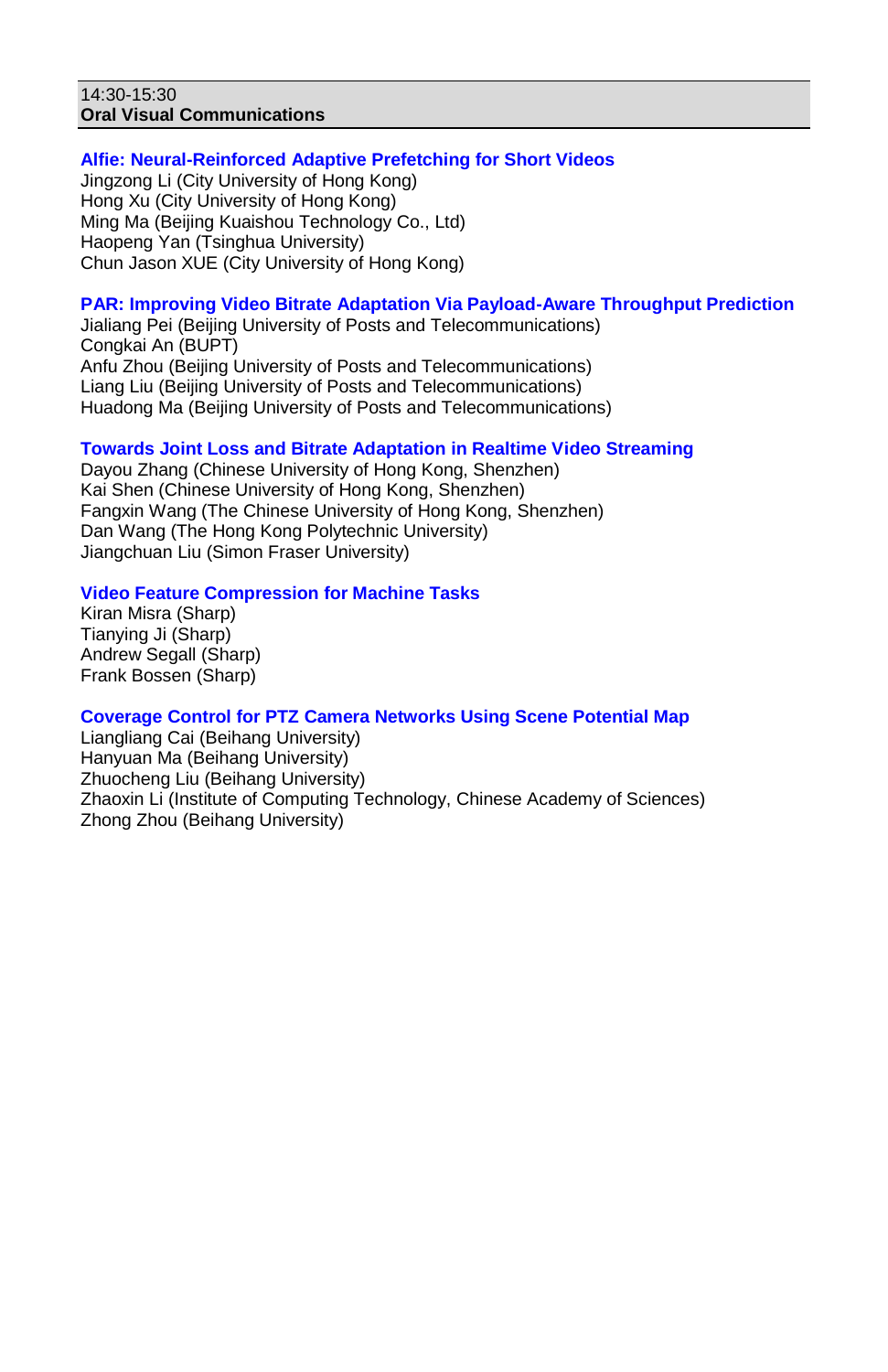14:30-15:30
**Oral Visual Communications**

**Alfie: Neural-Reinforced Adaptive Prefetching for Short Videos**
Jingzong Li (City University of Hong Kong)
Hong Xu (City University of Hong Kong)
Ming Ma (Beijing Kuaishou Technology Co., Ltd)
Haopeng Yan (Tsinghua University)
Chun Jason XUE (City University of Hong Kong)

**PAR: Improving Video Bitrate Adaptation Via Payload-Aware Throughput Prediction**
Jialiang Pei (Beijing University of Posts and Telecommunications)
Congkai An (BUPT)
Anfu Zhou (Beijing University of Posts and Telecommunications)
Liang Liu (Beijing University of Posts and Telecommunications)
Huadong Ma (Beijing University of Posts and Telecommunications)

**Towards Joint Loss and Bitrate Adaptation in Realtime Video Streaming**
Dayou Zhang (Chinese University of Hong Kong, Shenzhen)
Kai Shen (Chinese University of Hong Kong, Shenzhen)
Fangxin Wang (The Chinese University of Hong Kong, Shenzhen)
Dan Wang (The Hong Kong Polytechnic University)
Jiangchuan Liu (Simon Fraser University)

**Video Feature Compression for Machine Tasks**
Kiran Misra (Sharp)
Tianying Ji (Sharp)
Andrew Segall (Sharp)
Frank Bossen (Sharp)

**Coverage Control for PTZ Camera Networks Using Scene Potential Map**
Liangliang Cai (Beihang University)
Hanyuan Ma (Beihang University)
Zhuocheng Liu (Beihang University)
Zhaoxin Li (Institute of Computing Technology, Chinese Academy of Sciences)
Zhong Zhou (Beihang University)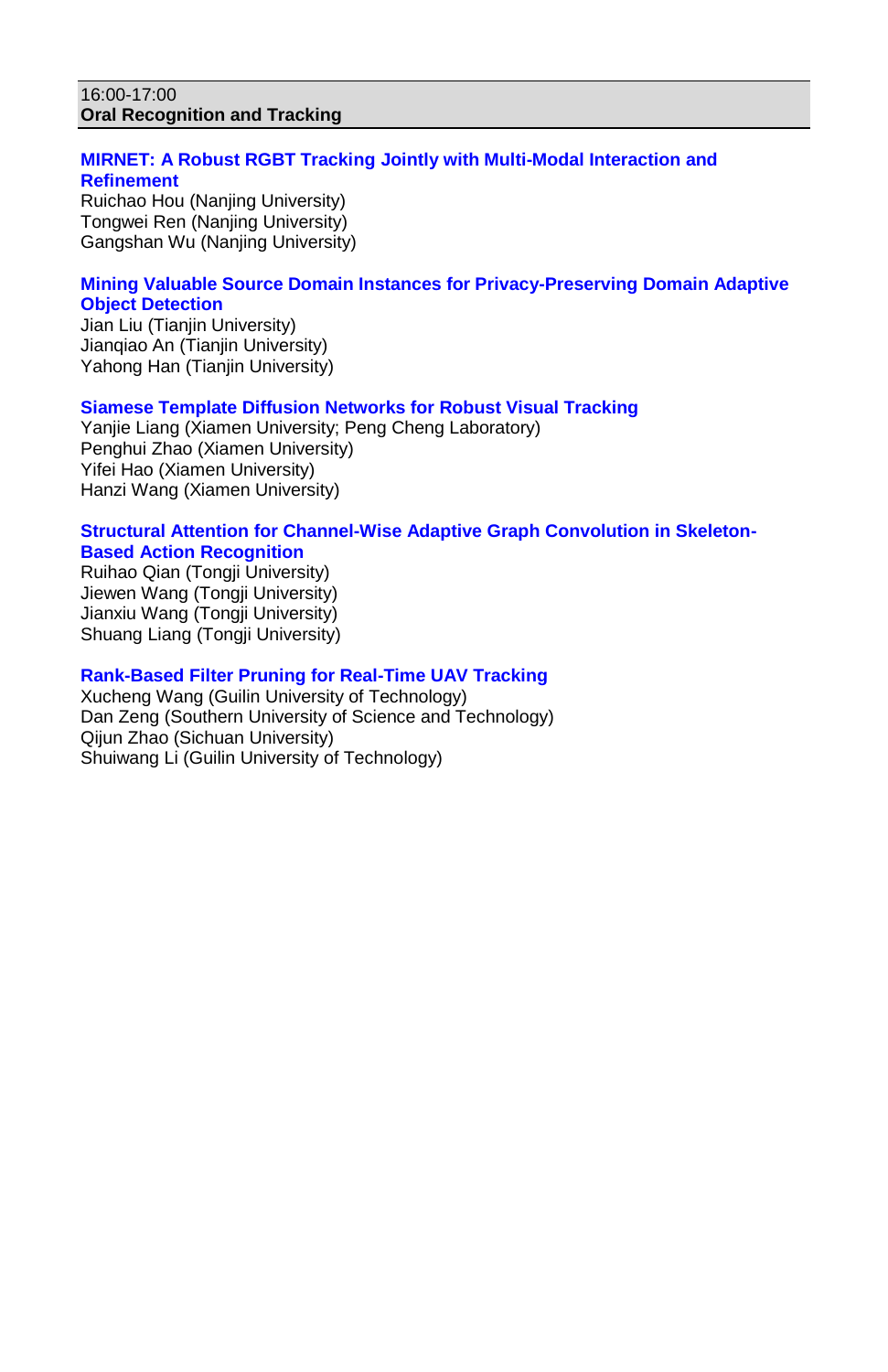16:00-17:00
**Oral Recognition and Tracking**

**MIRNET: A Robust RGBT Tracking Jointly with Multi-Modal Interaction and Refinement**
Ruichao Hou (Nanjing University)
Tongwei Ren (Nanjing University)
Gangshan Wu (Nanjing University)

**Mining Valuable Source Domain Instances for Privacy-Preserving Domain Adaptive Object Detection**
Jian Liu (Tianjin University)
Jianqiao An (Tianjin University)
Yahong Han (Tianjin University)

**Siamese Template Diffusion Networks for Robust Visual Tracking**
Yanjie Liang (Xiamen University; Peng Cheng Laboratory)
Penghui Zhao (Xiamen University)
Yifei Hao (Xiamen University)
Hanzi Wang (Xiamen University)

**Structural Attention for Channel-Wise Adaptive Graph Convolution in Skeleton-Based Action Recognition**
Ruihao Qian (Tongji University)
Jiewen Wang (Tongji University)
Jianxiu Wang (Tongji University)
Shuang Liang (Tongji University)

**Rank-Based Filter Pruning for Real-Time UAV Tracking**
Xucheng Wang (Guilin University of Technology)
Dan Zeng (Southern University of Science and Technology)
Qijun Zhao (Sichuan University)
Shuiwang Li (Guilin University of Technology)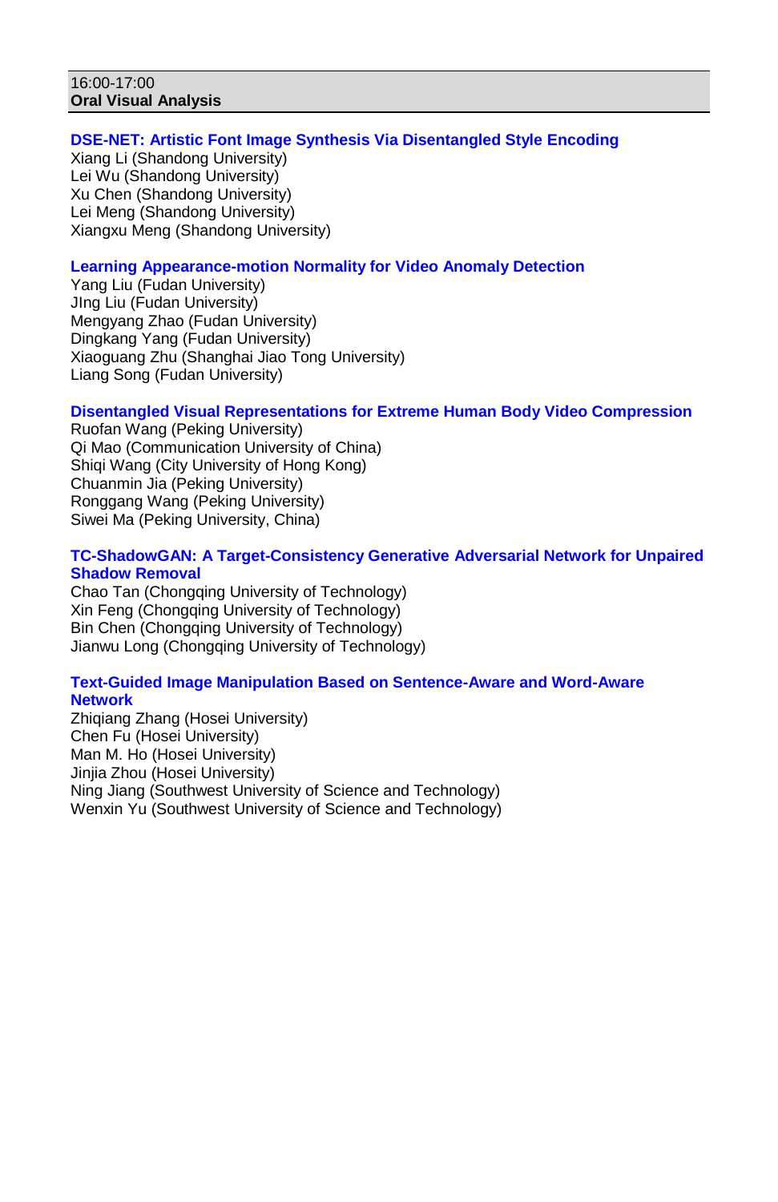16:00-17:00
**Oral Visual Analysis**

### DSE-NET: Artistic Font Image Synthesis Via Disentangled Style Encoding

Xiang Li (Shandong University)
Lei Wu (Shandong University)
Xu Chen (Shandong University)
Lei Meng (Shandong University)
Xiangxu Meng (Shandong University)

### Learning Appearance-motion Normality for Video Anomaly Detection

Yang Liu (Fudan University)
JIng Liu (Fudan University)
Mengyang Zhao (Fudan University)
Dingkang Yang (Fudan University)
Xiaoguang Zhu (Shanghai Jiao Tong University)
Liang Song (Fudan University)

### Disentangled Visual Representations for Extreme Human Body Video Compression

Ruofan Wang (Peking University)
Qi Mao (Communication University of China)
Shiqi Wang (City University of Hong Kong)
Chuanmin Jia (Peking University)
Ronggang Wang (Peking University)
Siwei Ma (Peking University, China)

### TC-ShadowGAN: A Target-Consistency Generative Adversarial Network for Unpaired Shadow Removal

Chao Tan (Chongqing University of Technology)
Xin Feng (Chongqing University of Technology)
Bin Chen (Chongqing University of Technology)
Jianwu Long (Chongqing University of Technology)

### Text-Guided Image Manipulation Based on Sentence-Aware and Word-Aware Network

Zhiqiang Zhang (Hosei University)
Chen Fu (Hosei University)
Man M. Ho (Hosei University)
Jinjia Zhou (Hosei University)
Ning Jiang (Southwest University of Science and Technology)
Wenxin Yu (Southwest University of Science and Technology)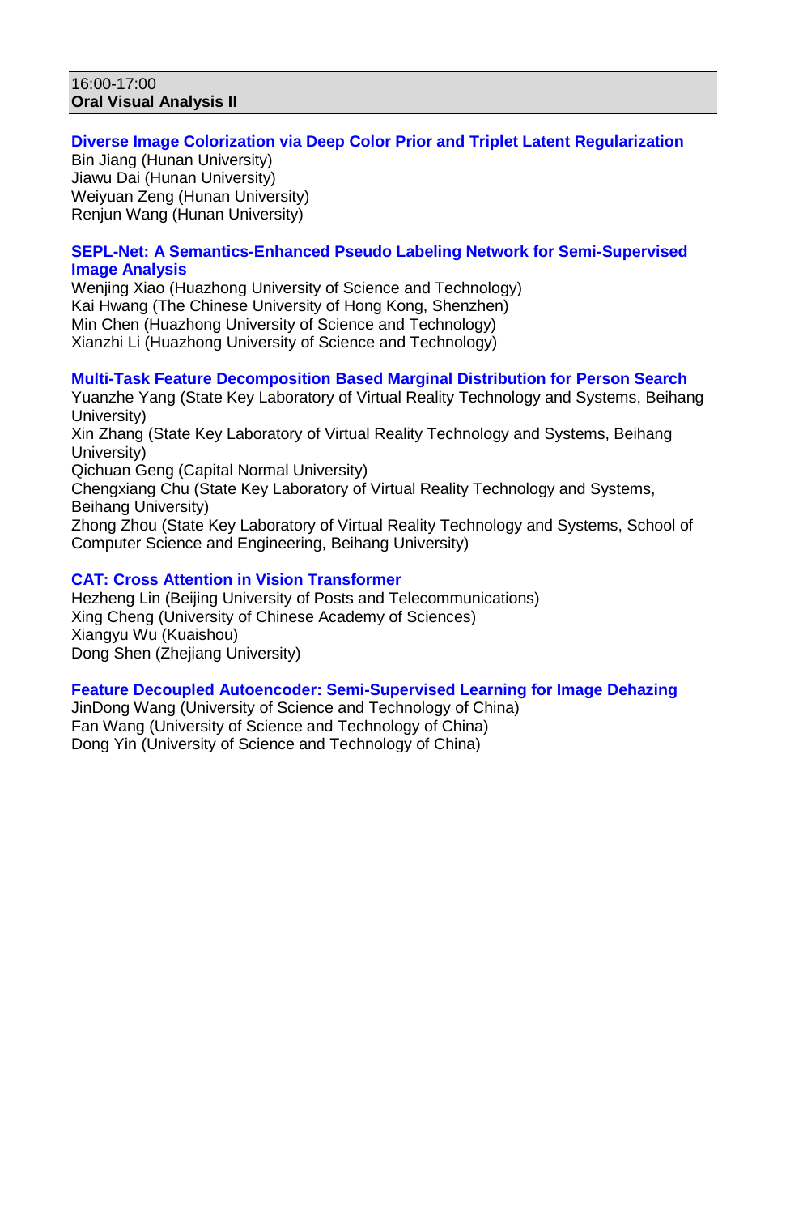16:00-17:00
**Oral Visual Analysis II**

**Diverse Image Colorization via Deep Color Prior and Triplet Latent Regularization**
Bin Jiang (Hunan University)
Jiawu Dai (Hunan University)
Weiyuan Zeng (Hunan University)
Renjun Wang (Hunan University)

**SEPL-Net: A Semantics-Enhanced Pseudo Labeling Network for Semi-Supervised Image Analysis**
Wenjing Xiao (Huazhong University of Science and Technology)
Kai Hwang (The Chinese University of Hong Kong, Shenzhen)
Min Chen (Huazhong University of Science and Technology)
Xianzhi Li (Huazhong University of Science and Technology)

**Multi-Task Feature Decomposition Based Marginal Distribution for Person Search**
Yuanze Yang (State Key Laboratory of Virtual Reality Technology and Systems, Beihang University)
Xin Zhang (State Key Laboratory of Virtual Reality Technology and Systems, Beihang University)
Qichuan Geng (Capital Normal University)
Chengxiang Chu (State Key Laboratory of Virtual Reality Technology and Systems, Beihang University)
Zhong Zhou (State Key Laboratory of Virtual Reality Technology and Systems, School of Computer Science and Engineering, Beihang University)

**CAT: Cross Attention in Vision Transformer**
Hezheng Lin (Beijing University of Posts and Telecommunications)
Xing Cheng (University of Chinese Academy of Sciences)
Xiangyu Wu (Kuaishou)
Dong Shen (Zhejiang University)

**Feature Decoupled Autoencoder: Semi-Supervised Learning for Image Dehazing**
JinDong Wang (University of Science and Technology of China)
Fan Wang (University of Science and Technology of China)
Dong Yin (University of Science and Technology of China)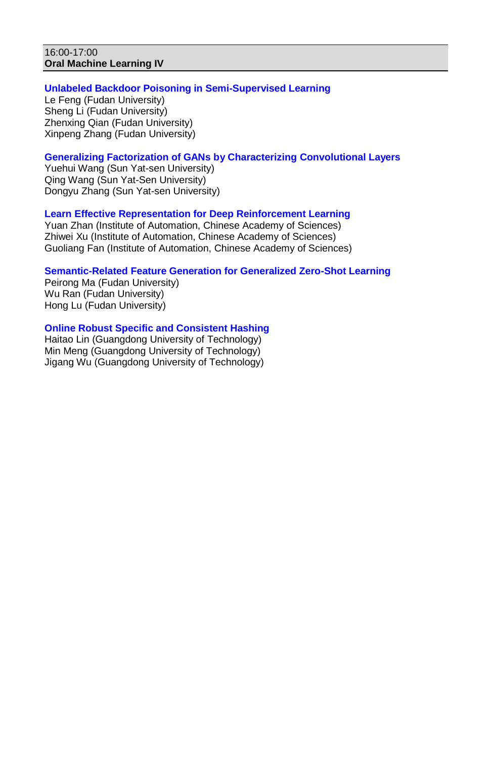16:00-17:00
**Oral Machine Learning IV**

**Unlabeled Backdoor Poisoning in Semi-Supervised Learning**
Le Feng (Fudan University)
Sheng Li (Fudan University)
Zhenxing Qian (Fudan University)
Xinpeng Zhang (Fudan University)

**Generalizing Factorization of GANs by Characterizing Convolutional Layers**
Yuehui Wang (Sun Yat-sen University)
Qing Wang (Sun Yat-Sen University)
Dongyu Zhang (Sun Yat-sen University)

**Learn Effective Representation for Deep Reinforcement Learning**
Yuan Zhan (Institute of Automation, Chinese Academy of Sciences)
Zhiwei Xu (Institute of Automation, Chinese Academy of Sciences)
Guoliang Fan (Institute of Automation, Chinese Academy of Sciences)

**Semantic-Related Feature Generation for Generalized Zero-Shot Learning**
Peirong Ma (Fudan University)
Wu Ran (Fudan University)
Hong Lu (Fudan University)

**Online Robust Specific and Consistent Hashing**
Haitao Lin (Guangdong University of Technology)
Min Meng (Guangdong University of Technology)
Jigang Wu (Guangdong University of Technology)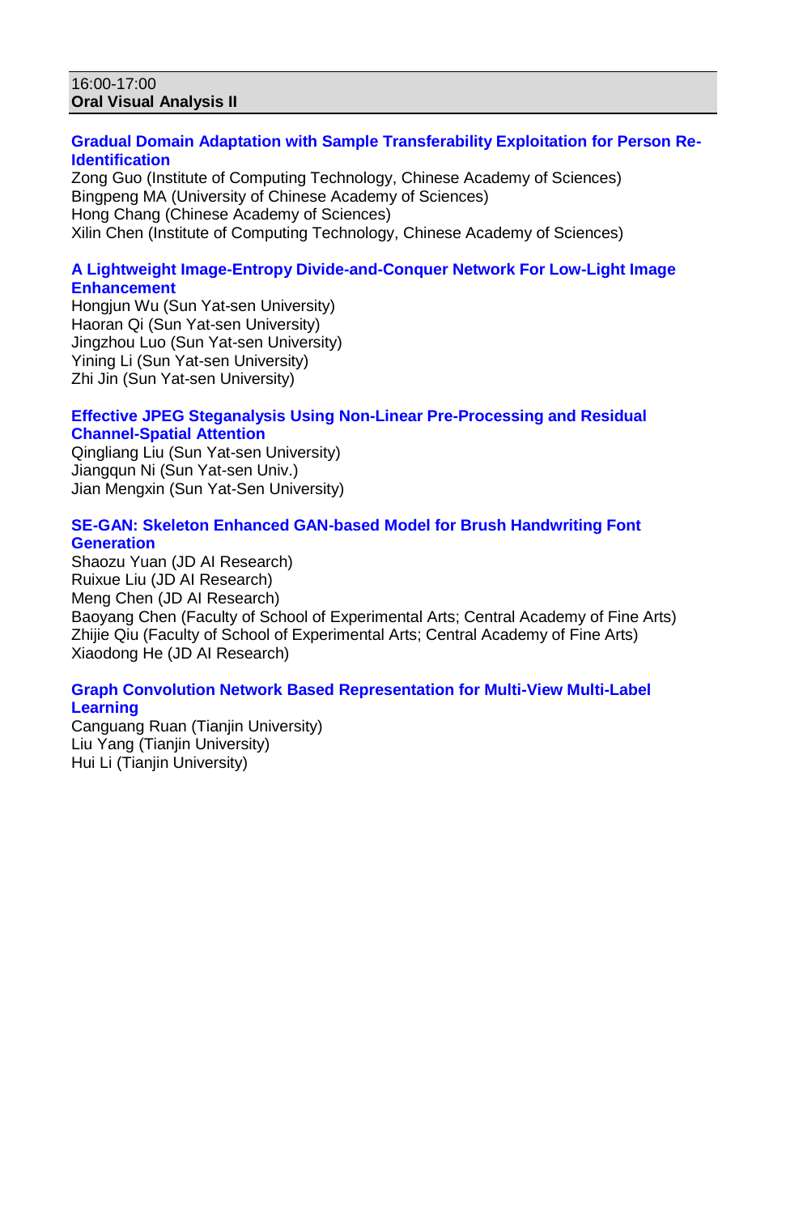16:00-17:00
**Oral Visual Analysis II**

**Gradual Domain Adaptation with Sample Transferability Exploitation for Person Re-Identification**
Zong Guo (Institute of Computing Technology, Chinese Academy of Sciences)
Bingpeng MA (University of Chinese Academy of Sciences)
Hong Chang (Chinese Academy of Sciences)
Xilin Chen (Institute of Computing Technology, Chinese Academy of Sciences)

**A Lightweight Image-Entropy Divide-and-Conquer Network For Low-Light Image Enhancement**
Hongjun Wu (Sun Yat-sen University)
Haoran Qi (Sun Yat-sen University)
Jingzhou Luo (Sun Yat-sen University)
Yining Li (Sun Yat-sen University)
Zhi Jin (Sun Yat-sen University)

**Effective JPEG Steganalysis Using Non-Linear Pre-Processing and Residual Channel-Spatial Attention**
Qingliang Liu (Sun Yat-sen University)
Jiangqun Ni (Sun Yat-sen Univ.)
Jian Mengxin (Sun Yat-Sen University)

**SE-GAN: Skeleton Enhanced GAN-based Model for Brush Handwriting Font Generation**
Shaozu Yuan (JD AI Research)
Ruixue Liu (JD AI Research)
Meng Chen (JD AI Research)
Baoyang Chen (Faculty of School of Experimental Arts; Central Academy of Fine Arts)
Zhijie Qiu (Faculty of School of Experimental Arts; Central Academy of Fine Arts)
Xiaodong He (JD AI Research)

**Graph Convolution Network Based Representation for Multi-View Multi-Label Learning**
Canguang Ruan (Tianjin University)
Liu Yang (Tianjin University)
Hui Li (Tianjin University)